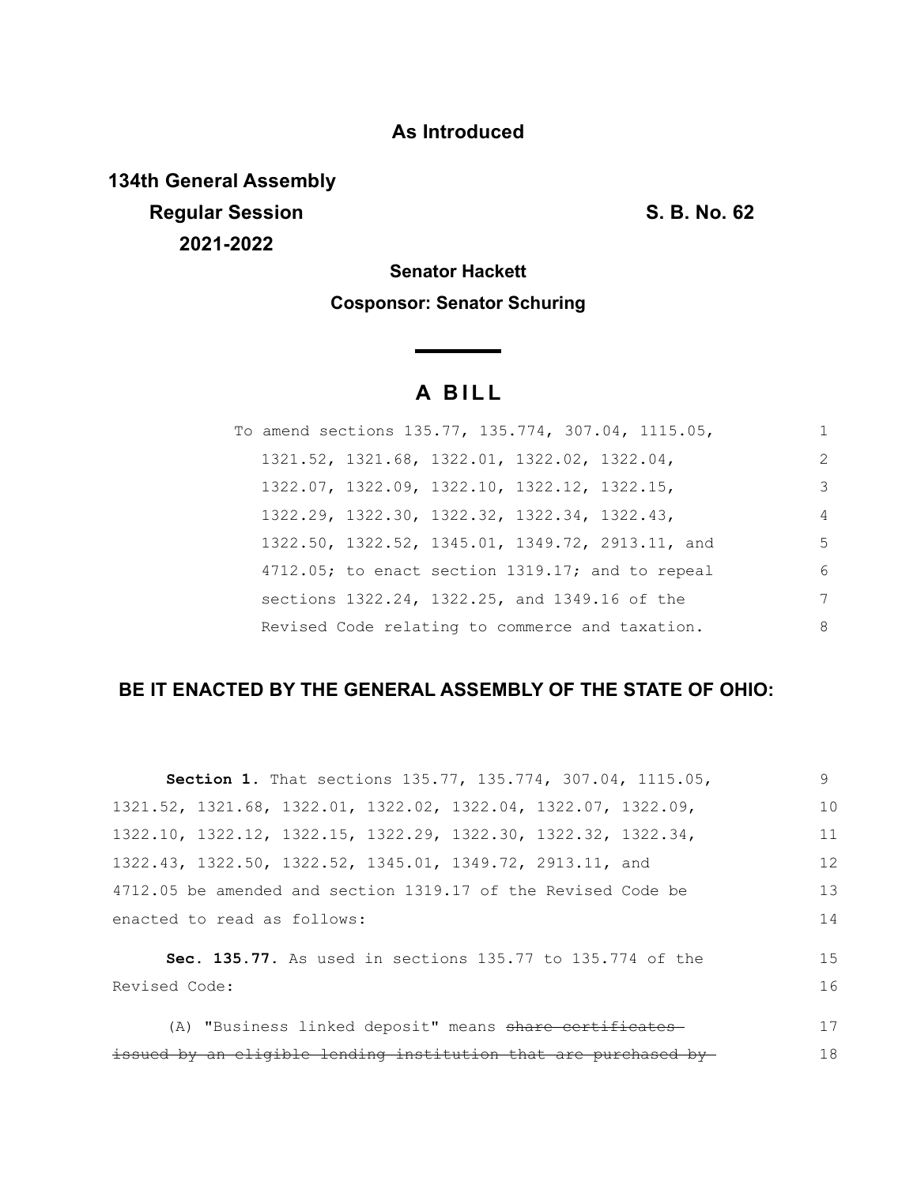**As Introduced**

**134th General Assembly**
**Regular Session** **S. B. No. 62**
**2021-2022**

**Senator Hackett**

**Cosponsor: Senator Schuring**

# A BILL

To amend sections 135.77, 135.774, 307.04, 1115.05, 1321.52, 1321.68, 1322.01, 1322.02, 1322.04, 1322.07, 1322.09, 1322.10, 1322.12, 1322.15, 1322.29, 1322.30, 1322.32, 1322.34, 1322.43, 1322.50, 1322.52, 1345.01, 1349.72, 2913.11, and 4712.05; to enact section 1319.17; and to repeal sections 1322.24, 1322.25, and 1349.16 of the Revised Code relating to commerce and taxation.

**BE IT ENACTED BY THE GENERAL ASSEMBLY OF THE STATE OF OHIO:**

**Section 1.** That sections 135.77, 135.774, 307.04, 1115.05, 1321.52, 1321.68, 1322.01, 1322.02, 1322.04, 1322.07, 1322.09, 1322.10, 1322.12, 1322.15, 1322.29, 1322.30, 1322.32, 1322.34, 1322.43, 1322.50, 1322.52, 1345.01, 1349.72, 2913.11, and 4712.05 be amended and section 1319.17 of the Revised Code be enacted to read as follows:

**Sec. 135.77.** As used in sections 135.77 to 135.774 of the Revised Code:

(A) "Business linked deposit" means ~~share certificates issued by an eligible lending institution that are purchased by~~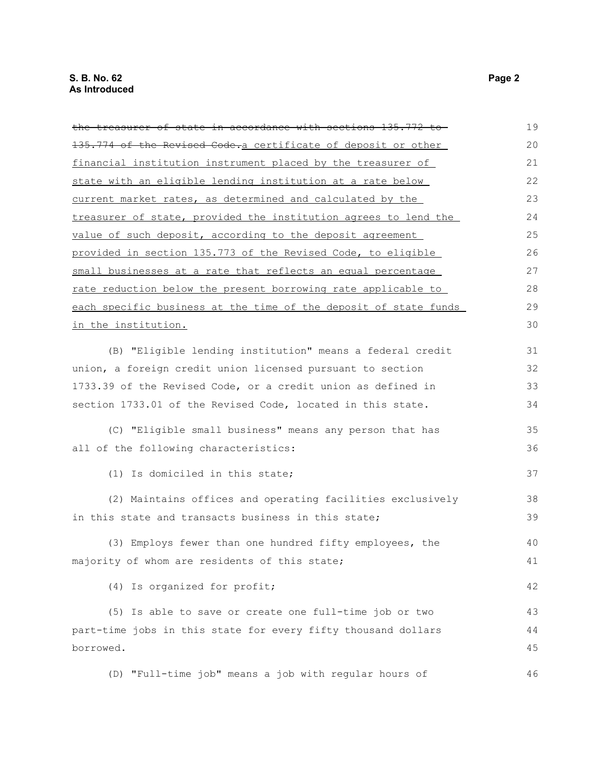~~the treasurer of state in accordance with sections 135.772 to 135.774 of the Revised Code.~~<u>a certificate of deposit or other financial institution instrument placed by the treasurer of state with an eligible lending institution at a rate below current market rates, as determined and calculated by the treasurer of state, provided the institution agrees to lend the value of such deposit, according to the deposit agreement provided in section 135.773 of the Revised Code, to eligible small businesses at a rate that reflects an equal percentage rate reduction below the present borrowing rate applicable to each specific business at the time of the deposit of state funds in the institution.</u>

(B) "Eligible lending institution" means a federal credit union, a foreign credit union licensed pursuant to section 1733.39 of the Revised Code, or a credit union as defined in section 1733.01 of the Revised Code, located in this state.

(C) "Eligible small business" means any person that has all of the following characteristics:

(1) Is domiciled in this state;

(2) Maintains offices and operating facilities exclusively in this state and transacts business in this state;

(3) Employs fewer than one hundred fifty employees, the majority of whom are residents of this state;

(4) Is organized for profit;

(5) Is able to save or create one full-time job or two part-time jobs in this state for every fifty thousand dollars borrowed.

(D) "Full-time job" means a job with regular hours of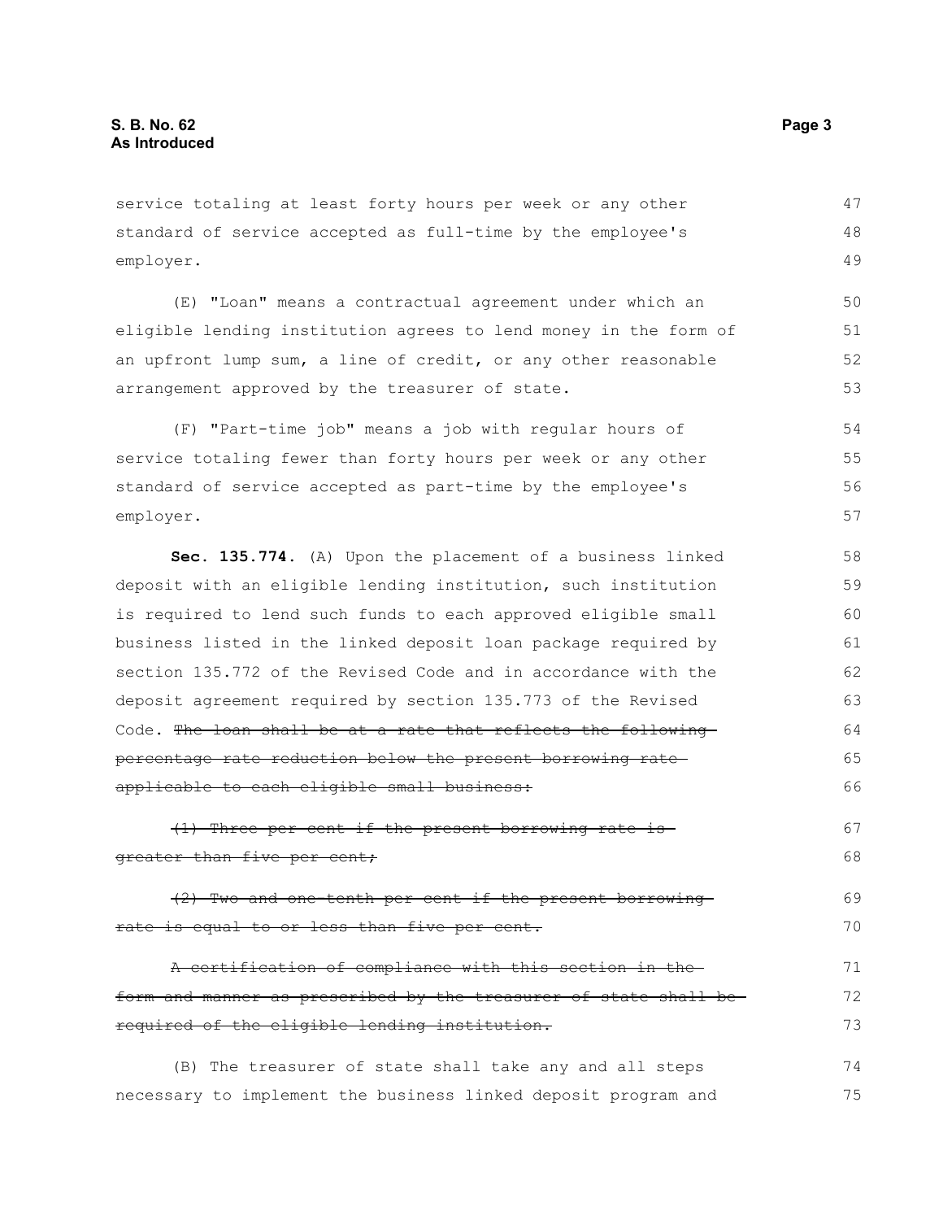service totaling at least forty hours per week or any other standard of service accepted as full-time by the employee's employer.

(E) "Loan" means a contractual agreement under which an eligible lending institution agrees to lend money in the form of an upfront lump sum, a line of credit, or any other reasonable arrangement approved by the treasurer of state.

(F) "Part-time job" means a job with regular hours of service totaling fewer than forty hours per week or any other standard of service accepted as part-time by the employee's employer.

**Sec. 135.774.** (A) Upon the placement of a business linked deposit with an eligible lending institution, such institution is required to lend such funds to each approved eligible small business listed in the linked deposit loan package required by section 135.772 of the Revised Code and in accordance with the deposit agreement required by section 135.773 of the Revised Code. ~~The loan shall be at a rate that reflects the following percentage rate reduction below the present borrowing rate applicable to each eligible small business:~~

~~(1) Three per cent if the present borrowing rate is greater than five per cent;~~

~~(2) Two and one-tenth per cent if the present borrowing rate is equal to or less than five per cent.~~

~~A certification of compliance with this section in the form and manner as prescribed by the treasurer of state shall be required of the eligible lending institution.~~

(B) The treasurer of state shall take any and all steps necessary to implement the business linked deposit program and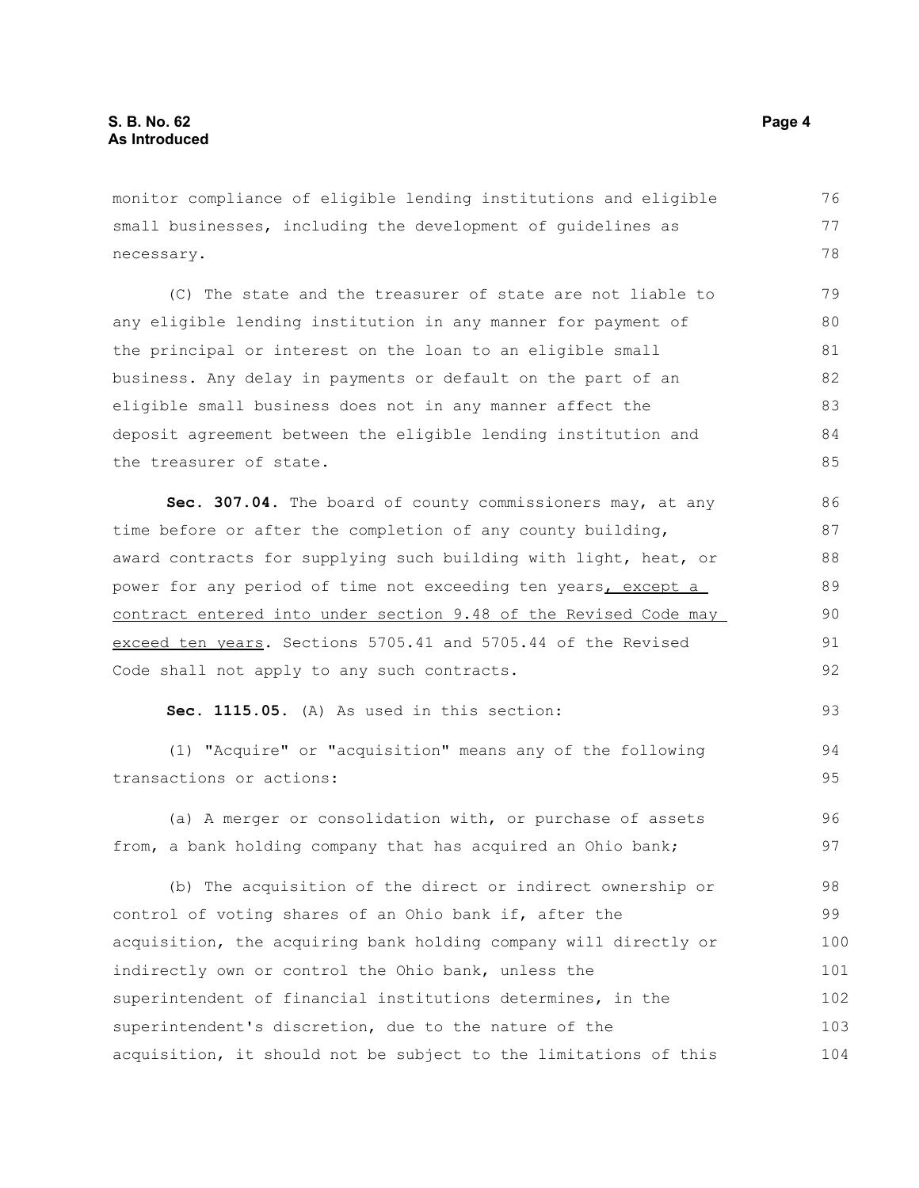monitor compliance of eligible lending institutions and eligible small businesses, including the development of guidelines as necessary.

(C) The state and the treasurer of state are not liable to any eligible lending institution in any manner for payment of the principal or interest on the loan to an eligible small business. Any delay in payments or default on the part of an eligible small business does not in any manner affect the deposit agreement between the eligible lending institution and the treasurer of state.

**Sec. 307.04.** The board of county commissioners may, at any time before or after the completion of any county building, award contracts for supplying such building with light, heat, or power for any period of time not exceeding ten years<u>, except a contract entered into under section 9.48 of the Revised Code may exceed ten years</u>. Sections 5705.41 and 5705.44 of the Revised Code shall not apply to any such contracts.

**Sec. 1115.05.** (A) As used in this section:

(1) "Acquire" or "acquisition" means any of the following transactions or actions:

(a) A merger or consolidation with, or purchase of assets from, a bank holding company that has acquired an Ohio bank;

(b) The acquisition of the direct or indirect ownership or control of voting shares of an Ohio bank if, after the acquisition, the acquiring bank holding company will directly or indirectly own or control the Ohio bank, unless the superintendent of financial institutions determines, in the superintendent's discretion, due to the nature of the acquisition, it should not be subject to the limitations of this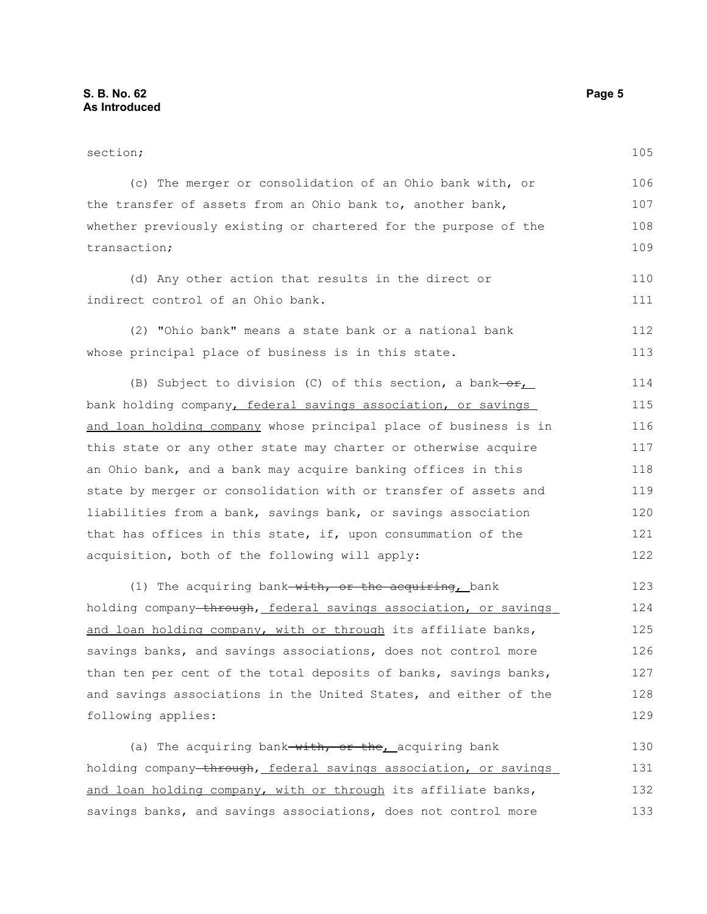section;

(c) The merger or consolidation of an Ohio bank with, or the transfer of assets from an Ohio bank to, another bank, whether previously existing or chartered for the purpose of the transaction;

(d) Any other action that results in the direct or indirect control of an Ohio bank.

(2) "Ohio bank" means a state bank or a national bank whose principal place of business is in this state.

(B) Subject to division (C) of this section, a bank~~ or~~<u>,</u> bank holding company<u>, federal savings association, or savings and loan holding company</u> whose principal place of business is in this state or any other state may charter or otherwise acquire an Ohio bank, and a bank may acquire banking offices in this state by merger or consolidation with or transfer of assets and liabilities from a bank, savings bank, or savings association that has offices in this state, if, upon consummation of the acquisition, both of the following will apply:

(1) The acquiring bank~~ with, or the acquiring~~<u>,</u> bank holding company~~ through~~<u>, federal savings association, or savings and loan holding company, with or through</u> its affiliate banks, savings banks, and savings associations, does not control more than ten per cent of the total deposits of banks, savings banks, and savings associations in the United States, and either of the following applies:

(a) The acquiring bank~~ with, or the~~<u>,</u> acquiring bank holding company~~ through~~<u>, federal savings association, or savings and loan holding company, with or through</u> its affiliate banks, savings banks, and savings associations, does not control more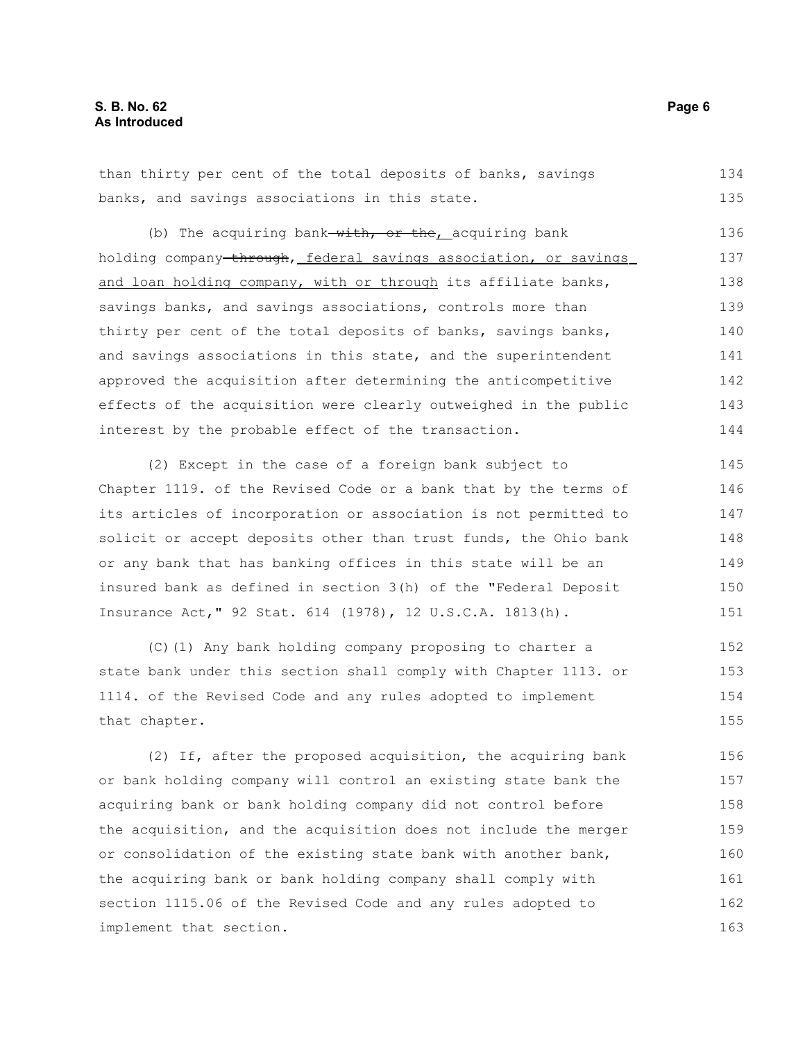than thirty per cent of the total deposits of banks, savings banks, and savings associations in this state.

(b) The acquiring bank ~~with, or the~~, acquiring bank holding company ~~through~~, federal savings association, or savings and loan holding company, with or through its affiliate banks, savings banks, and savings associations, controls more than thirty per cent of the total deposits of banks, savings banks, and savings associations in this state, and the superintendent approved the acquisition after determining the anticompetitive effects of the acquisition were clearly outweighed in the public interest by the probable effect of the transaction.

(2) Except in the case of a foreign bank subject to Chapter 1119. of the Revised Code or a bank that by the terms of its articles of incorporation or association is not permitted to solicit or accept deposits other than trust funds, the Ohio bank or any bank that has banking offices in this state will be an insured bank as defined in section 3(h) of the "Federal Deposit Insurance Act," 92 Stat. 614 (1978), 12 U.S.C.A. 1813(h).

(C)(1) Any bank holding company proposing to charter a state bank under this section shall comply with Chapter 1113. or 1114. of the Revised Code and any rules adopted to implement that chapter.

(2) If, after the proposed acquisition, the acquiring bank or bank holding company will control an existing state bank the acquiring bank or bank holding company did not control before the acquisition, and the acquisition does not include the merger or consolidation of the existing state bank with another bank, the acquiring bank or bank holding company shall comply with section 1115.06 of the Revised Code and any rules adopted to implement that section.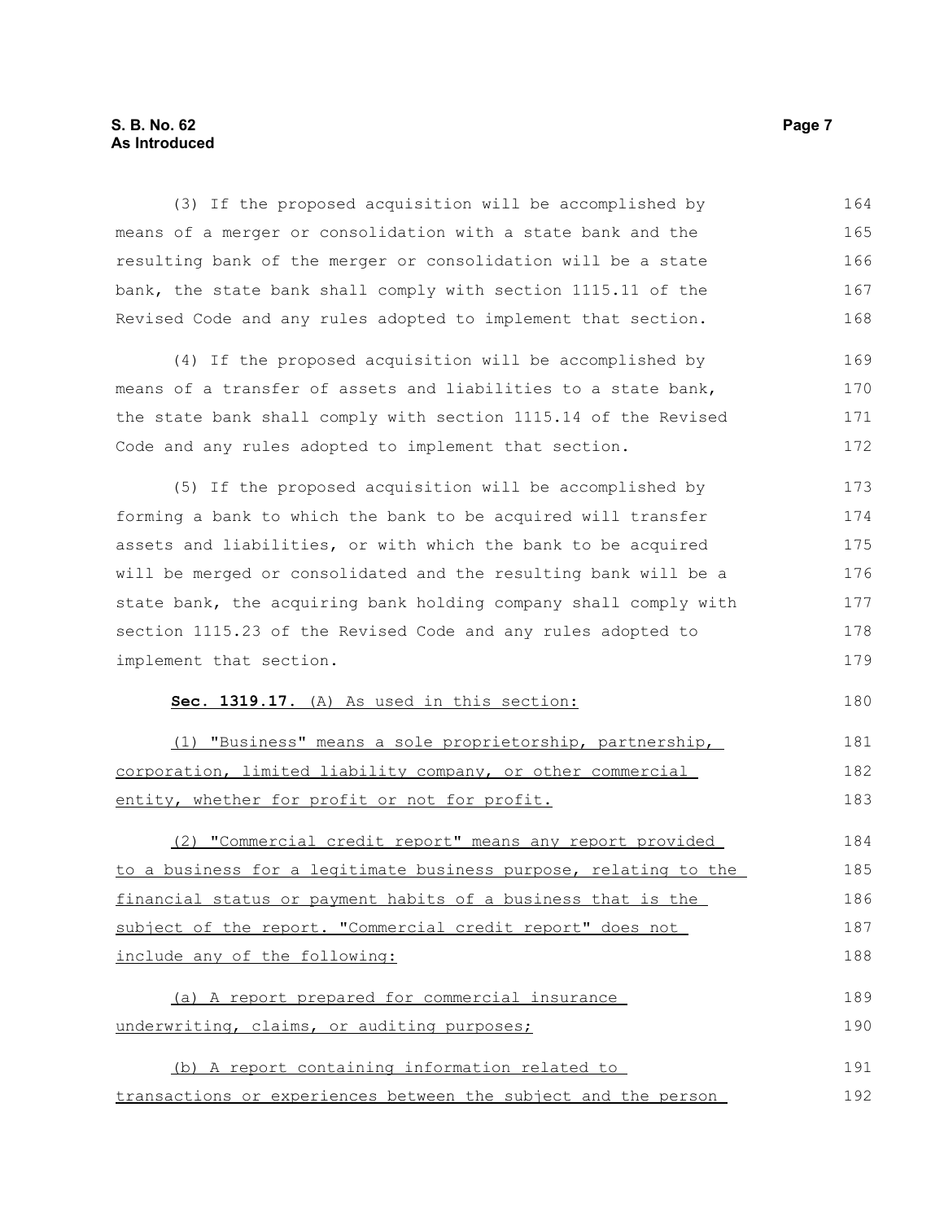(3) If the proposed acquisition will be accomplished by means of a merger or consolidation with a state bank and the resulting bank of the merger or consolidation will be a state bank, the state bank shall comply with section 1115.11 of the Revised Code and any rules adopted to implement that section.

(4) If the proposed acquisition will be accomplished by means of a transfer of assets and liabilities to a state bank, the state bank shall comply with section 1115.14 of the Revised Code and any rules adopted to implement that section.

(5) If the proposed acquisition will be accomplished by forming a bank to which the bank to be acquired will transfer assets and liabilities, or with which the bank to be acquired will be merged or consolidated and the resulting bank will be a state bank, the acquiring bank holding company shall comply with section 1115.23 of the Revised Code and any rules adopted to implement that section.

**Sec. 1319.17.** (A) As used in this section:

(1) "Business" means a sole proprietorship, partnership, corporation, limited liability company, or other commercial entity, whether for profit or not for profit.

(2) "Commercial credit report" means any report provided to a business for a legitimate business purpose, relating to the financial status or payment habits of a business that is the subject of the report. "Commercial credit report" does not include any of the following:

(a) A report prepared for commercial insurance underwriting, claims, or auditing purposes;

(b) A report containing information related to transactions or experiences between the subject and the person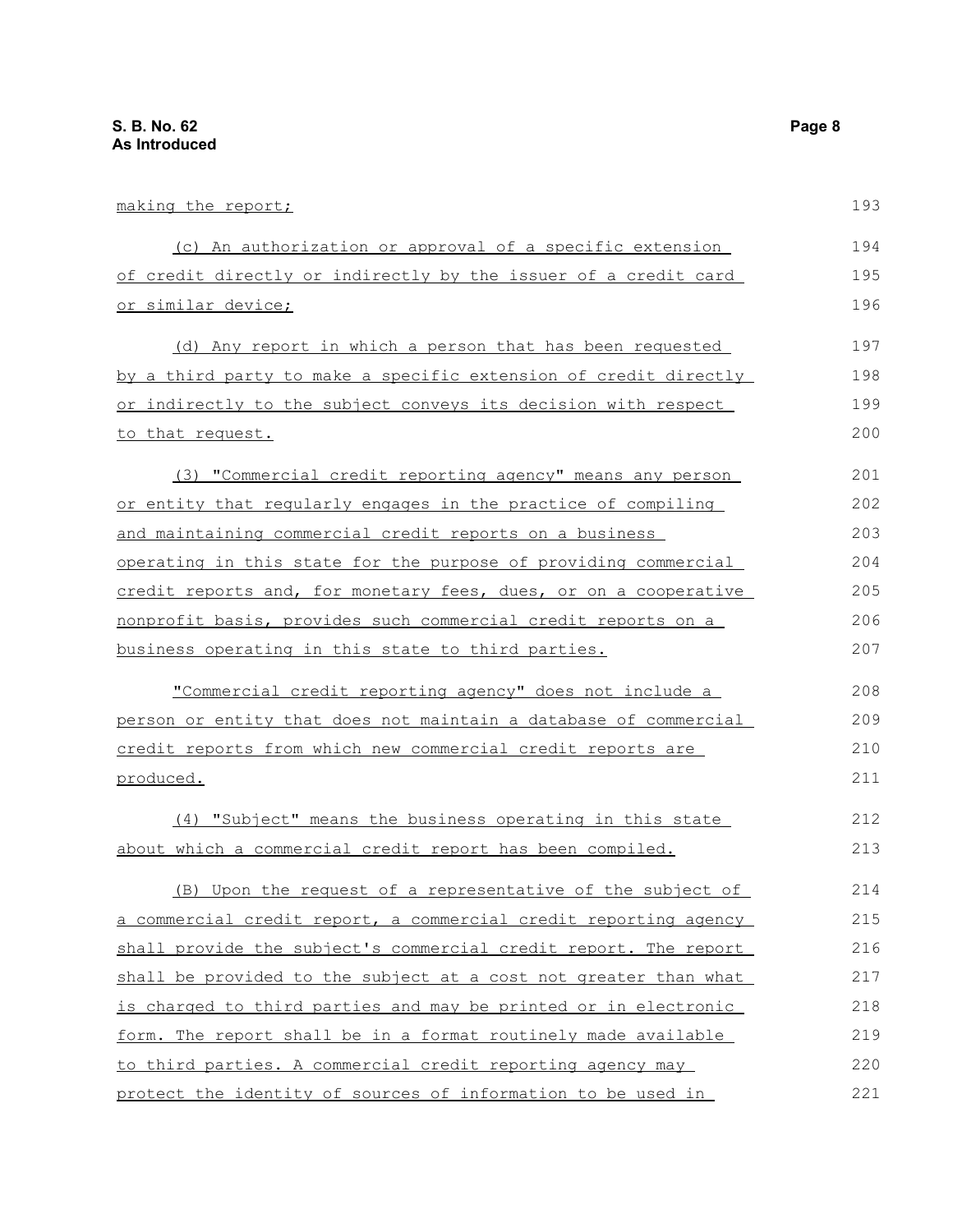making the report;

(c) An authorization or approval of a specific extension of credit directly or indirectly by the issuer of a credit card or similar device;

(d) Any report in which a person that has been requested by a third party to make a specific extension of credit directly or indirectly to the subject conveys its decision with respect to that request.

(3) "Commercial credit reporting agency" means any person or entity that regularly engages in the practice of compiling and maintaining commercial credit reports on a business operating in this state for the purpose of providing commercial credit reports and, for monetary fees, dues, or on a cooperative nonprofit basis, provides such commercial credit reports on a business operating in this state to third parties.

"Commercial credit reporting agency" does not include a person or entity that does not maintain a database of commercial credit reports from which new commercial credit reports are produced.

(4) "Subject" means the business operating in this state about which a commercial credit report has been compiled.

(B) Upon the request of a representative of the subject of a commercial credit report, a commercial credit reporting agency shall provide the subject's commercial credit report. The report shall be provided to the subject at a cost not greater than what is charged to third parties and may be printed or in electronic form. The report shall be in a format routinely made available to third parties. A commercial credit reporting agency may protect the identity of sources of information to be used in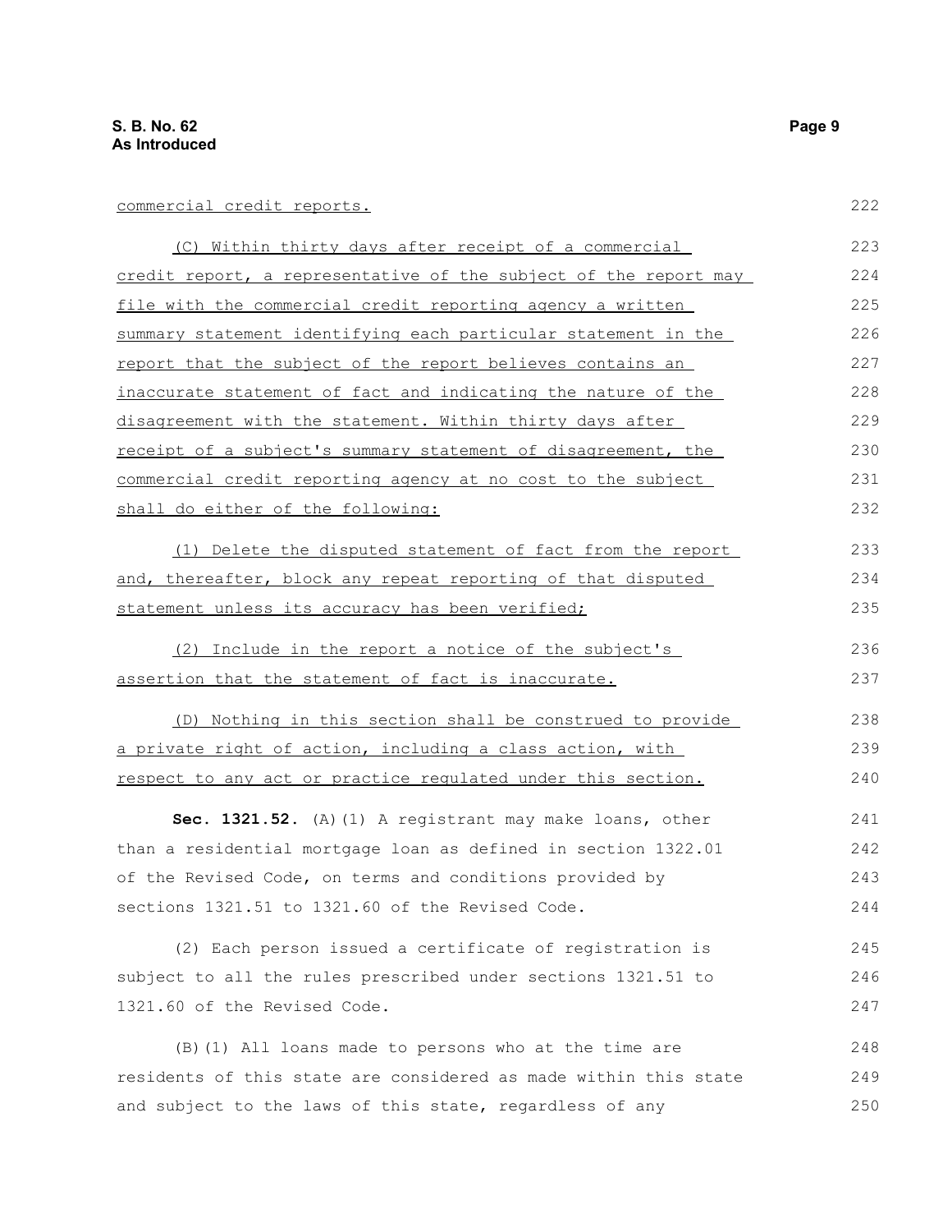commercial credit reports.

(C) Within thirty days after receipt of a commercial credit report, a representative of the subject of the report may file with the commercial credit reporting agency a written summary statement identifying each particular statement in the report that the subject of the report believes contains an inaccurate statement of fact and indicating the nature of the disagreement with the statement. Within thirty days after receipt of a subject's summary statement of disagreement, the commercial credit reporting agency at no cost to the subject shall do either of the following:

(1) Delete the disputed statement of fact from the report and, thereafter, block any repeat reporting of that disputed statement unless its accuracy has been verified;

(2) Include in the report a notice of the subject's assertion that the statement of fact is inaccurate.

(D) Nothing in this section shall be construed to provide a private right of action, including a class action, with respect to any act or practice regulated under this section.

**Sec. 1321.52.** (A)(1) A registrant may make loans, other than a residential mortgage loan as defined in section 1322.01 of the Revised Code, on terms and conditions provided by sections 1321.51 to 1321.60 of the Revised Code.

(2) Each person issued a certificate of registration is subject to all the rules prescribed under sections 1321.51 to 1321.60 of the Revised Code.

(B)(1) All loans made to persons who at the time are residents of this state are considered as made within this state and subject to the laws of this state, regardless of any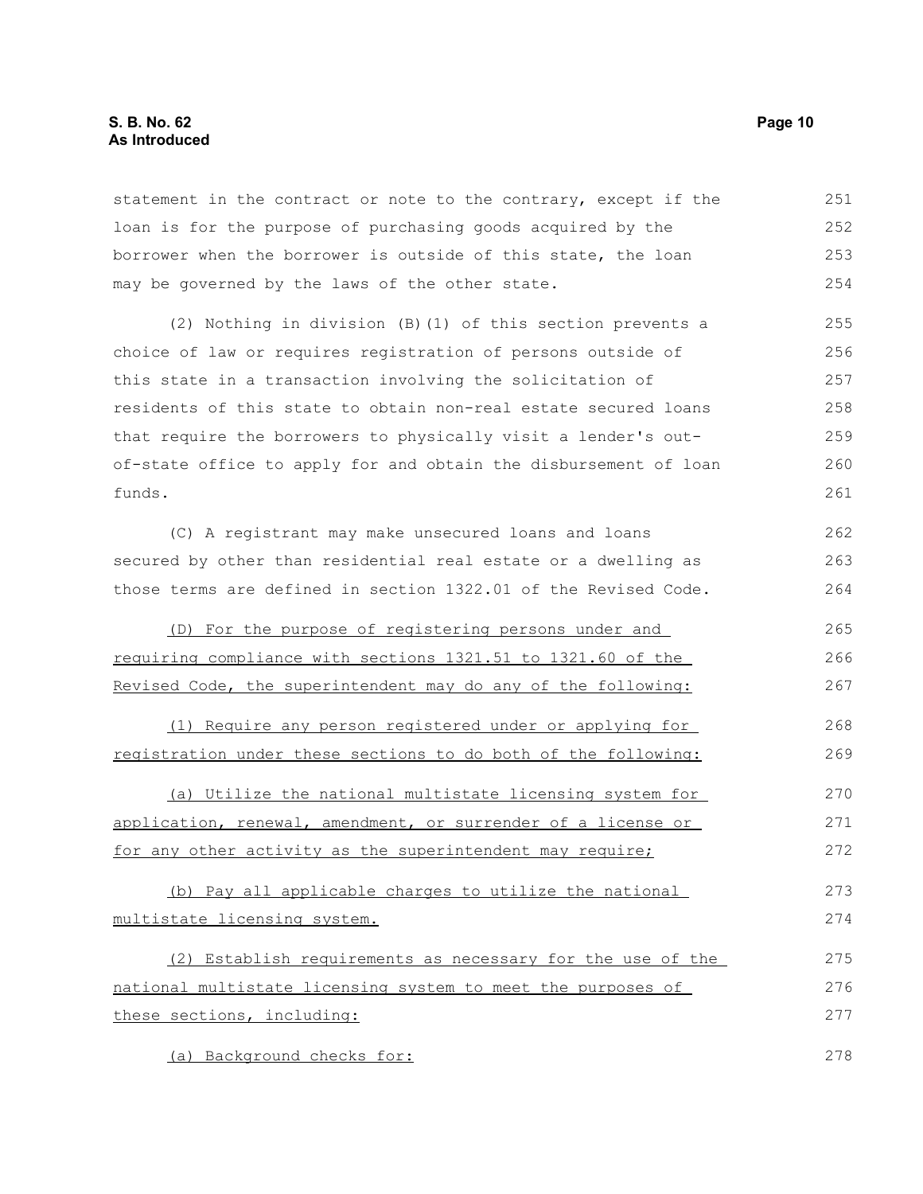statement in the contract or note to the contrary, except if the loan is for the purpose of purchasing goods acquired by the borrower when the borrower is outside of this state, the loan may be governed by the laws of the other state.

(2) Nothing in division (B)(1) of this section prevents a choice of law or requires registration of persons outside of this state in a transaction involving the solicitation of residents of this state to obtain non-real estate secured loans that require the borrowers to physically visit a lender's out-of-state office to apply for and obtain the disbursement of loan funds.

(C) A registrant may make unsecured loans and loans secured by other than residential real estate or a dwelling as those terms are defined in section 1322.01 of the Revised Code.

<u>(D) For the purpose of registering persons under and requiring compliance with sections 1321.51 to 1321.60 of the Revised Code, the superintendent may do any of the following:</u>

<u>(1) Require any person registered under or applying for registration under these sections to do both of the following:</u>

<u>(a) Utilize the national multistate licensing system for application, renewal, amendment, or surrender of a license or for any other activity as the superintendent may require;</u>

<u>(b) Pay all applicable charges to utilize the national multistate licensing system.</u>

<u>(2) Establish requirements as necessary for the use of the national multistate licensing system to meet the purposes of these sections, including:</u>

<u>(a) Background checks for:</u>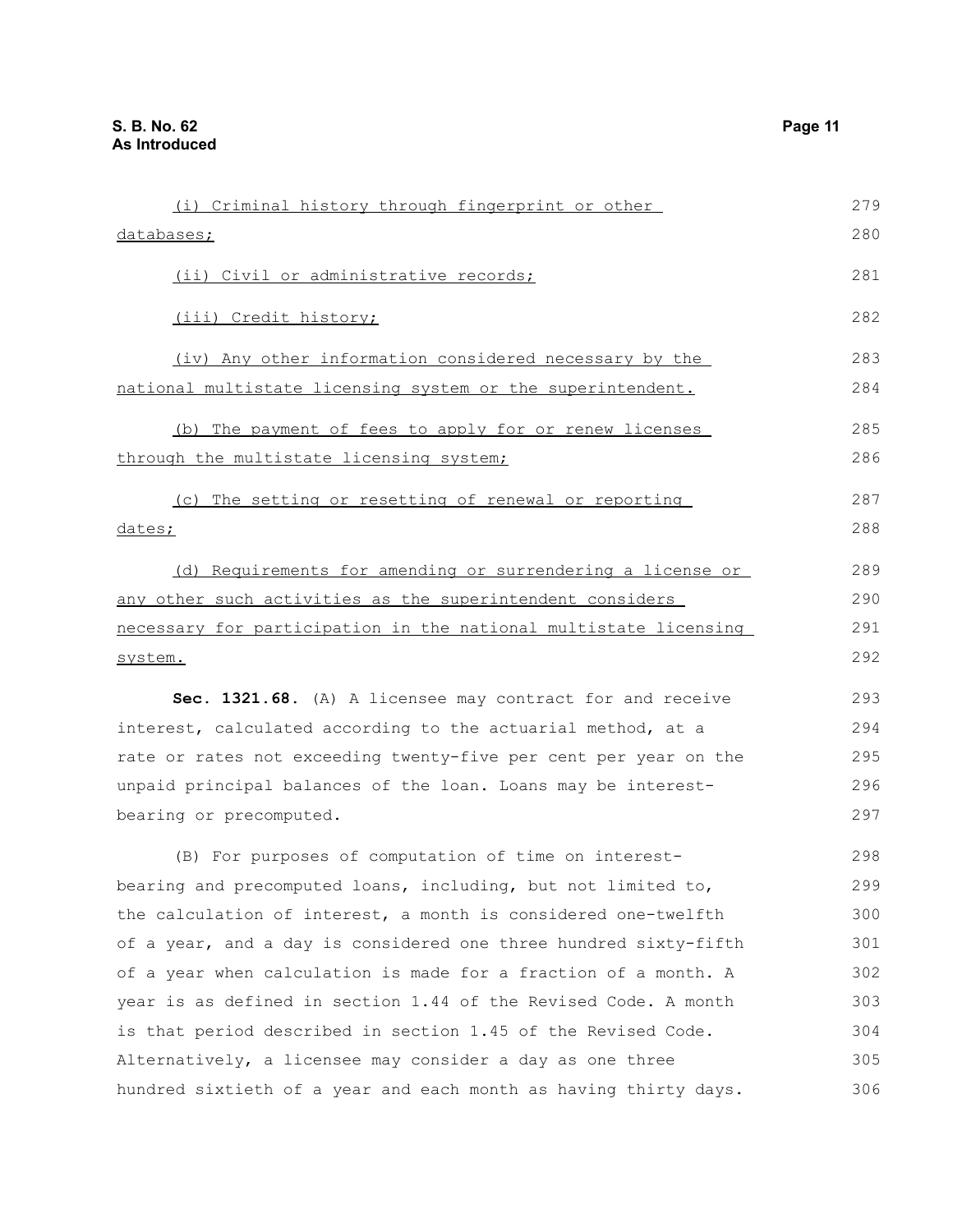(i) Criminal history through fingerprint or other databases;

(ii) Civil or administrative records;

(iii) Credit history;

(iv) Any other information considered necessary by the national multistate licensing system or the superintendent.

(b) The payment of fees to apply for or renew licenses through the multistate licensing system;

(c) The setting or resetting of renewal or reporting dates;

(d) Requirements for amending or surrendering a license or any other such activities as the superintendent considers necessary for participation in the national multistate licensing system.

**Sec. 1321.68.** (A) A licensee may contract for and receive interest, calculated according to the actuarial method, at a rate or rates not exceeding twenty-five per cent per year on the unpaid principal balances of the loan. Loans may be interest-bearing or precomputed.

(B) For purposes of computation of time on interest-bearing and precomputed loans, including, but not limited to, the calculation of interest, a month is considered one-twelfth of a year, and a day is considered one three hundred sixty-fifth of a year when calculation is made for a fraction of a month. A year is as defined in section 1.44 of the Revised Code. A month is that period described in section 1.45 of the Revised Code. Alternatively, a licensee may consider a day as one three hundred sixtieth of a year and each month as having thirty days.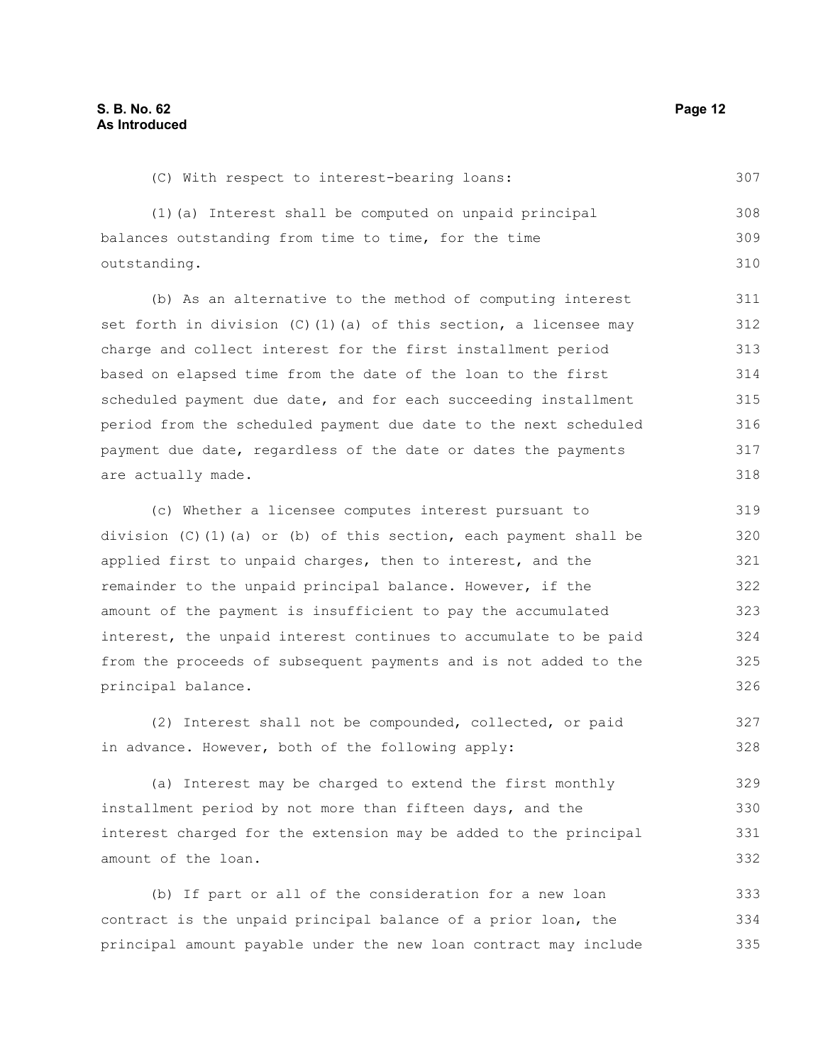(C) With respect to interest-bearing loans:

(1)(a) Interest shall be computed on unpaid principal balances outstanding from time to time, for the time outstanding.

(b) As an alternative to the method of computing interest set forth in division (C)(1)(a) of this section, a licensee may charge and collect interest for the first installment period based on elapsed time from the date of the loan to the first scheduled payment due date, and for each succeeding installment period from the scheduled payment due date to the next scheduled payment due date, regardless of the date or dates the payments are actually made.

(c) Whether a licensee computes interest pursuant to division (C)(1)(a) or (b) of this section, each payment shall be applied first to unpaid charges, then to interest, and the remainder to the unpaid principal balance. However, if the amount of the payment is insufficient to pay the accumulated interest, the unpaid interest continues to accumulate to be paid from the proceeds of subsequent payments and is not added to the principal balance.

(2) Interest shall not be compounded, collected, or paid in advance. However, both of the following apply:

(a) Interest may be charged to extend the first monthly installment period by not more than fifteen days, and the interest charged for the extension may be added to the principal amount of the loan.

(b) If part or all of the consideration for a new loan contract is the unpaid principal balance of a prior loan, the principal amount payable under the new loan contract may include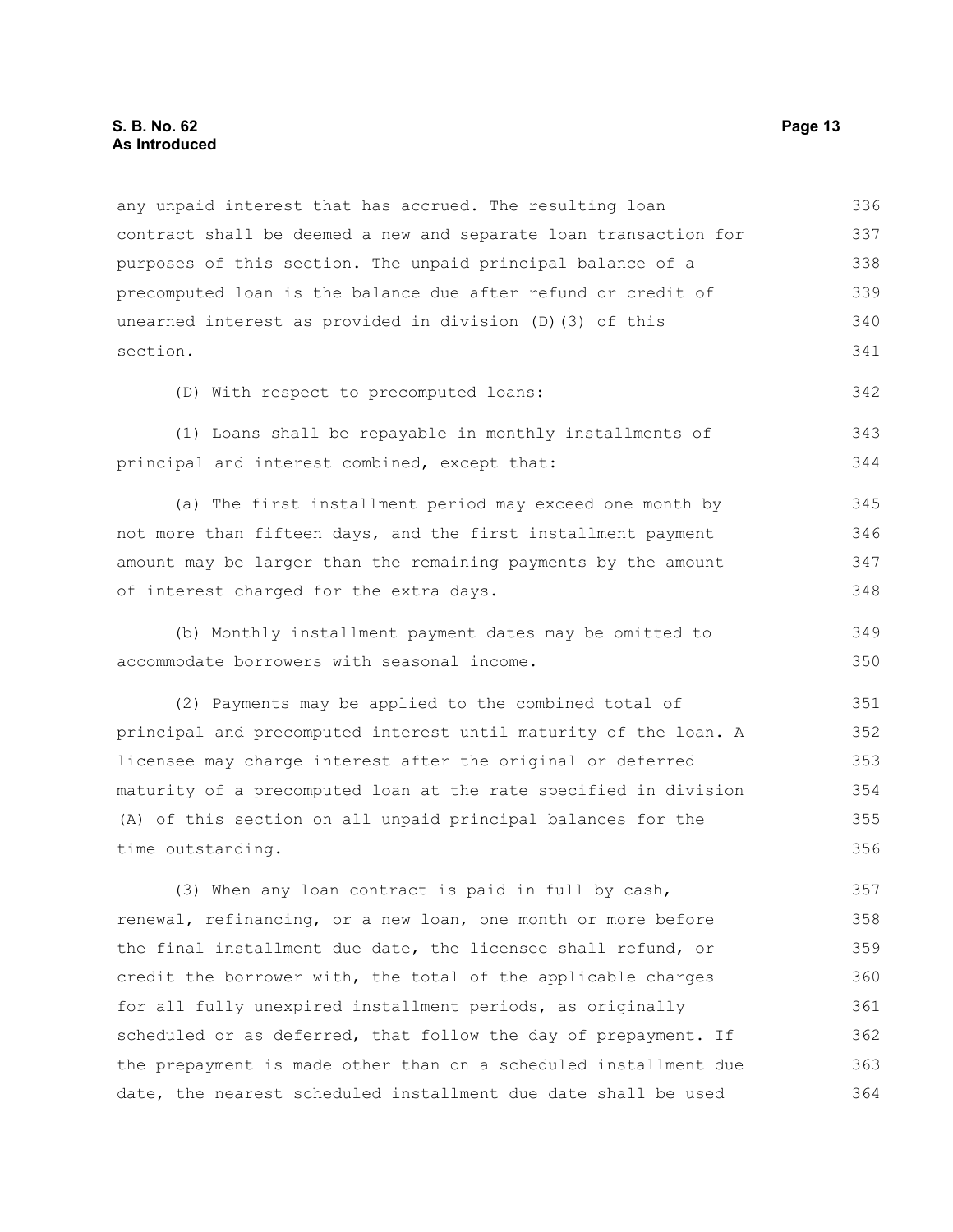any unpaid interest that has accrued. The resulting loan contract shall be deemed a new and separate loan transaction for purposes of this section. The unpaid principal balance of a precomputed loan is the balance due after refund or credit of unearned interest as provided in division (D)(3) of this section.

(D) With respect to precomputed loans:

(1) Loans shall be repayable in monthly installments of principal and interest combined, except that:

(a) The first installment period may exceed one month by not more than fifteen days, and the first installment payment amount may be larger than the remaining payments by the amount of interest charged for the extra days.

(b) Monthly installment payment dates may be omitted to accommodate borrowers with seasonal income.

(2) Payments may be applied to the combined total of principal and precomputed interest until maturity of the loan. A licensee may charge interest after the original or deferred maturity of a precomputed loan at the rate specified in division (A) of this section on all unpaid principal balances for the time outstanding.

(3) When any loan contract is paid in full by cash, renewal, refinancing, or a new loan, one month or more before the final installment due date, the licensee shall refund, or credit the borrower with, the total of the applicable charges for all fully unexpired installment periods, as originally scheduled or as deferred, that follow the day of prepayment. If the prepayment is made other than on a scheduled installment due date, the nearest scheduled installment due date shall be used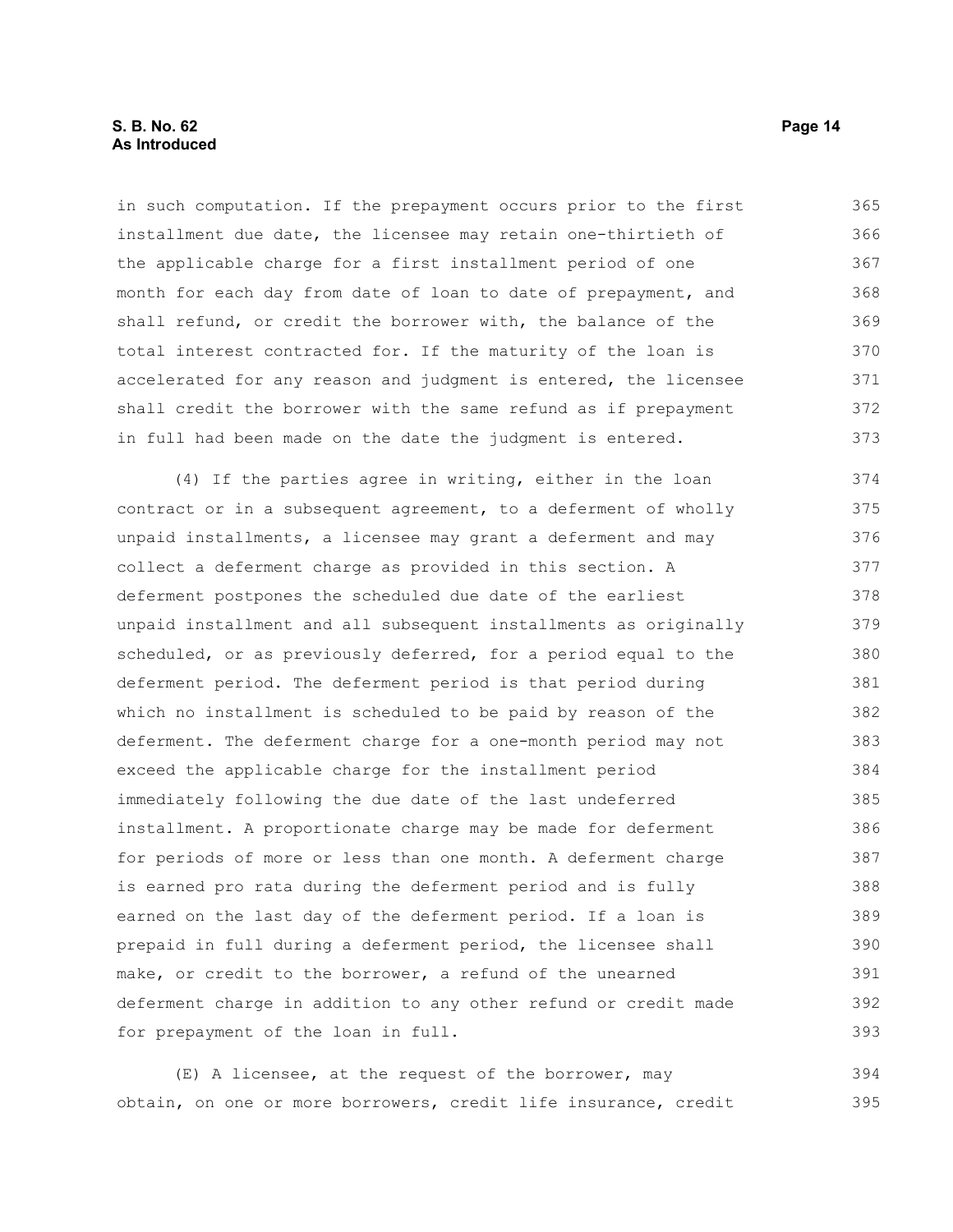in such computation. If the prepayment occurs prior to the first installment due date, the licensee may retain one-thirtieth of the applicable charge for a first installment period of one month for each day from date of loan to date of prepayment, and shall refund, or credit the borrower with, the balance of the total interest contracted for. If the maturity of the loan is accelerated for any reason and judgment is entered, the licensee shall credit the borrower with the same refund as if prepayment in full had been made on the date the judgment is entered.

(4) If the parties agree in writing, either in the loan contract or in a subsequent agreement, to a deferment of wholly unpaid installments, a licensee may grant a deferment and may collect a deferment charge as provided in this section. A deferment postpones the scheduled due date of the earliest unpaid installment and all subsequent installments as originally scheduled, or as previously deferred, for a period equal to the deferment period. The deferment period is that period during which no installment is scheduled to be paid by reason of the deferment. The deferment charge for a one-month period may not exceed the applicable charge for the installment period immediately following the due date of the last undeferred installment. A proportionate charge may be made for deferment for periods of more or less than one month. A deferment charge is earned pro rata during the deferment period and is fully earned on the last day of the deferment period. If a loan is prepaid in full during a deferment period, the licensee shall make, or credit to the borrower, a refund of the unearned deferment charge in addition to any other refund or credit made for prepayment of the loan in full.

(E) A licensee, at the request of the borrower, may obtain, on one or more borrowers, credit life insurance, credit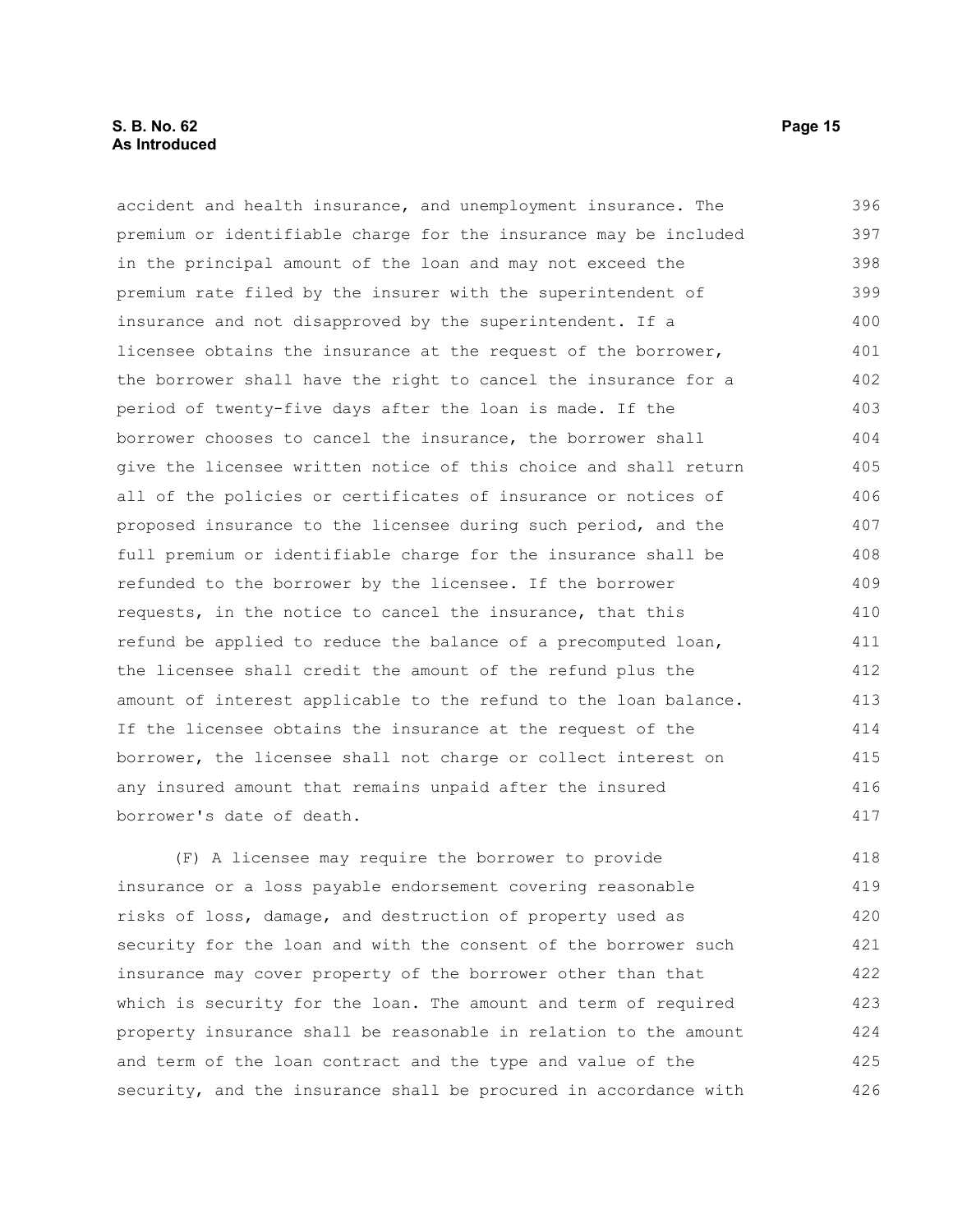accident and health insurance, and unemployment insurance. The premium or identifiable charge for the insurance may be included in the principal amount of the loan and may not exceed the premium rate filed by the insurer with the superintendent of insurance and not disapproved by the superintendent. If a licensee obtains the insurance at the request of the borrower, the borrower shall have the right to cancel the insurance for a period of twenty-five days after the loan is made. If the borrower chooses to cancel the insurance, the borrower shall give the licensee written notice of this choice and shall return all of the policies or certificates of insurance or notices of proposed insurance to the licensee during such period, and the full premium or identifiable charge for the insurance shall be refunded to the borrower by the licensee. If the borrower requests, in the notice to cancel the insurance, that this refund be applied to reduce the balance of a precomputed loan, the licensee shall credit the amount of the refund plus the amount of interest applicable to the refund to the loan balance. If the licensee obtains the insurance at the request of the borrower, the licensee shall not charge or collect interest on any insured amount that remains unpaid after the insured borrower's date of death.

(F) A licensee may require the borrower to provide insurance or a loss payable endorsement covering reasonable risks of loss, damage, and destruction of property used as security for the loan and with the consent of the borrower such insurance may cover property of the borrower other than that which is security for the loan. The amount and term of required property insurance shall be reasonable in relation to the amount and term of the loan contract and the type and value of the security, and the insurance shall be procured in accordance with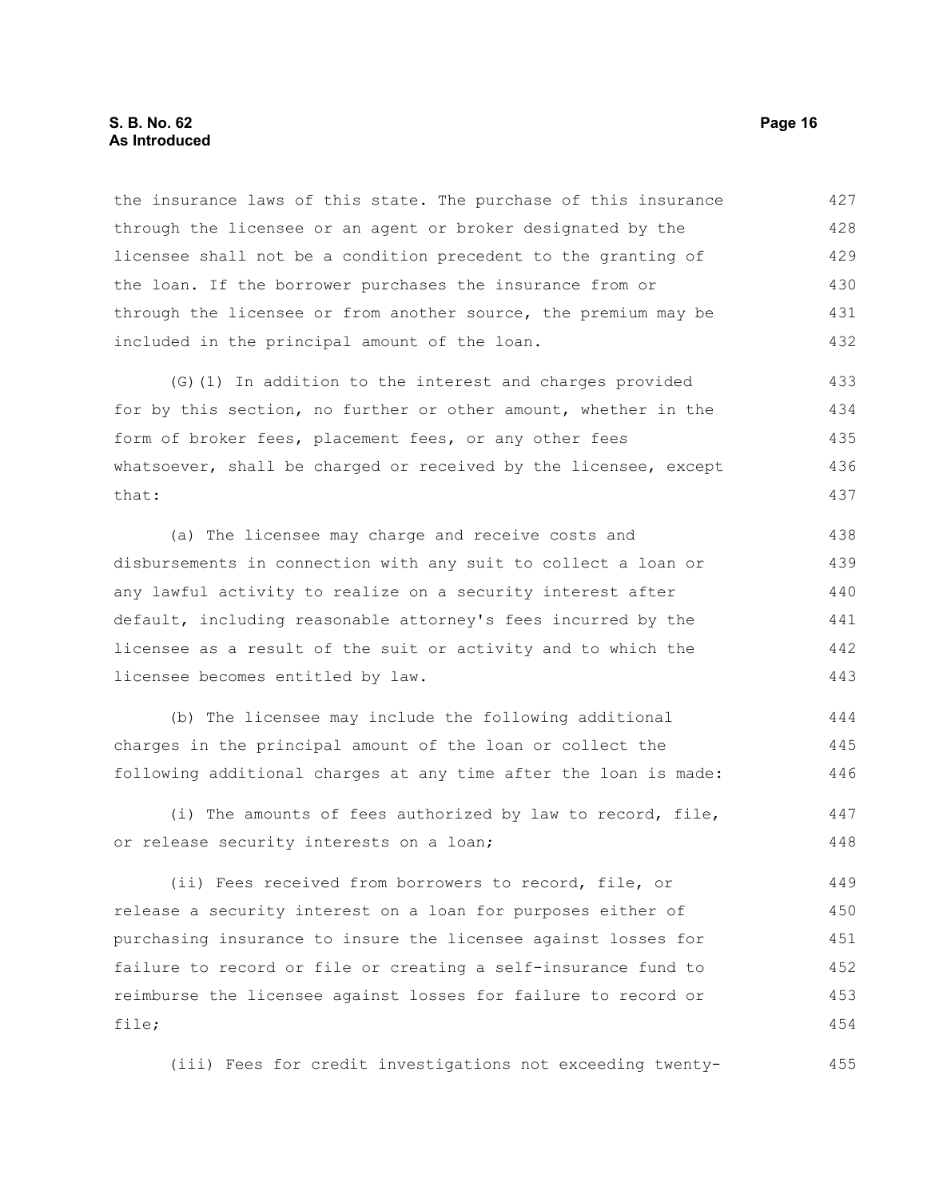the insurance laws of this state. The purchase of this insurance through the licensee or an agent or broker designated by the licensee shall not be a condition precedent to the granting of the loan. If the borrower purchases the insurance from or through the licensee or from another source, the premium may be included in the principal amount of the loan.

(G)(1) In addition to the interest and charges provided for by this section, no further or other amount, whether in the form of broker fees, placement fees, or any other fees whatsoever, shall be charged or received by the licensee, except that:

(a) The licensee may charge and receive costs and disbursements in connection with any suit to collect a loan or any lawful activity to realize on a security interest after default, including reasonable attorney's fees incurred by the licensee as a result of the suit or activity and to which the licensee becomes entitled by law.

(b) The licensee may include the following additional charges in the principal amount of the loan or collect the following additional charges at any time after the loan is made:

(i) The amounts of fees authorized by law to record, file, or release security interests on a loan;

(ii) Fees received from borrowers to record, file, or release a security interest on a loan for purposes either of purchasing insurance to insure the licensee against losses for failure to record or file or creating a self-insurance fund to reimburse the licensee against losses for failure to record or file;

(iii) Fees for credit investigations not exceeding twenty-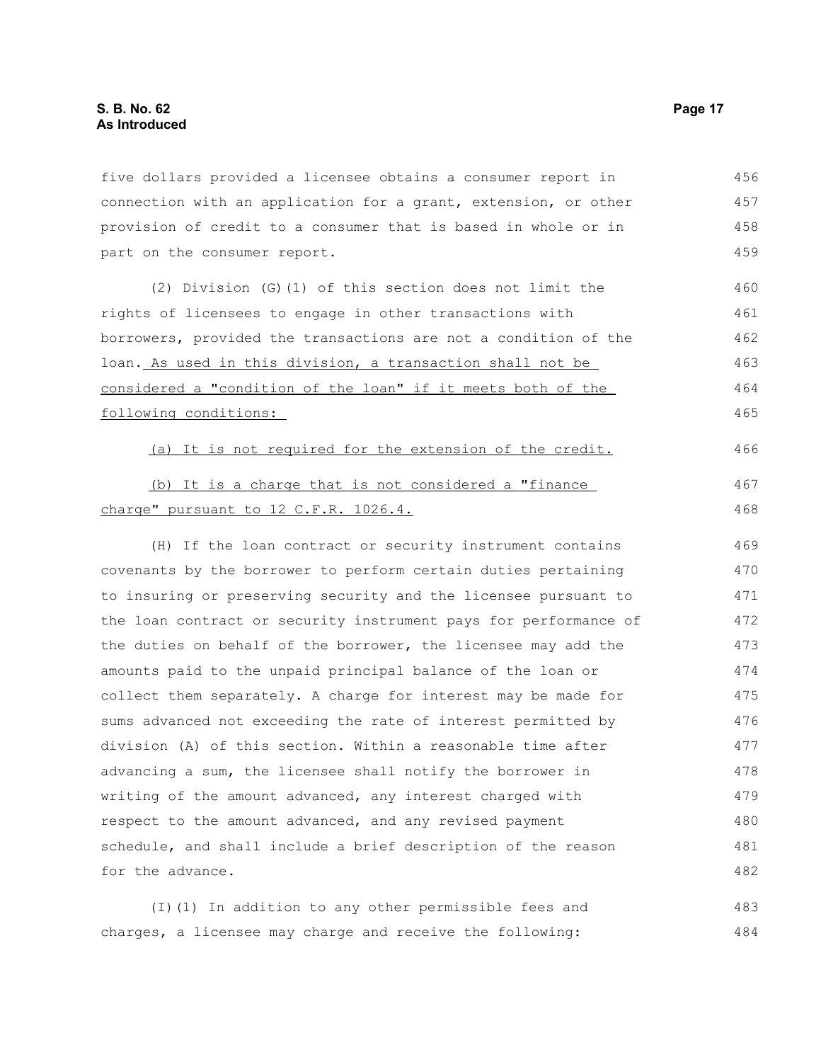five dollars provided a licensee obtains a consumer report in connection with an application for a grant, extension, or other provision of credit to a consumer that is based in whole or in part on the consumer report.

(2) Division (G)(1) of this section does not limit the rights of licensees to engage in other transactions with borrowers, provided the transactions are not a condition of the loan. As used in this division, a transaction shall not be considered a "condition of the loan" if it meets both of the following conditions:

(a) It is not required for the extension of the credit.

(b) It is a charge that is not considered a "finance charge" pursuant to 12 C.F.R. 1026.4.

(H) If the loan contract or security instrument contains covenants by the borrower to perform certain duties pertaining to insuring or preserving security and the licensee pursuant to the loan contract or security instrument pays for performance of the duties on behalf of the borrower, the licensee may add the amounts paid to the unpaid principal balance of the loan or collect them separately. A charge for interest may be made for sums advanced not exceeding the rate of interest permitted by division (A) of this section. Within a reasonable time after advancing a sum, the licensee shall notify the borrower in writing of the amount advanced, any interest charged with respect to the amount advanced, and any revised payment schedule, and shall include a brief description of the reason for the advance.

(I)(1) In addition to any other permissible fees and charges, a licensee may charge and receive the following: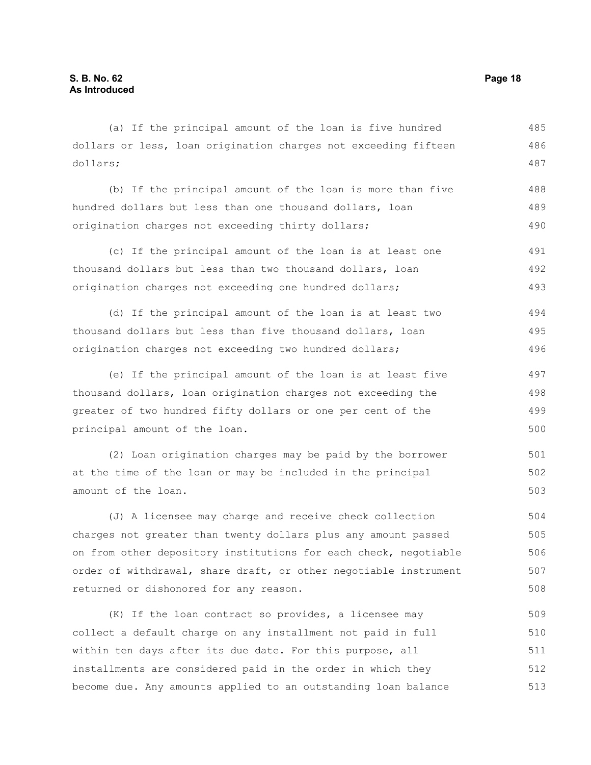(a) If the principal amount of the loan is five hundred dollars or less, loan origination charges not exceeding fifteen dollars;

(b) If the principal amount of the loan is more than five hundred dollars but less than one thousand dollars, loan origination charges not exceeding thirty dollars;

(c) If the principal amount of the loan is at least one thousand dollars but less than two thousand dollars, loan origination charges not exceeding one hundred dollars;

(d) If the principal amount of the loan is at least two thousand dollars but less than five thousand dollars, loan origination charges not exceeding two hundred dollars;

(e) If the principal amount of the loan is at least five thousand dollars, loan origination charges not exceeding the greater of two hundred fifty dollars or one per cent of the principal amount of the loan.

(2) Loan origination charges may be paid by the borrower at the time of the loan or may be included in the principal amount of the loan.

(J) A licensee may charge and receive check collection charges not greater than twenty dollars plus any amount passed on from other depository institutions for each check, negotiable order of withdrawal, share draft, or other negotiable instrument returned or dishonored for any reason.

(K) If the loan contract so provides, a licensee may collect a default charge on any installment not paid in full within ten days after its due date. For this purpose, all installments are considered paid in the order in which they become due. Any amounts applied to an outstanding loan balance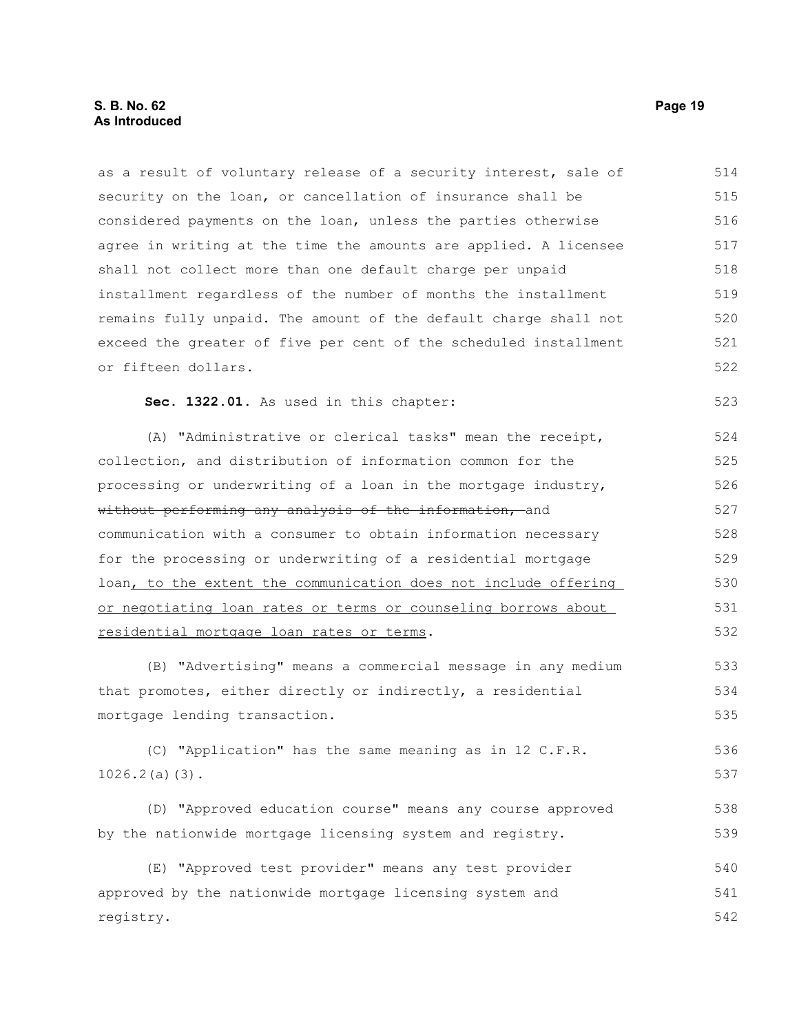as a result of voluntary release of a security interest, sale of security on the loan, or cancellation of insurance shall be considered payments on the loan, unless the parties otherwise agree in writing at the time the amounts are applied. A licensee shall not collect more than one default charge per unpaid installment regardless of the number of months the installment remains fully unpaid. The amount of the default charge shall not exceed the greater of five per cent of the scheduled installment or fifteen dollars.

**Sec. 1322.01.** As used in this chapter:

(A) "Administrative or clerical tasks" mean the receipt, collection, and distribution of information common for the processing or underwriting of a loan in the mortgage industry, ~~without performing any analysis of the information,~~ and communication with a consumer to obtain information necessary for the processing or underwriting of a residential mortgage loan<u>, to the extent the communication does not include offering or negotiating loan rates or terms or counseling borrows about residential mortgage loan rates or terms</u>.

(B) "Advertising" means a commercial message in any medium that promotes, either directly or indirectly, a residential mortgage lending transaction.

(C) "Application" has the same meaning as in 12 C.F.R. 1026.2(a)(3).

(D) "Approved education course" means any course approved by the nationwide mortgage licensing system and registry.

(E) "Approved test provider" means any test provider approved by the nationwide mortgage licensing system and registry.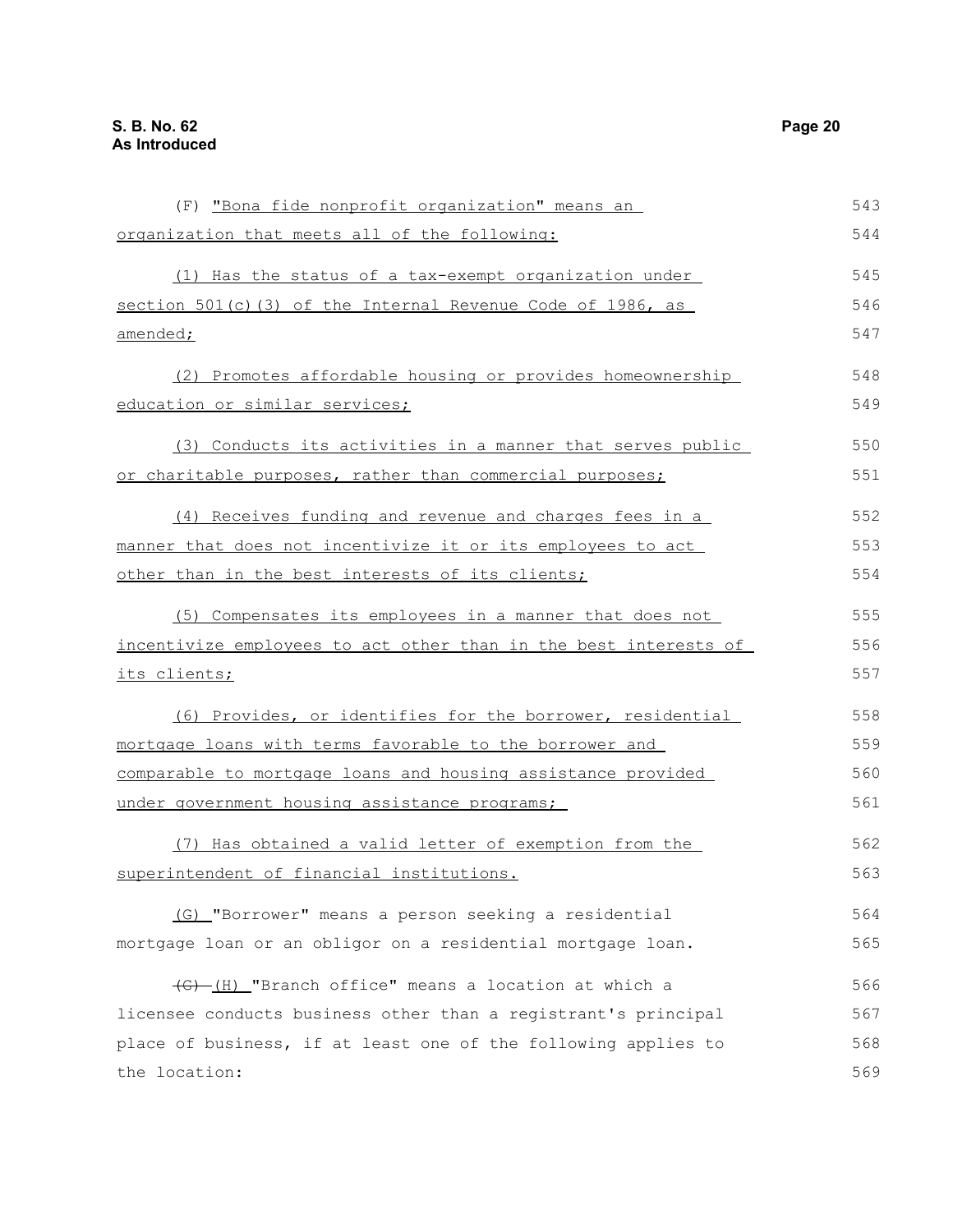(F) "Bona fide nonprofit organization" means an organization that meets all of the following:

(1) Has the status of a tax-exempt organization under section 501(c)(3) of the Internal Revenue Code of 1986, as amended;

(2) Promotes affordable housing or provides homeownership education or similar services;

(3) Conducts its activities in a manner that serves public or charitable purposes, rather than commercial purposes;

(4) Receives funding and revenue and charges fees in a manner that does not incentivize it or its employees to act other than in the best interests of its clients;

(5) Compensates its employees in a manner that does not incentivize employees to act other than in the best interests of its clients;

(6) Provides, or identifies for the borrower, residential mortgage loans with terms favorable to the borrower and comparable to mortgage loans and housing assistance provided under government housing assistance programs;

(7) Has obtained a valid letter of exemption from the superintendent of financial institutions.

(G) "Borrower" means a person seeking a residential mortgage loan or an obligor on a residential mortgage loan.

~~(G)~~ (H) "Branch office" means a location at which a licensee conducts business other than a registrant's principal place of business, if at least one of the following applies to the location: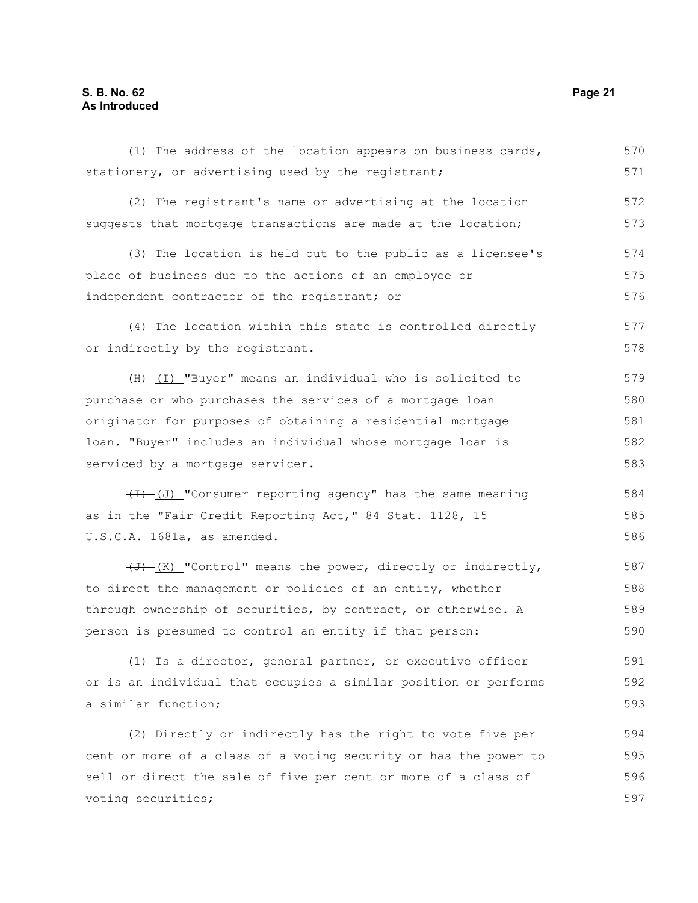(1) The address of the location appears on business cards, stationery, or advertising used by the registrant;

(2) The registrant's name or advertising at the location suggests that mortgage transactions are made at the location;

(3) The location is held out to the public as a licensee's place of business due to the actions of an employee or independent contractor of the registrant; or

(4) The location within this state is controlled directly or indirectly by the registrant.

~~(H)~~ (I) "Buyer" means an individual who is solicited to purchase or who purchases the services of a mortgage loan originator for purposes of obtaining a residential mortgage loan. "Buyer" includes an individual whose mortgage loan is serviced by a mortgage servicer.

~~(I)~~ (J) "Consumer reporting agency" has the same meaning as in the "Fair Credit Reporting Act," 84 Stat. 1128, 15 U.S.C.A. 1681a, as amended.

~~(J)~~ (K) "Control" means the power, directly or indirectly, to direct the management or policies of an entity, whether through ownership of securities, by contract, or otherwise. A person is presumed to control an entity if that person:

(1) Is a director, general partner, or executive officer or is an individual that occupies a similar position or performs a similar function;

(2) Directly or indirectly has the right to vote five per cent or more of a class of a voting security or has the power to sell or direct the sale of five per cent or more of a class of voting securities;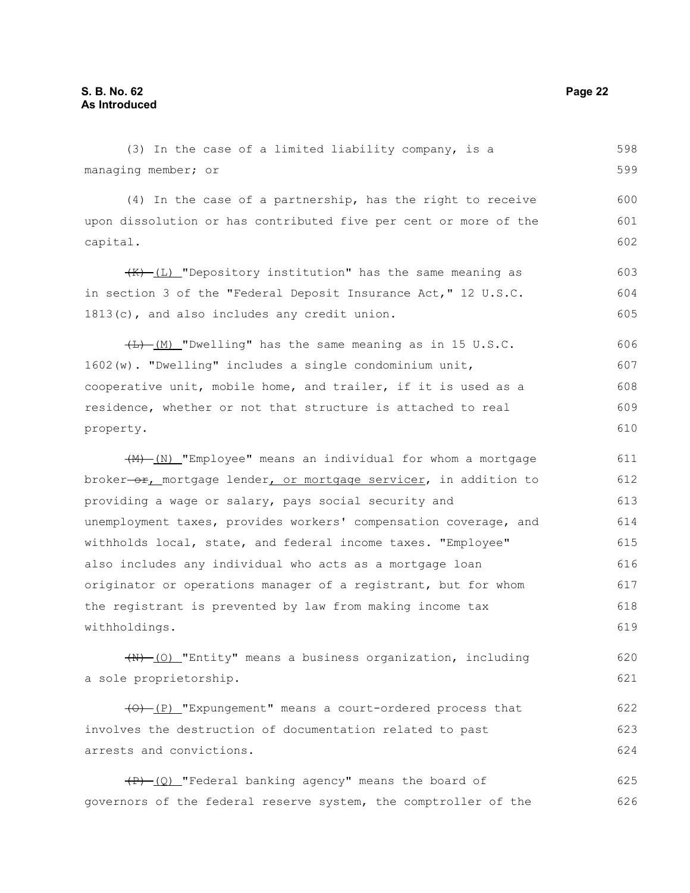(3) In the case of a limited liability company, is a managing member; or

(4) In the case of a partnership, has the right to receive upon dissolution or has contributed five per cent or more of the capital.

~~(K)~~ (L) "Depository institution" has the same meaning as in section 3 of the "Federal Deposit Insurance Act," 12 U.S.C. 1813(c), and also includes any credit union.

~~(L)~~ (M) "Dwelling" has the same meaning as in 15 U.S.C. 1602(w). "Dwelling" includes a single condominium unit, cooperative unit, mobile home, and trailer, if it is used as a residence, whether or not that structure is attached to real property.

~~(M)~~ (N) "Employee" means an individual for whom a mortgage broker ~~or~~, mortgage lender, or mortgage servicer, in addition to providing a wage or salary, pays social security and unemployment taxes, provides workers' compensation coverage, and withholds local, state, and federal income taxes. "Employee" also includes any individual who acts as a mortgage loan originator or operations manager of a registrant, but for whom the registrant is prevented by law from making income tax withholdings.

~~(N)~~ (O) "Entity" means a business organization, including a sole proprietorship.

~~(O)~~ (P) "Expungement" means a court-ordered process that involves the destruction of documentation related to past arrests and convictions.

~~(P)~~ (Q) "Federal banking agency" means the board of governors of the federal reserve system, the comptroller of the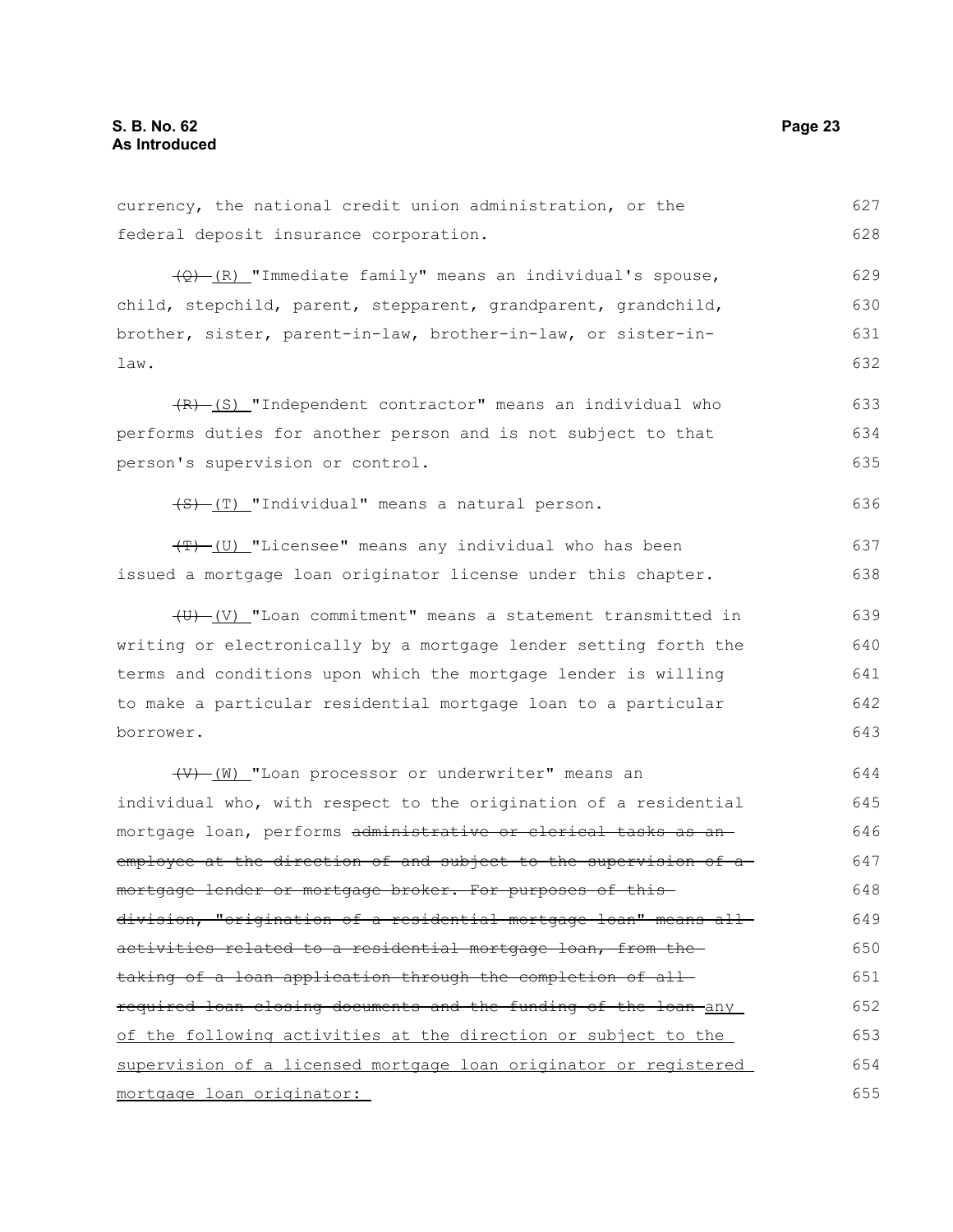currency, the national credit union administration, or the federal deposit insurance corporation.

~~(Q)~~ (R) "Immediate family" means an individual's spouse, child, stepchild, parent, stepparent, grandparent, grandchild, brother, sister, parent-in-law, brother-in-law, or sister-in-law.

~~(R)~~ (S) "Independent contractor" means an individual who performs duties for another person and is not subject to that person's supervision or control.

~~(S)~~ (T) "Individual" means a natural person.

~~(T)~~ (U) "Licensee" means any individual who has been issued a mortgage loan originator license under this chapter.

~~(U)~~ (V) "Loan commitment" means a statement transmitted in writing or electronically by a mortgage lender setting forth the terms and conditions upon which the mortgage lender is willing to make a particular residential mortgage loan to a particular borrower.

~~(V)~~ (W) "Loan processor or underwriter" means an individual who, with respect to the origination of a residential mortgage loan, performs ~~administrative or clerical tasks as an employee at the direction of and subject to the supervision of a mortgage lender or mortgage broker. For purposes of this division, "origination of a residential mortgage loan" means all activities related to a residential mortgage loan, from the taking of a loan application through the completion of all required loan closing documents and the funding of the loan~~ any of the following activities at the direction or subject to the supervision of a licensed mortgage loan originator or registered mortgage loan originator: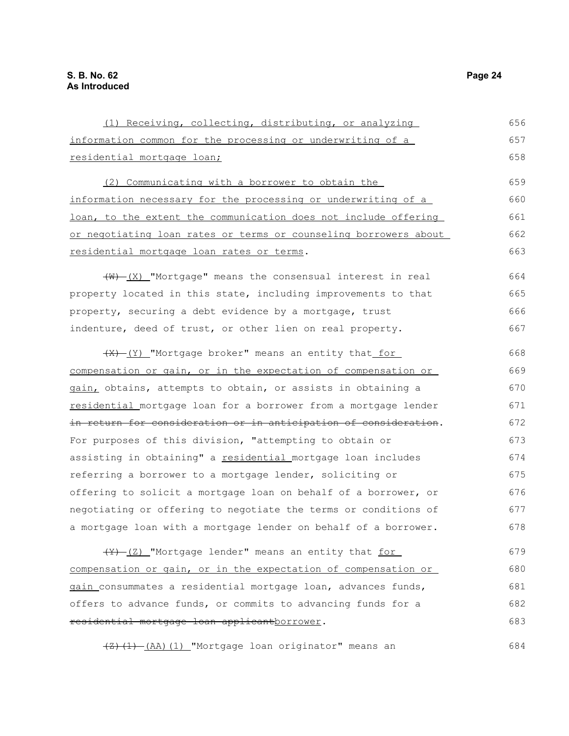(1) Receiving, collecting, distributing, or analyzing information common for the processing or underwriting of a residential mortgage loan;

(2) Communicating with a borrower to obtain the information necessary for the processing or underwriting of a loan, to the extent the communication does not include offering or negotiating loan rates or terms or counseling borrowers about residential mortgage loan rates or terms.

~~(W)~~ (X) "Mortgage" means the consensual interest in real property located in this state, including improvements to that property, securing a debt evidence by a mortgage, trust indenture, deed of trust, or other lien on real property.

~~(X)~~ (Y) "Mortgage broker" means an entity that for compensation or gain, or in the expectation of compensation or gain, obtains, attempts to obtain, or assists in obtaining a residential mortgage loan for a borrower from a mortgage lender ~~in return for consideration or in anticipation of consideration~~. For purposes of this division, "attempting to obtain or assisting in obtaining" a residential mortgage loan includes referring a borrower to a mortgage lender, soliciting or offering to solicit a mortgage loan on behalf of a borrower, or negotiating or offering to negotiate the terms or conditions of a mortgage loan with a mortgage lender on behalf of a borrower.

~~(Y)~~ (Z) "Mortgage lender" means an entity that for compensation or gain, or in the expectation of compensation or gain consummates a residential mortgage loan, advances funds, offers to advance funds, or commits to advancing funds for a ~~residential mortgage loan applicant~~borrower.

~~(Z)(1)~~ (AA)(1) "Mortgage loan originator" means an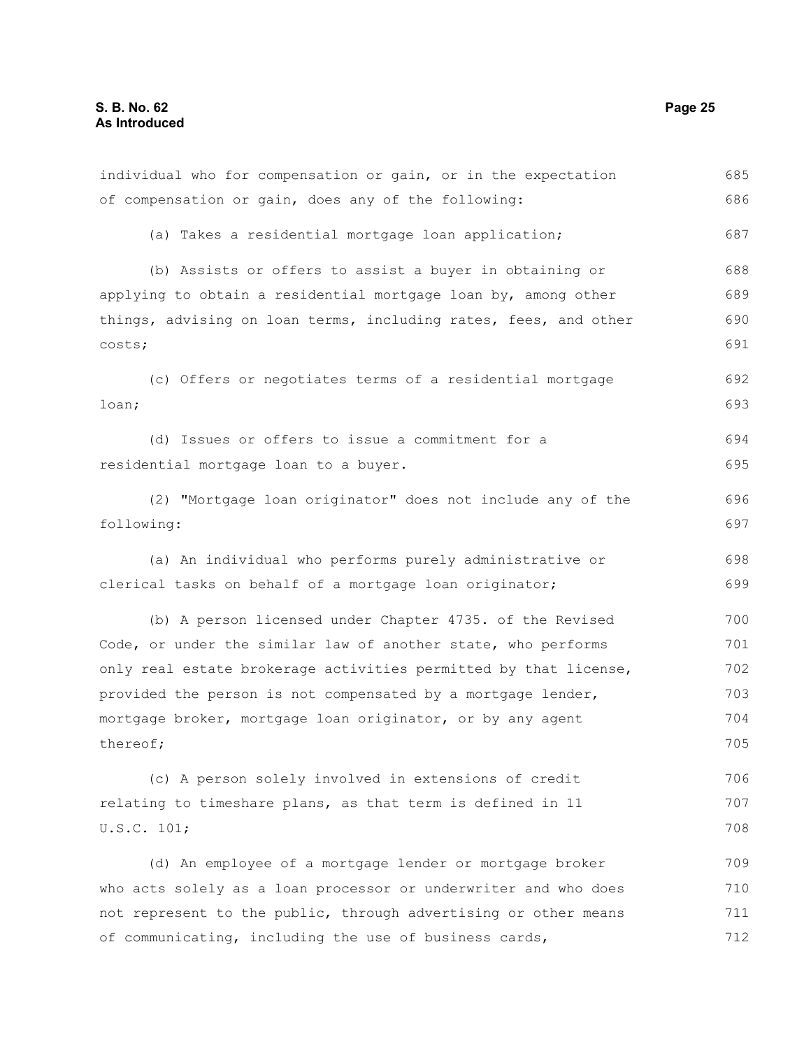individual who for compensation or gain, or in the expectation of compensation or gain, does any of the following:

(a) Takes a residential mortgage loan application;

(b) Assists or offers to assist a buyer in obtaining or applying to obtain a residential mortgage loan by, among other things, advising on loan terms, including rates, fees, and other costs;

(c) Offers or negotiates terms of a residential mortgage loan;

(d) Issues or offers to issue a commitment for a residential mortgage loan to a buyer.

(2) "Mortgage loan originator" does not include any of the following:

(a) An individual who performs purely administrative or clerical tasks on behalf of a mortgage loan originator;

(b) A person licensed under Chapter 4735. of the Revised Code, or under the similar law of another state, who performs only real estate brokerage activities permitted by that license, provided the person is not compensated by a mortgage lender, mortgage broker, mortgage loan originator, or by any agent thereof;

(c) A person solely involved in extensions of credit relating to timeshare plans, as that term is defined in 11 U.S.C. 101;

(d) An employee of a mortgage lender or mortgage broker who acts solely as a loan processor or underwriter and who does not represent to the public, through advertising or other means of communicating, including the use of business cards,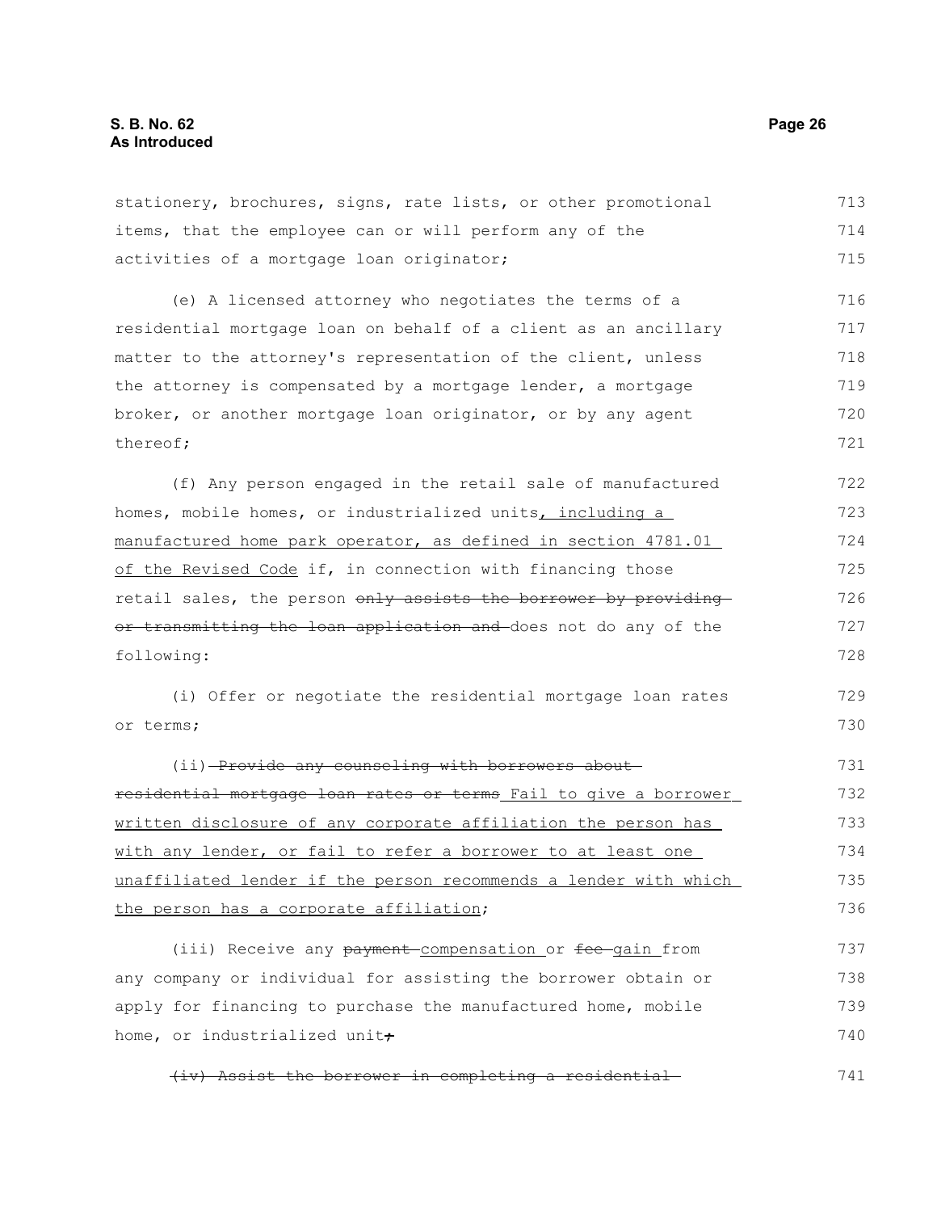stationery, brochures, signs, rate lists, or other promotional items, that the employee can or will perform any of the activities of a mortgage loan originator;

(e) A licensed attorney who negotiates the terms of a residential mortgage loan on behalf of a client as an ancillary matter to the attorney's representation of the client, unless the attorney is compensated by a mortgage lender, a mortgage broker, or another mortgage loan originator, or by any agent thereof;

(f) Any person engaged in the retail sale of manufactured homes, mobile homes, or industrialized units, including a manufactured home park operator, as defined in section 4781.01 of the Revised Code if, in connection with financing those retail sales, the person ~~only assists the borrower by providing or transmitting the loan application and~~ does not do any of the following:

(i) Offer or negotiate the residential mortgage loan rates or terms;

(ii) ~~Provide any counseling with borrowers about residential mortgage loan rates or terms~~ Fail to give a borrower written disclosure of any corporate affiliation the person has with any lender, or fail to refer a borrower to at least one unaffiliated lender if the person recommends a lender with which the person has a corporate affiliation;

(iii) Receive any ~~payment~~ compensation or ~~fee~~ gain from any company or individual for assisting the borrower obtain or apply for financing to purchase the manufactured home, mobile home, or industrialized unit~~;~~

~~(iv) Assist the borrower in completing a residential~~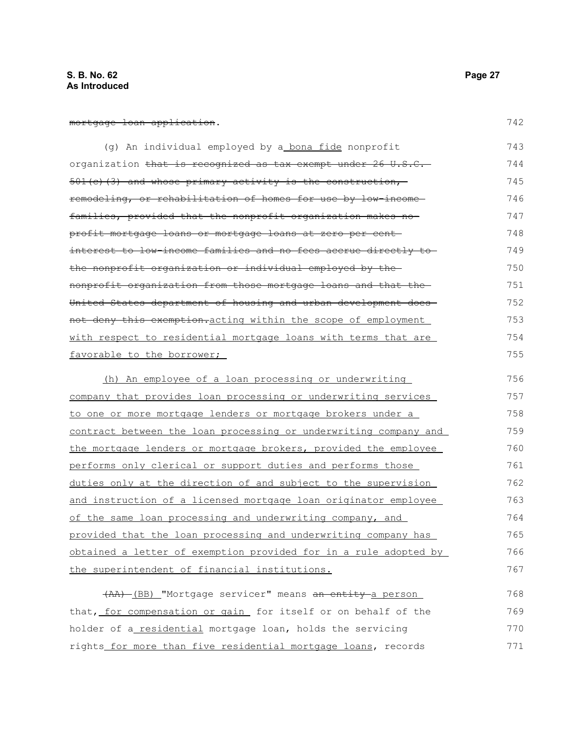~~mortgage loan application~~.

(g) An individual employed by a bona fide nonprofit organization ~~that is recognized as tax exempt under 26 U.S.C. 501(c)(3) and whose primary activity is the construction, remodeling, or rehabilitation of homes for use by low-income families, provided that the nonprofit organization makes no-profit mortgage loans or mortgage loans at zero per cent interest to low-income families and no fees accrue directly to the nonprofit organization or individual employed by the nonprofit organization from those mortgage loans and that the United States department of housing and urban development does not deny this exemption.~~acting within the scope of employment with respect to residential mortgage loans with terms that are favorable to the borrower;

(h) An employee of a loan processing or underwriting company that provides loan processing or underwriting services to one or more mortgage lenders or mortgage brokers under a contract between the loan processing or underwriting company and the mortgage lenders or mortgage brokers, provided the employee performs only clerical or support duties and performs those duties only at the direction of and subject to the supervision and instruction of a licensed mortgage loan originator employee of the same loan processing and underwriting company, and provided that the loan processing and underwriting company has obtained a letter of exemption provided for in a rule adopted by the superintendent of financial institutions.

~~(AA)~~ (BB) "Mortgage servicer" means ~~an entity~~ a person that, for compensation or gain for itself or on behalf of the holder of a residential mortgage loan, holds the servicing rights for more than five residential mortgage loans, records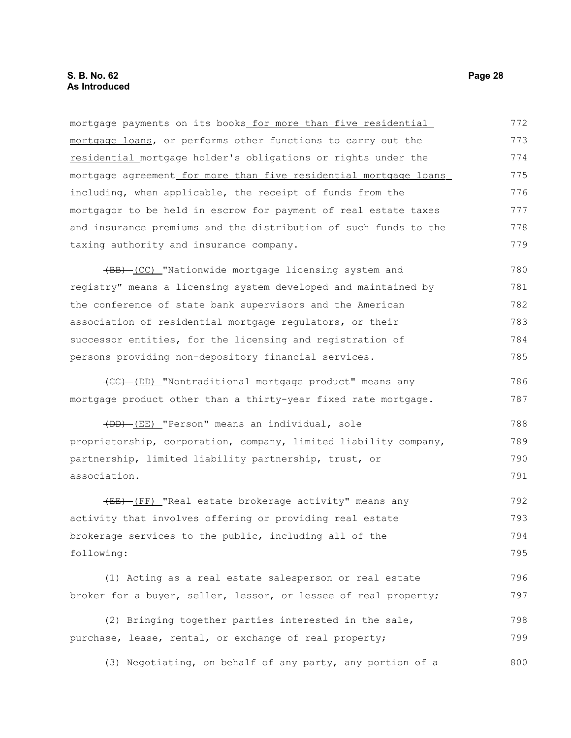mortgage payments on its books for more than five residential mortgage loans, or performs other functions to carry out the residential mortgage holder's obligations or rights under the mortgage agreement for more than five residential mortgage loans including, when applicable, the receipt of funds from the mortgagor to be held in escrow for payment of real estate taxes and insurance premiums and the distribution of such funds to the taxing authority and insurance company.

~~(BB)~~ (CC) "Nationwide mortgage licensing system and registry" means a licensing system developed and maintained by the conference of state bank supervisors and the American association of residential mortgage regulators, or their successor entities, for the licensing and registration of persons providing non-depository financial services.

~~(CC)~~ (DD) "Nontraditional mortgage product" means any mortgage product other than a thirty-year fixed rate mortgage.

~~(DD)~~ (EE) "Person" means an individual, sole proprietorship, corporation, company, limited liability company, partnership, limited liability partnership, trust, or association.

~~(EE)~~ (FF) "Real estate brokerage activity" means any activity that involves offering or providing real estate brokerage services to the public, including all of the following:

(1) Acting as a real estate salesperson or real estate broker for a buyer, seller, lessor, or lessee of real property;

(2) Bringing together parties interested in the sale, purchase, lease, rental, or exchange of real property;

(3) Negotiating, on behalf of any party, any portion of a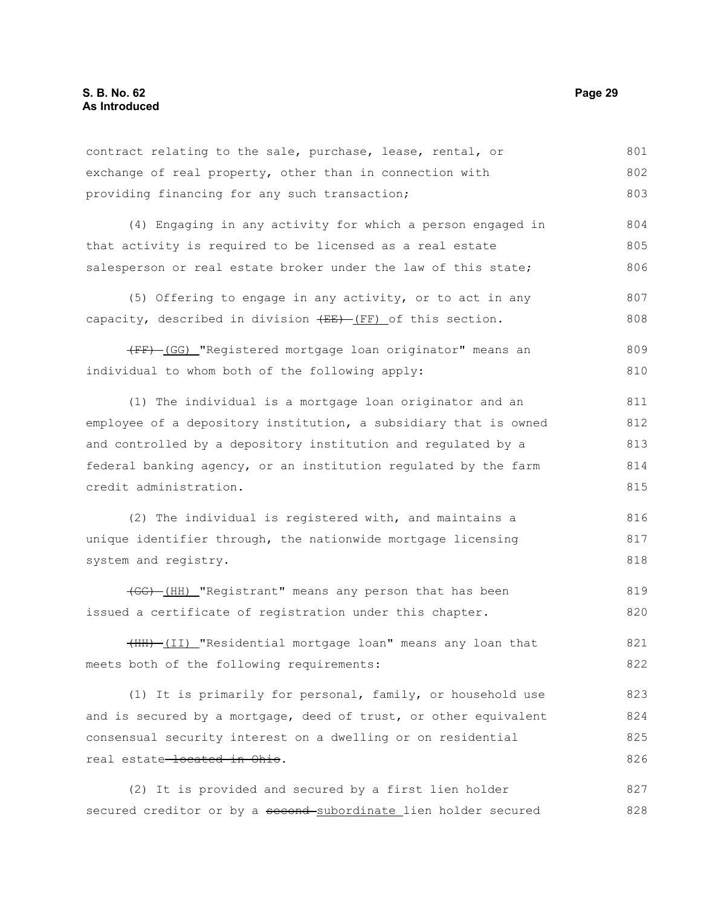contract relating to the sale, purchase, lease, rental, or exchange of real property, other than in connection with providing financing for any such transaction;

(4) Engaging in any activity for which a person engaged in that activity is required to be licensed as a real estate salesperson or real estate broker under the law of this state;

(5) Offering to engage in any activity, or to act in any capacity, described in division ~~(EE)~~ (FF) of this section.

~~(FF)~~ (GG) "Registered mortgage loan originator" means an individual to whom both of the following apply:

(1) The individual is a mortgage loan originator and an employee of a depository institution, a subsidiary that is owned and controlled by a depository institution and regulated by a federal banking agency, or an institution regulated by the farm credit administration.

(2) The individual is registered with, and maintains a unique identifier through, the nationwide mortgage licensing system and registry.

~~(GG)~~ (HH) "Registrant" means any person that has been issued a certificate of registration under this chapter.

~~(HH)~~ (II) "Residential mortgage loan" means any loan that meets both of the following requirements:

(1) It is primarily for personal, family, or household use and is secured by a mortgage, deed of trust, or other equivalent consensual security interest on a dwelling or on residential real estate ~~located in Ohio~~.

(2) It is provided and secured by a first lien holder secured creditor or by a ~~second~~ subordinate lien holder secured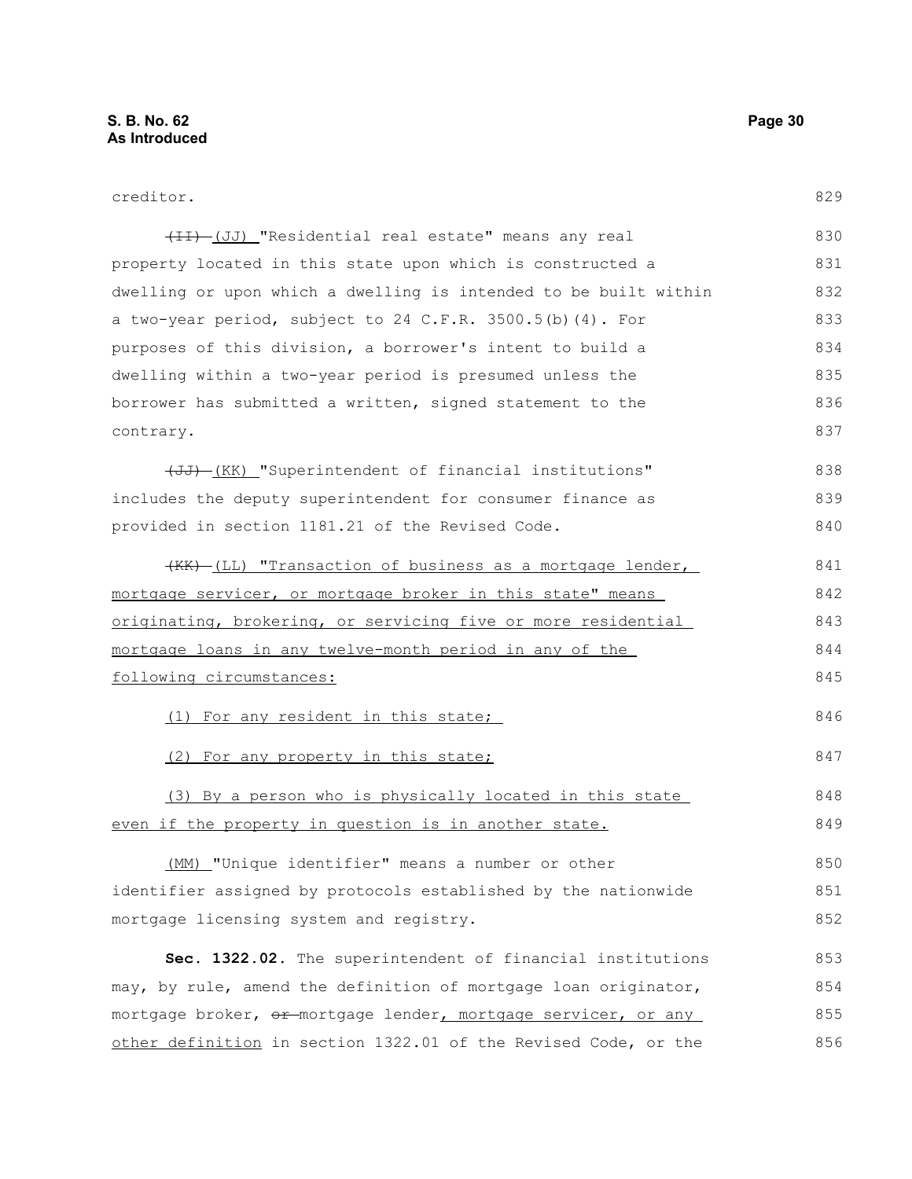creditor.

~~(II)~~ (JJ) "Residential real estate" means any real property located in this state upon which is constructed a dwelling or upon which a dwelling is intended to be built within a two-year period, subject to 24 C.F.R. 3500.5(b)(4). For purposes of this division, a borrower's intent to build a dwelling within a two-year period is presumed unless the borrower has submitted a written, signed statement to the contrary.

~~(JJ)~~ (KK) "Superintendent of financial institutions" includes the deputy superintendent for consumer finance as provided in section 1181.21 of the Revised Code.

~~(KK)~~ (LL) "Transaction of business as a mortgage lender, mortgage servicer, or mortgage broker in this state" means originating, brokering, or servicing five or more residential mortgage loans in any twelve-month period in any of the following circumstances:

(1) For any resident in this state;

(2) For any property in this state;

(3) By a person who is physically located in this state even if the property in question is in another state.

(MM) "Unique identifier" means a number or other identifier assigned by protocols established by the nationwide mortgage licensing system and registry.

**Sec. 1322.02.** The superintendent of financial institutions may, by rule, amend the definition of mortgage loan originator, mortgage broker, ~~or~~ mortgage lender, mortgage servicer, or any other definition in section 1322.01 of the Revised Code, or the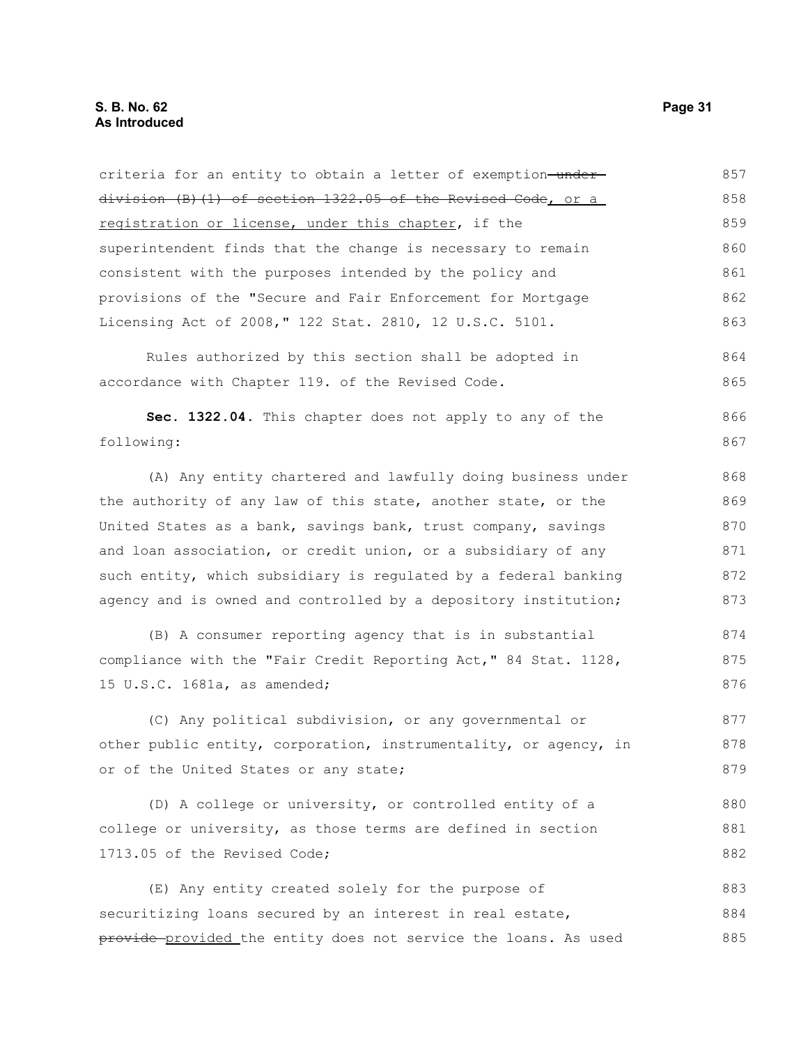criteria for an entity to obtain a letter of exemption ~~under division (B)(1) of section 1322.05 of the Revised Code~~, or a registration or license, under this chapter, if the superintendent finds that the change is necessary to remain consistent with the purposes intended by the policy and provisions of the "Secure and Fair Enforcement for Mortgage Licensing Act of 2008," 122 Stat. 2810, 12 U.S.C. 5101.

Rules authorized by this section shall be adopted in accordance with Chapter 119. of the Revised Code.

**Sec. 1322.04.** This chapter does not apply to any of the following:

(A) Any entity chartered and lawfully doing business under the authority of any law of this state, another state, or the United States as a bank, savings bank, trust company, savings and loan association, or credit union, or a subsidiary of any such entity, which subsidiary is regulated by a federal banking agency and is owned and controlled by a depository institution;

(B) A consumer reporting agency that is in substantial compliance with the "Fair Credit Reporting Act," 84 Stat. 1128, 15 U.S.C. 1681a, as amended;

(C) Any political subdivision, or any governmental or other public entity, corporation, instrumentality, or agency, in or of the United States or any state;

(D) A college or university, or controlled entity of a college or university, as those terms are defined in section 1713.05 of the Revised Code;

(E) Any entity created solely for the purpose of securitizing loans secured by an interest in real estate, ~~provide~~ provided the entity does not service the loans. As used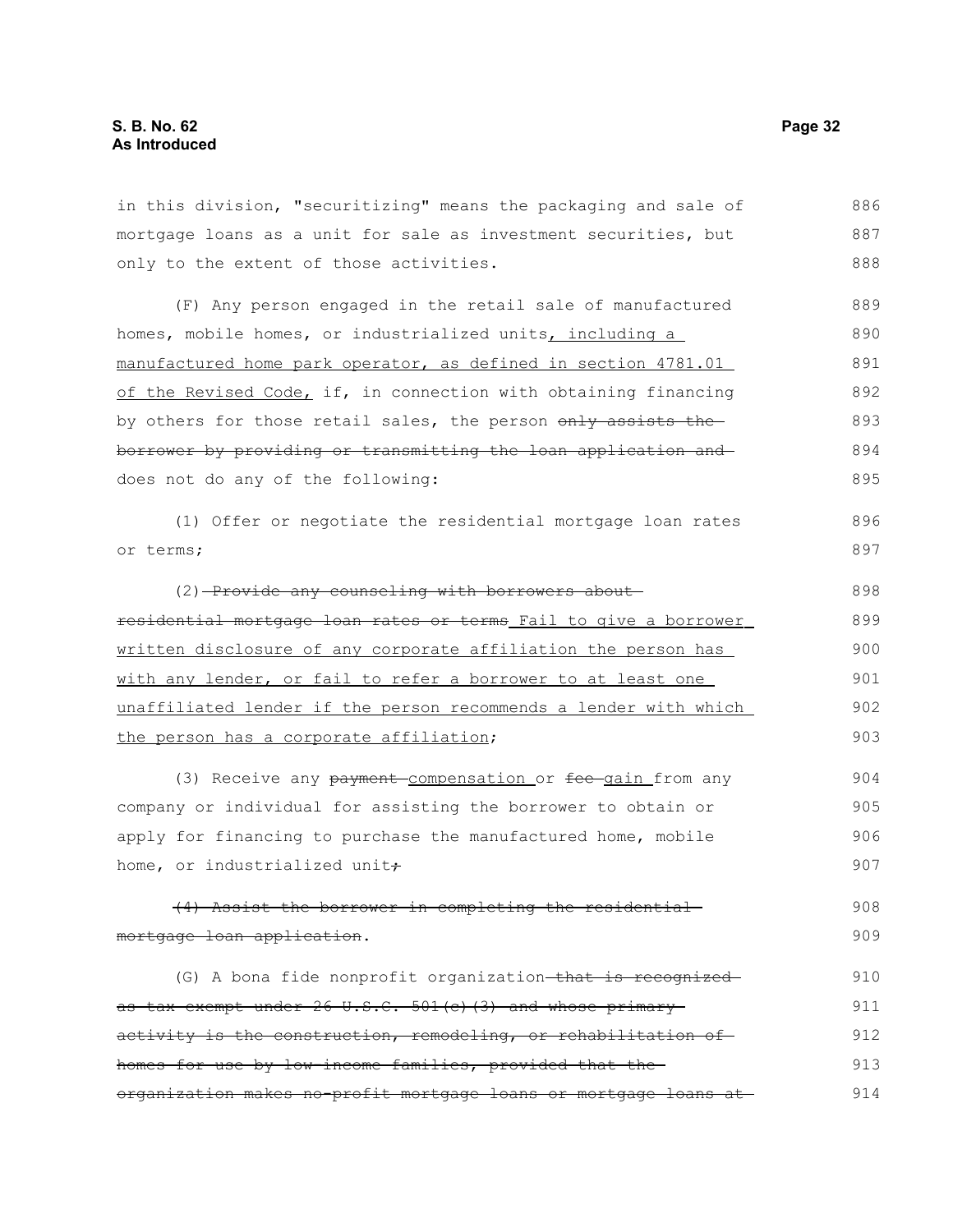in this division, "securitizing" means the packaging and sale of mortgage loans as a unit for sale as investment securities, but only to the extent of those activities.

(F) Any person engaged in the retail sale of manufactured homes, mobile homes, or industrialized units<u>, including a manufactured home park operator, as defined in section 4781.01 of the Revised Code,</u> if, in connection with obtaining financing by others for those retail sales, the person ~~only assists the borrower by providing or transmitting the loan application and~~ does not do any of the following:

(1) Offer or negotiate the residential mortgage loan rates or terms;

(2) ~~Provide any counseling with borrowers about residential mortgage loan rates or terms~~ <u>Fail to give a borrower written disclosure of any corporate affiliation the person has with any lender, or fail to refer a borrower to at least one unaffiliated lender if the person recommends a lender with which the person has a corporate affiliation</u>;

(3) Receive any ~~payment~~ <u>compensation</u> or ~~fee~~ <u>gain</u> from any company or individual for assisting the borrower to obtain or apply for financing to purchase the manufactured home, mobile home, or industrialized unit~~;~~

~~(4) Assist the borrower in completing the residential mortgage loan application~~.

(G) A bona fide nonprofit organization ~~that is recognized as tax exempt under 26 U.S.C. 501(c)(3) and whose primary activity is the construction, remodeling, or rehabilitation of homes for use by low-income families, provided that the organization makes no-profit mortgage loans or mortgage loans at~~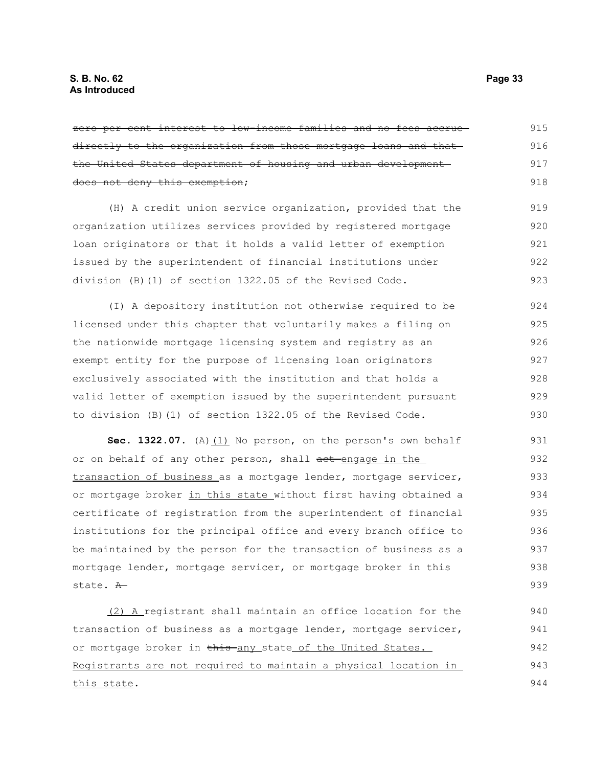~~zero per cent interest to low-income families and no fees accrue directly to the organization from those mortgage loans and that the United States department of housing and urban development does not deny this exemption~~;

(H) A credit union service organization, provided that the organization utilizes services provided by registered mortgage loan originators or that it holds a valid letter of exemption issued by the superintendent of financial institutions under division (B)(1) of section 1322.05 of the Revised Code.

(I) A depository institution not otherwise required to be licensed under this chapter that voluntarily makes a filing on the nationwide mortgage licensing system and registry as an exempt entity for the purpose of licensing loan originators exclusively associated with the institution and that holds a valid letter of exemption issued by the superintendent pursuant to division (B)(1) of section 1322.05 of the Revised Code.

**Sec. 1322.07.** (A)<u>(1)</u> No person, on the person's own behalf or on behalf of any other person, shall ~~act~~ <u>engage in the transaction of business</u> as a mortgage lender, mortgage servicer, or mortgage broker <u>in this state</u> without first having obtained a certificate of registration from the superintendent of financial institutions for the principal office and every branch office to be maintained by the person for the transaction of business as a mortgage lender, mortgage servicer, or mortgage broker in this state. ~~A~~

<u>(2) A</u> registrant shall maintain an office location for the transaction of business as a mortgage lender, mortgage servicer, or mortgage broker in ~~this~~ <u>any</u> state<u> of the United States. Registrants are not required to maintain a physical location in this state</u>.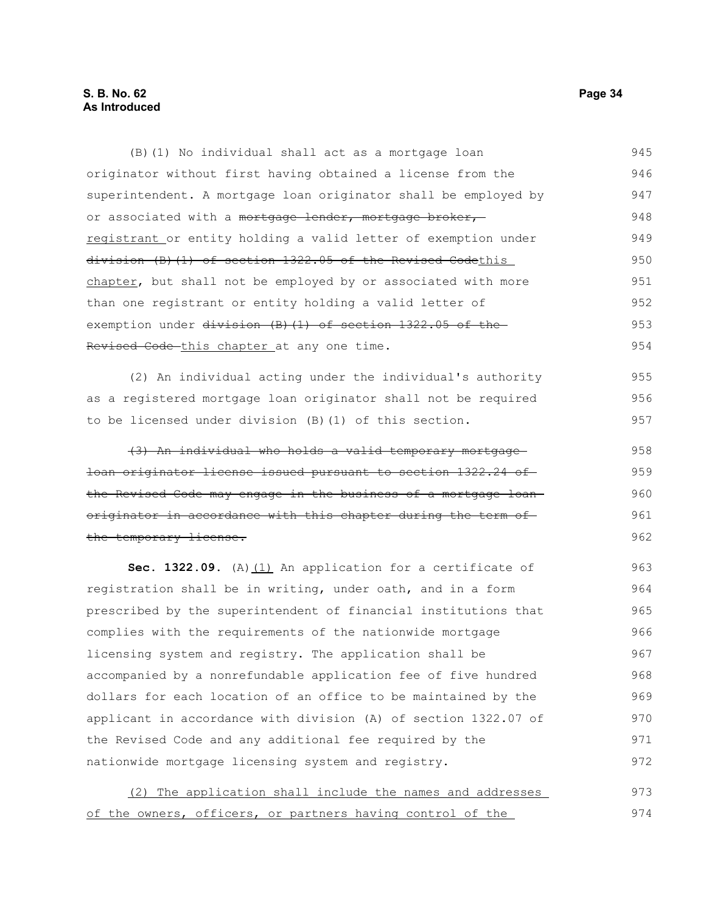(B)(1) No individual shall act as a mortgage loan originator without first having obtained a license from the superintendent. A mortgage loan originator shall be employed by or associated with a ~~mortgage lender, mortgage broker,~~ registrant or entity holding a valid letter of exemption under ~~division (B)(1) of section 1322.05 of the Revised Code~~this chapter, but shall not be employed by or associated with more than one registrant or entity holding a valid letter of exemption under ~~division (B)(1) of section 1322.05 of the Revised Code~~ this chapter at any one time.

(2) An individual acting under the individual's authority as a registered mortgage loan originator shall not be required to be licensed under division (B)(1) of this section.

~~(3) An individual who holds a valid temporary mortgage loan originator license issued pursuant to section 1322.24 of the Revised Code may engage in the business of a mortgage loan originator in accordance with this chapter during the term of the temporary license.~~

**Sec. 1322.09.** (A)(1) An application for a certificate of registration shall be in writing, under oath, and in a form prescribed by the superintendent of financial institutions that complies with the requirements of the nationwide mortgage licensing system and registry. The application shall be accompanied by a nonrefundable application fee of five hundred dollars for each location of an office to be maintained by the applicant in accordance with division (A) of section 1322.07 of the Revised Code and any additional fee required by the nationwide mortgage licensing system and registry.

(2) The application shall include the names and addresses of the owners, officers, or partners having control of the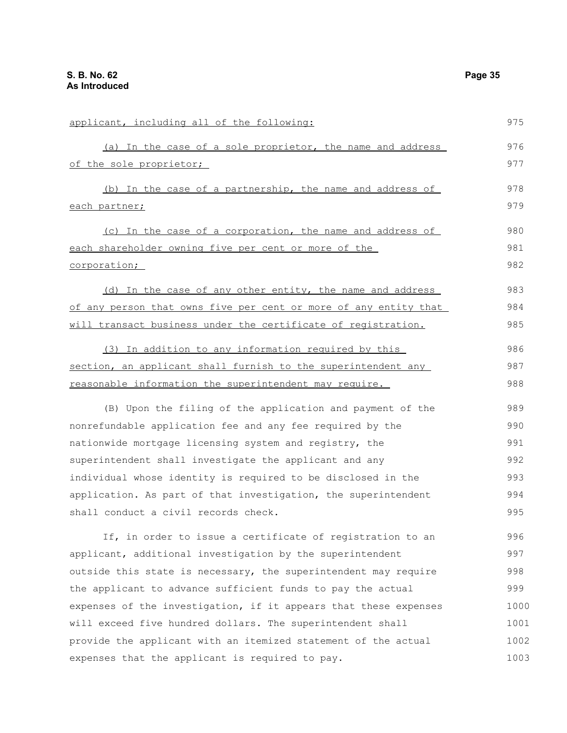applicant, including all of the following:

(a) In the case of a sole proprietor, the name and address of the sole proprietor;

(b) In the case of a partnership, the name and address of each partner;

(c) In the case of a corporation, the name and address of each shareholder owning five per cent or more of the corporation;

(d) In the case of any other entity, the name and address of any person that owns five per cent or more of any entity that will transact business under the certificate of registration.

(3) In addition to any information required by this section, an applicant shall furnish to the superintendent any reasonable information the superintendent may require.

(B) Upon the filing of the application and payment of the nonrefundable application fee and any fee required by the nationwide mortgage licensing system and registry, the superintendent shall investigate the applicant and any individual whose identity is required to be disclosed in the application. As part of that investigation, the superintendent shall conduct a civil records check.

If, in order to issue a certificate of registration to an applicant, additional investigation by the superintendent outside this state is necessary, the superintendent may require the applicant to advance sufficient funds to pay the actual expenses of the investigation, if it appears that these expenses will exceed five hundred dollars. The superintendent shall provide the applicant with an itemized statement of the actual expenses that the applicant is required to pay.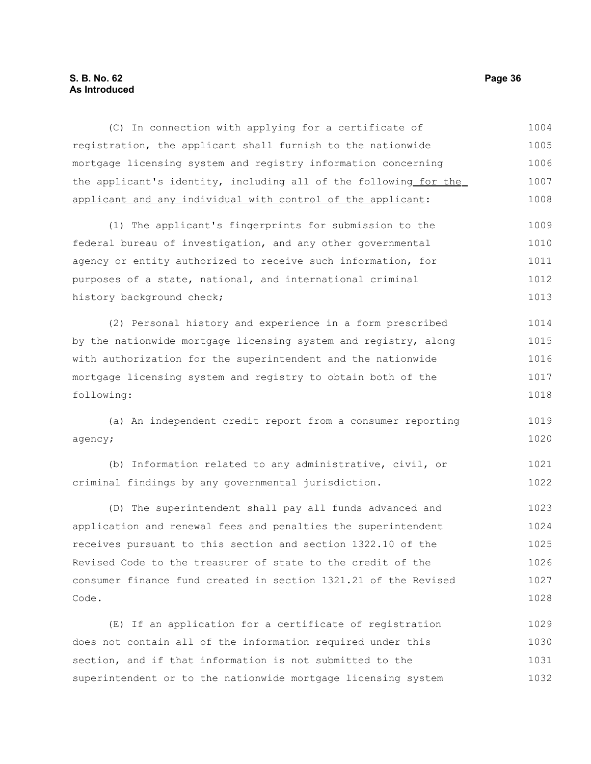(C) In connection with applying for a certificate of registration, the applicant shall furnish to the nationwide mortgage licensing system and registry information concerning the applicant's identity, including all of the following for the applicant and any individual with control of the applicant:

(1) The applicant's fingerprints for submission to the federal bureau of investigation, and any other governmental agency or entity authorized to receive such information, for purposes of a state, national, and international criminal history background check;

(2) Personal history and experience in a form prescribed by the nationwide mortgage licensing system and registry, along with authorization for the superintendent and the nationwide mortgage licensing system and registry to obtain both of the following:

(a) An independent credit report from a consumer reporting agency;

(b) Information related to any administrative, civil, or criminal findings by any governmental jurisdiction.

(D) The superintendent shall pay all funds advanced and application and renewal fees and penalties the superintendent receives pursuant to this section and section 1322.10 of the Revised Code to the treasurer of state to the credit of the consumer finance fund created in section 1321.21 of the Revised Code.

(E) If an application for a certificate of registration does not contain all of the information required under this section, and if that information is not submitted to the superintendent or to the nationwide mortgage licensing system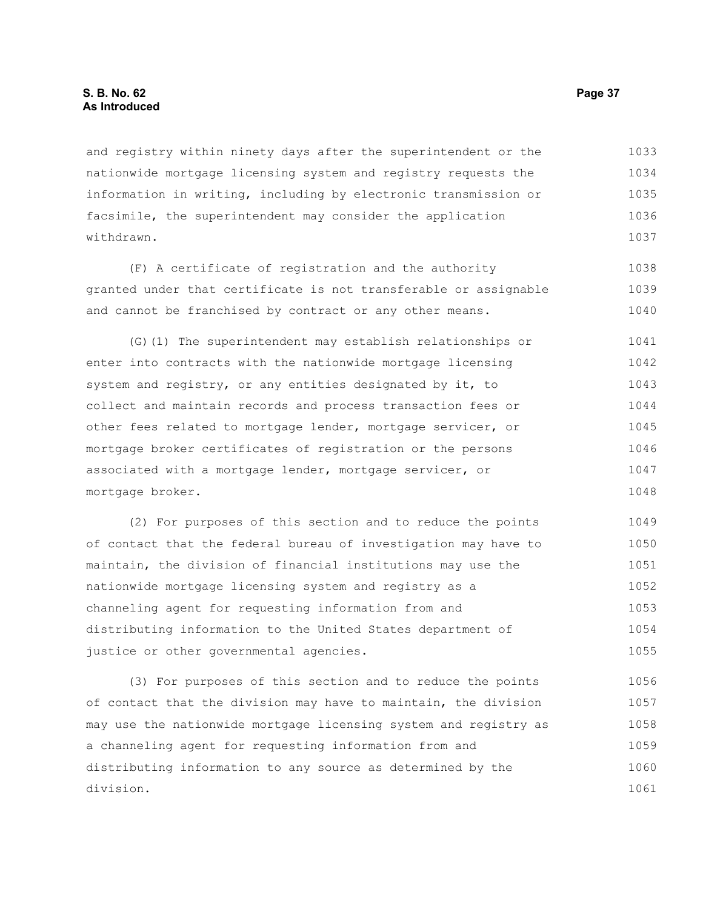and registry within ninety days after the superintendent or the nationwide mortgage licensing system and registry requests the information in writing, including by electronic transmission or facsimile, the superintendent may consider the application withdrawn.

(F) A certificate of registration and the authority granted under that certificate is not transferable or assignable and cannot be franchised by contract or any other means.

(G)(1) The superintendent may establish relationships or enter into contracts with the nationwide mortgage licensing system and registry, or any entities designated by it, to collect and maintain records and process transaction fees or other fees related to mortgage lender, mortgage servicer, or mortgage broker certificates of registration or the persons associated with a mortgage lender, mortgage servicer, or mortgage broker.

(2) For purposes of this section and to reduce the points of contact that the federal bureau of investigation may have to maintain, the division of financial institutions may use the nationwide mortgage licensing system and registry as a channeling agent for requesting information from and distributing information to the United States department of justice or other governmental agencies.

(3) For purposes of this section and to reduce the points of contact that the division may have to maintain, the division may use the nationwide mortgage licensing system and registry as a channeling agent for requesting information from and distributing information to any source as determined by the division.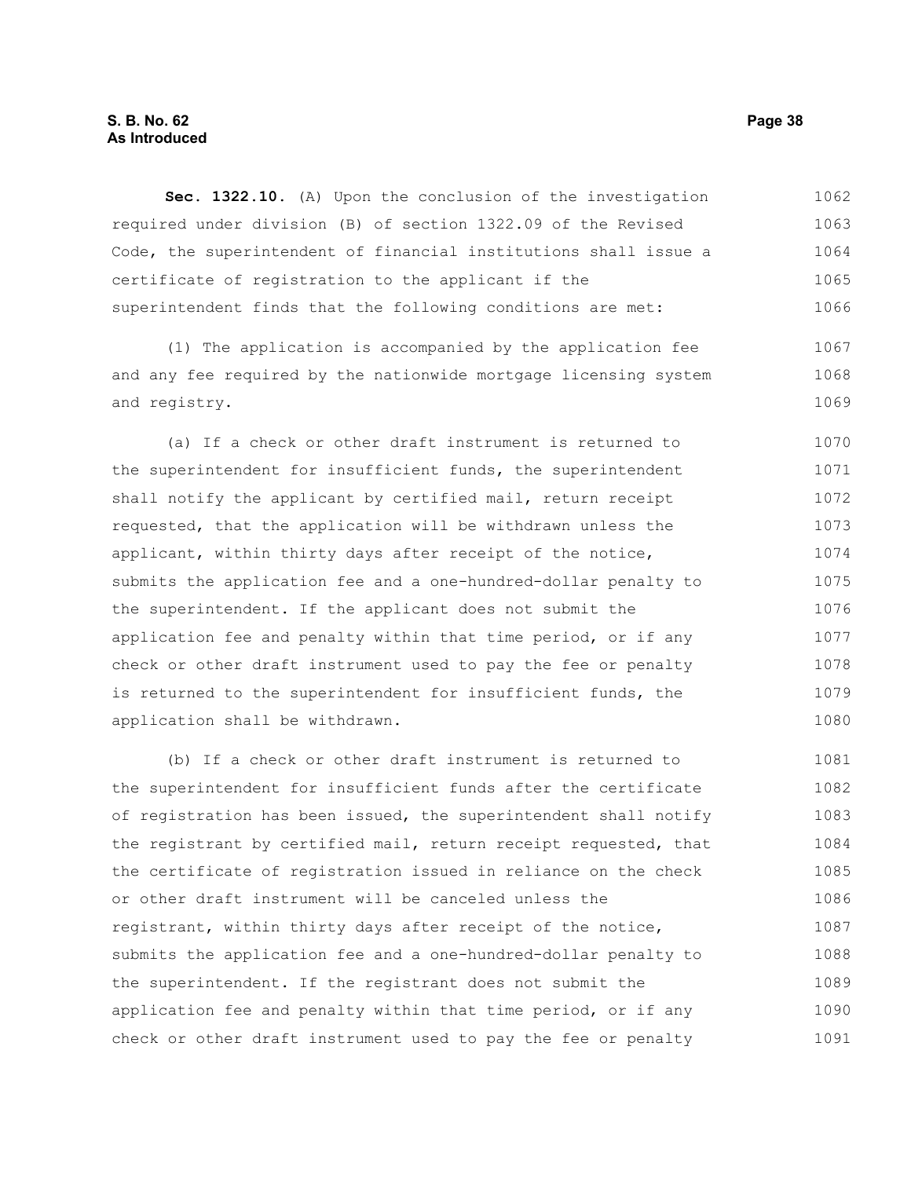**Sec. 1322.10.** (A) Upon the conclusion of the investigation required under division (B) of section 1322.09 of the Revised Code, the superintendent of financial institutions shall issue a certificate of registration to the applicant if the superintendent finds that the following conditions are met:

(1) The application is accompanied by the application fee and any fee required by the nationwide mortgage licensing system and registry.

(a) If a check or other draft instrument is returned to the superintendent for insufficient funds, the superintendent shall notify the applicant by certified mail, return receipt requested, that the application will be withdrawn unless the applicant, within thirty days after receipt of the notice, submits the application fee and a one-hundred-dollar penalty to the superintendent. If the applicant does not submit the application fee and penalty within that time period, or if any check or other draft instrument used to pay the fee or penalty is returned to the superintendent for insufficient funds, the application shall be withdrawn.

(b) If a check or other draft instrument is returned to the superintendent for insufficient funds after the certificate of registration has been issued, the superintendent shall notify the registrant by certified mail, return receipt requested, that the certificate of registration issued in reliance on the check or other draft instrument will be canceled unless the registrant, within thirty days after receipt of the notice, submits the application fee and a one-hundred-dollar penalty to the superintendent. If the registrant does not submit the application fee and penalty within that time period, or if any check or other draft instrument used to pay the fee or penalty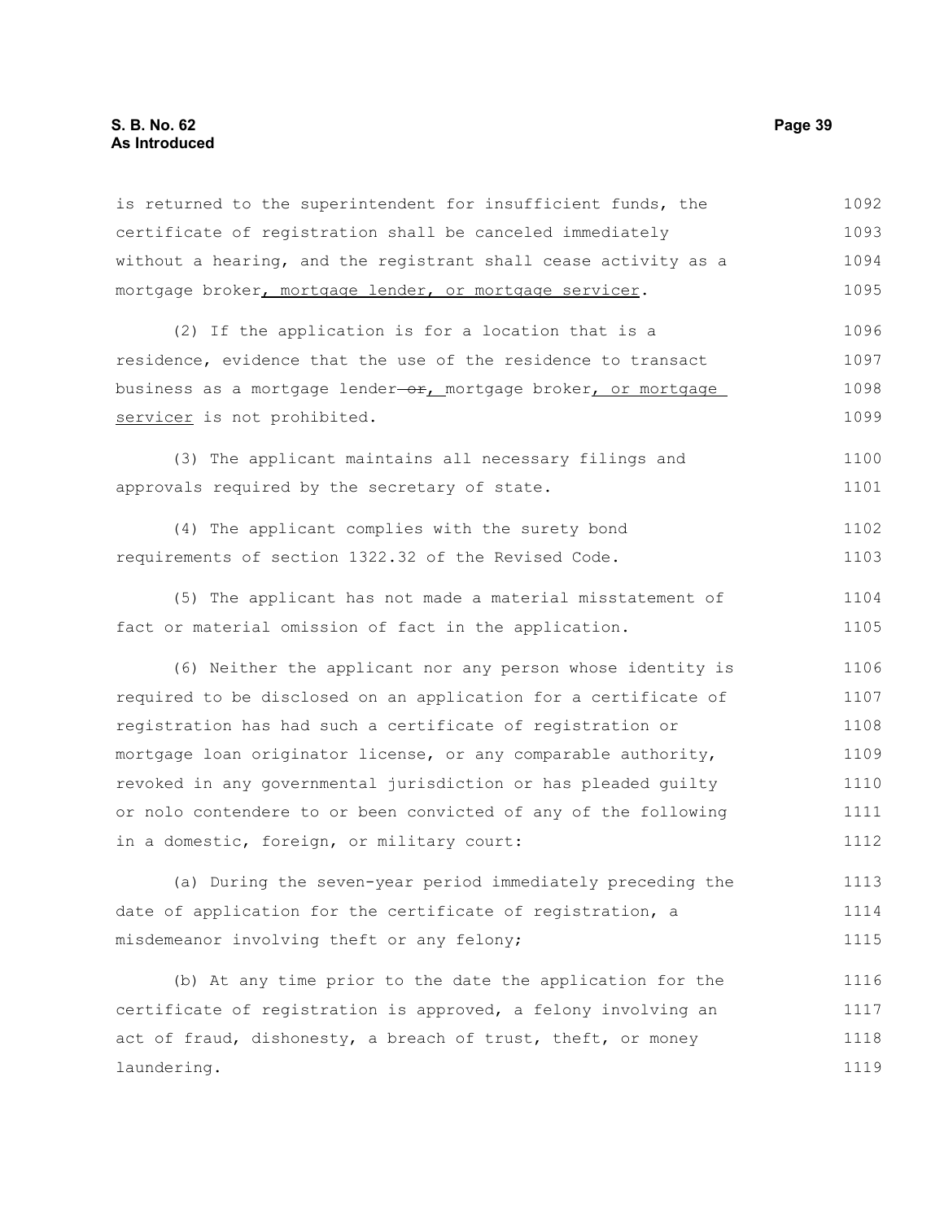is returned to the superintendent for insufficient funds, the certificate of registration shall be canceled immediately without a hearing, and the registrant shall cease activity as a mortgage broker, mortgage lender, or mortgage servicer.

(2) If the application is for a location that is a residence, evidence that the use of the residence to transact business as a mortgage lender or, mortgage broker, or mortgage servicer is not prohibited.

(3) The applicant maintains all necessary filings and approvals required by the secretary of state.

(4) The applicant complies with the surety bond requirements of section 1322.32 of the Revised Code.

(5) The applicant has not made a material misstatement of fact or material omission of fact in the application.

(6) Neither the applicant nor any person whose identity is required to be disclosed on an application for a certificate of registration has had such a certificate of registration or mortgage loan originator license, or any comparable authority, revoked in any governmental jurisdiction or has pleaded guilty or nolo contendere to or been convicted of any of the following in a domestic, foreign, or military court:

(a) During the seven-year period immediately preceding the date of application for the certificate of registration, a misdemeanor involving theft or any felony;

(b) At any time prior to the date the application for the certificate of registration is approved, a felony involving an act of fraud, dishonesty, a breach of trust, theft, or money laundering.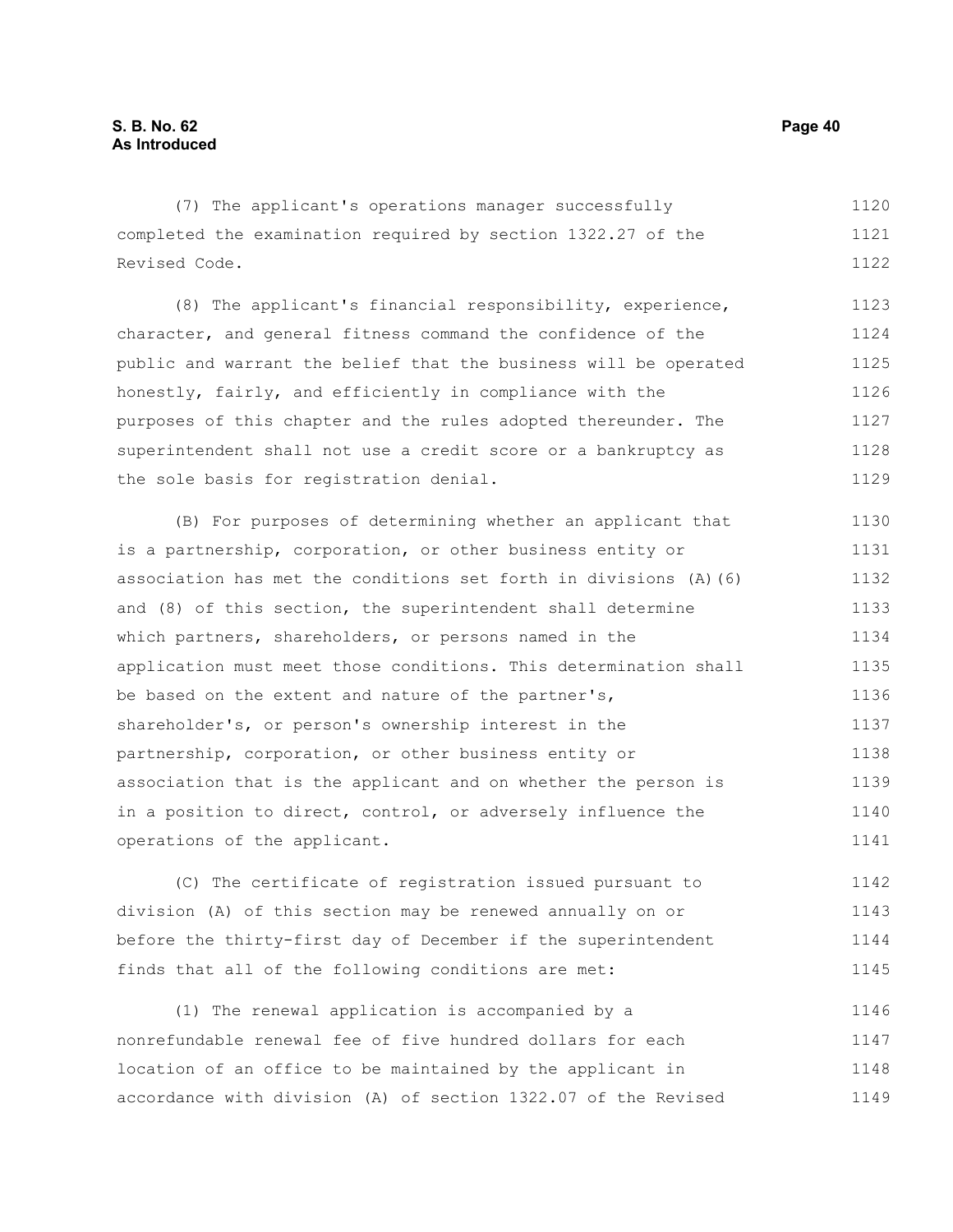(7) The applicant's operations manager successfully completed the examination required by section 1322.27 of the Revised Code.

(8) The applicant's financial responsibility, experience, character, and general fitness command the confidence of the public and warrant the belief that the business will be operated honestly, fairly, and efficiently in compliance with the purposes of this chapter and the rules adopted thereunder. The superintendent shall not use a credit score or a bankruptcy as the sole basis for registration denial.

(B) For purposes of determining whether an applicant that is a partnership, corporation, or other business entity or association has met the conditions set forth in divisions (A)(6) and (8) of this section, the superintendent shall determine which partners, shareholders, or persons named in the application must meet those conditions. This determination shall be based on the extent and nature of the partner's, shareholder's, or person's ownership interest in the partnership, corporation, or other business entity or association that is the applicant and on whether the person is in a position to direct, control, or adversely influence the operations of the applicant.

(C) The certificate of registration issued pursuant to division (A) of this section may be renewed annually on or before the thirty-first day of December if the superintendent finds that all of the following conditions are met:

(1) The renewal application is accompanied by a nonrefundable renewal fee of five hundred dollars for each location of an office to be maintained by the applicant in accordance with division (A) of section 1322.07 of the Revised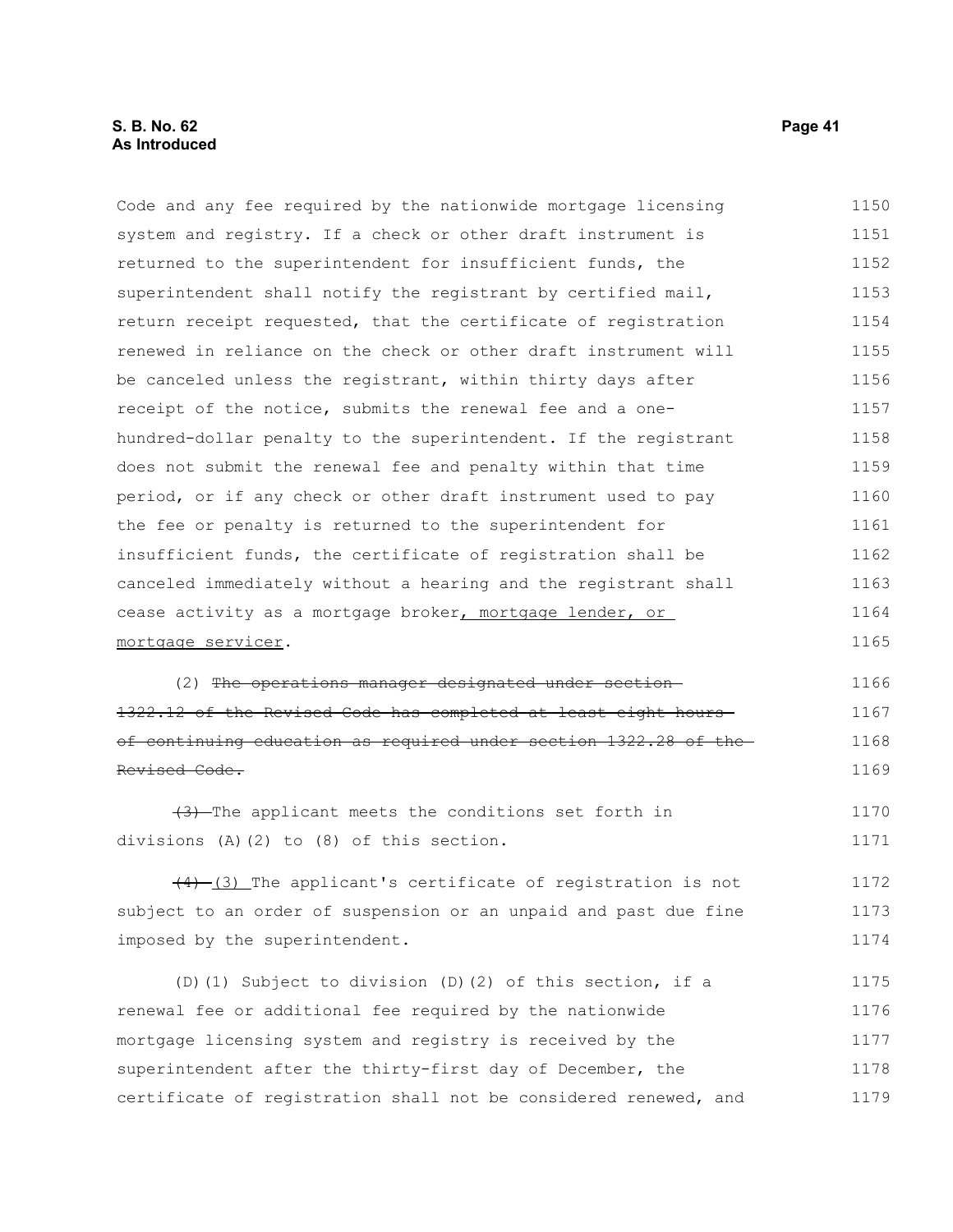Code and any fee required by the nationwide mortgage licensing system and registry. If a check or other draft instrument is returned to the superintendent for insufficient funds, the superintendent shall notify the registrant by certified mail, return receipt requested, that the certificate of registration renewed in reliance on the check or other draft instrument will be canceled unless the registrant, within thirty days after receipt of the notice, submits the renewal fee and a one-hundred-dollar penalty to the superintendent. If the registrant does not submit the renewal fee and penalty within that time period, or if any check or other draft instrument used to pay the fee or penalty is returned to the superintendent for insufficient funds, the certificate of registration shall be canceled immediately without a hearing and the registrant shall cease activity as a mortgage broker, mortgage lender, or mortgage servicer.

(2) ~~The operations manager designated under section 1322.12 of the Revised Code has completed at least eight hours of continuing education as required under section 1322.28 of the Revised Code.~~

~~(3)~~ The applicant meets the conditions set forth in divisions (A)(2) to (8) of this section.

~~(4)~~ (3) The applicant's certificate of registration is not subject to an order of suspension or an unpaid and past due fine imposed by the superintendent.

(D)(1) Subject to division (D)(2) of this section, if a renewal fee or additional fee required by the nationwide mortgage licensing system and registry is received by the superintendent after the thirty-first day of December, the certificate of registration shall not be considered renewed, and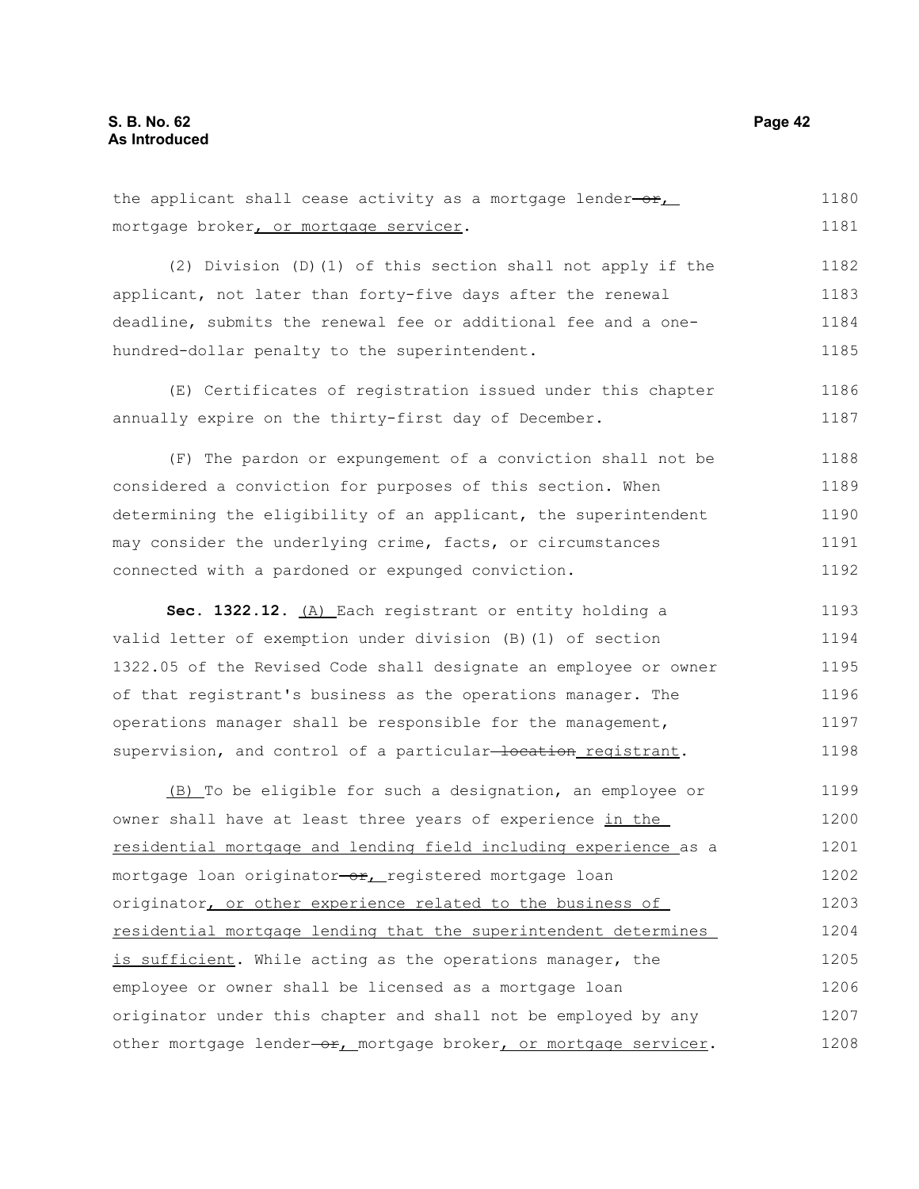the applicant shall cease activity as a mortgage lender ~~or~~, mortgage broker, or mortgage servicer.

(2) Division (D)(1) of this section shall not apply if the applicant, not later than forty-five days after the renewal deadline, submits the renewal fee or additional fee and a one-hundred-dollar penalty to the superintendent.

(E) Certificates of registration issued under this chapter annually expire on the thirty-first day of December.

(F) The pardon or expungement of a conviction shall not be considered a conviction for purposes of this section. When determining the eligibility of an applicant, the superintendent may consider the underlying crime, facts, or circumstances connected with a pardoned or expunged conviction.

**Sec. 1322.12.** (A) Each registrant or entity holding a valid letter of exemption under division (B)(1) of section 1322.05 of the Revised Code shall designate an employee or owner of that registrant's business as the operations manager. The operations manager shall be responsible for the management, supervision, and control of a particular ~~location~~ registrant.

(B) To be eligible for such a designation, an employee or owner shall have at least three years of experience in the residential mortgage and lending field including experience as a mortgage loan originator ~~or~~, registered mortgage loan originator, or other experience related to the business of residential mortgage lending that the superintendent determines is sufficient. While acting as the operations manager, the employee or owner shall be licensed as a mortgage loan originator under this chapter and shall not be employed by any other mortgage lender ~~or~~, mortgage broker, or mortgage servicer.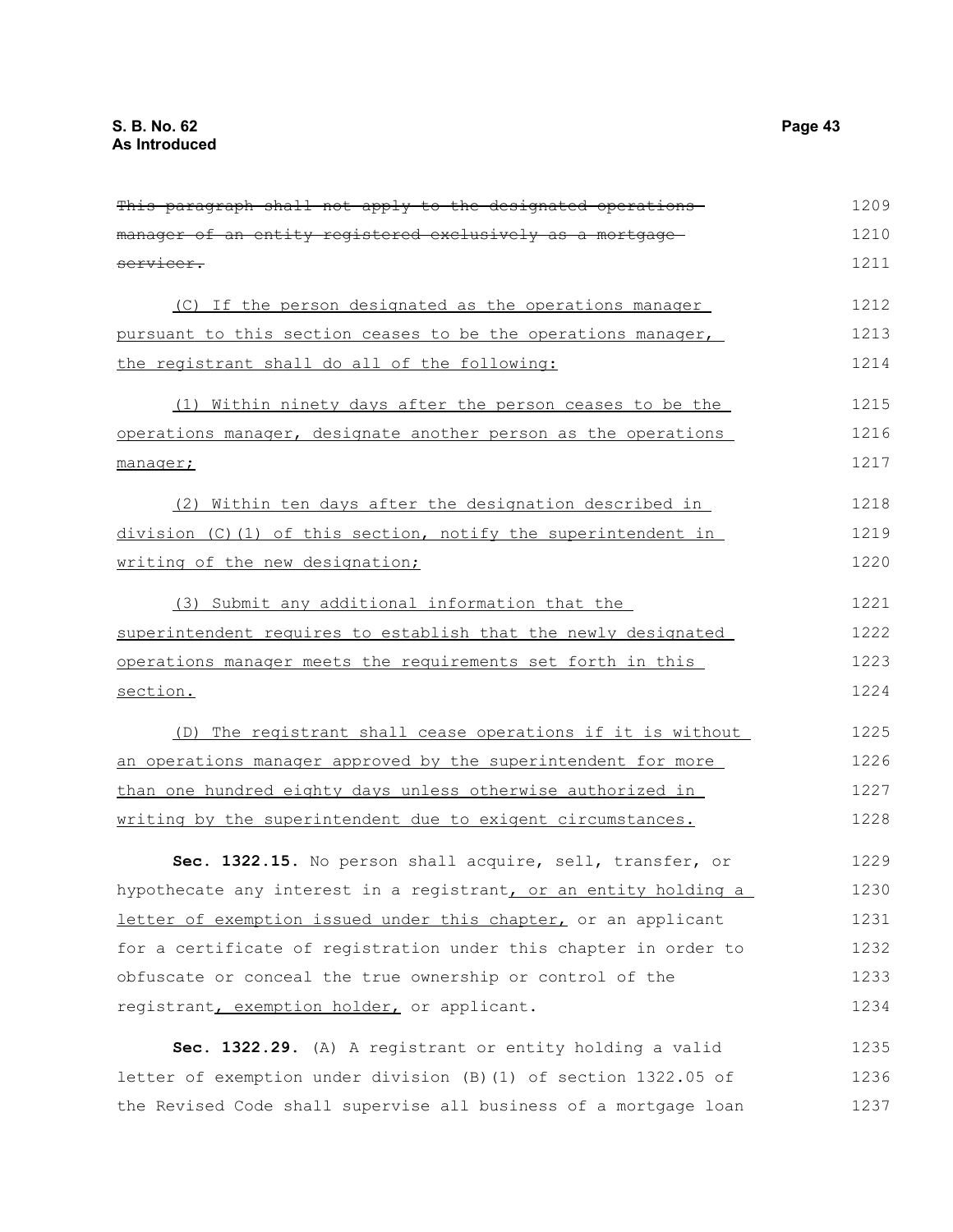~~This paragraph shall not apply to the designated operations manager of an entity registered exclusively as a mortgage servicer.~~

(C) If the person designated as the operations manager pursuant to this section ceases to be the operations manager, the registrant shall do all of the following:

(1) Within ninety days after the person ceases to be the operations manager, designate another person as the operations manager;

(2) Within ten days after the designation described in division (C)(1) of this section, notify the superintendent in writing of the new designation;

(3) Submit any additional information that the superintendent requires to establish that the newly designated operations manager meets the requirements set forth in this section.

(D) The registrant shall cease operations if it is without an operations manager approved by the superintendent for more than one hundred eighty days unless otherwise authorized in writing by the superintendent due to exigent circumstances.

**Sec. 1322.15.** No person shall acquire, sell, transfer, or hypothecate any interest in a registrant, or an entity holding a letter of exemption issued under this chapter, or an applicant for a certificate of registration under this chapter in order to obfuscate or conceal the true ownership or control of the registrant, exemption holder, or applicant.

**Sec. 1322.29.** (A) A registrant or entity holding a valid letter of exemption under division (B)(1) of section 1322.05 of the Revised Code shall supervise all business of a mortgage loan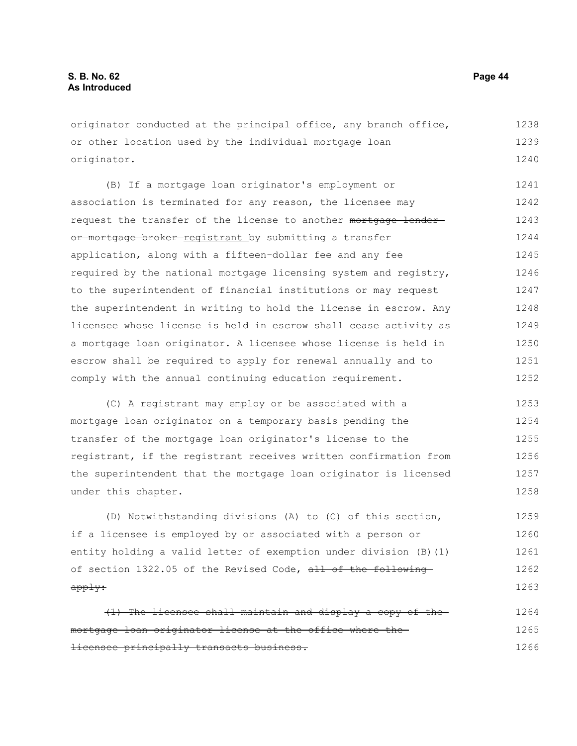originator conducted at the principal office, any branch office, or other location used by the individual mortgage loan originator.

(B) If a mortgage loan originator's employment or association is terminated for any reason, the licensee may request the transfer of the license to another ~~mortgage lender or mortgage broker~~ registrant by submitting a transfer application, along with a fifteen-dollar fee and any fee required by the national mortgage licensing system and registry, to the superintendent of financial institutions or may request the superintendent in writing to hold the license in escrow. Any licensee whose license is held in escrow shall cease activity as a mortgage loan originator. A licensee whose license is held in escrow shall be required to apply for renewal annually and to comply with the annual continuing education requirement.

(C) A registrant may employ or be associated with a mortgage loan originator on a temporary basis pending the transfer of the mortgage loan originator's license to the registrant, if the registrant receives written confirmation from the superintendent that the mortgage loan originator is licensed under this chapter.

(D) Notwithstanding divisions (A) to (C) of this section, if a licensee is employed by or associated with a person or entity holding a valid letter of exemption under division (B)(1) of section 1322.05 of the Revised Code, ~~all of the following apply:~~

~~(1) The licensee shall maintain and display a copy of the mortgage loan originator license at the office where the licensee principally transacts business.~~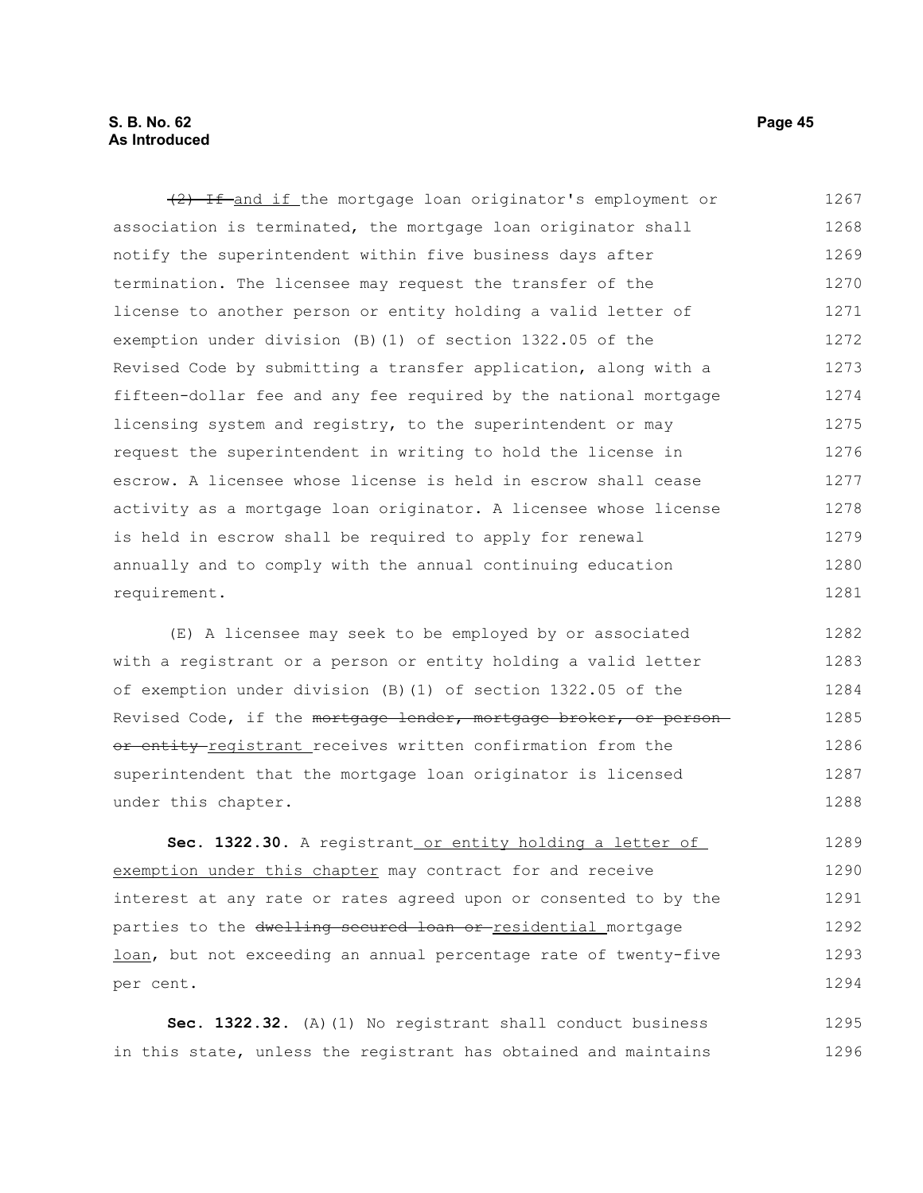~~(2) If~~ and if the mortgage loan originator's employment or association is terminated, the mortgage loan originator shall notify the superintendent within five business days after termination. The licensee may request the transfer of the license to another person or entity holding a valid letter of exemption under division (B)(1) of section 1322.05 of the Revised Code by submitting a transfer application, along with a fifteen-dollar fee and any fee required by the national mortgage licensing system and registry, to the superintendent or may request the superintendent in writing to hold the license in escrow. A licensee whose license is held in escrow shall cease activity as a mortgage loan originator. A licensee whose license is held in escrow shall be required to apply for renewal annually and to comply with the annual continuing education requirement.

(E) A licensee may seek to be employed by or associated with a registrant or a person or entity holding a valid letter of exemption under division (B)(1) of section 1322.05 of the Revised Code, if the ~~mortgage lender, mortgage broker, or person or entity~~ registrant receives written confirmation from the superintendent that the mortgage loan originator is licensed under this chapter.

**Sec. 1322.30.** A registrant or entity holding a letter of exemption under this chapter may contract for and receive interest at any rate or rates agreed upon or consented to by the parties to the ~~dwelling-secured loan or~~ residential mortgage loan, but not exceeding an annual percentage rate of twenty-five per cent.

**Sec. 1322.32.** (A)(1) No registrant shall conduct business in this state, unless the registrant has obtained and maintains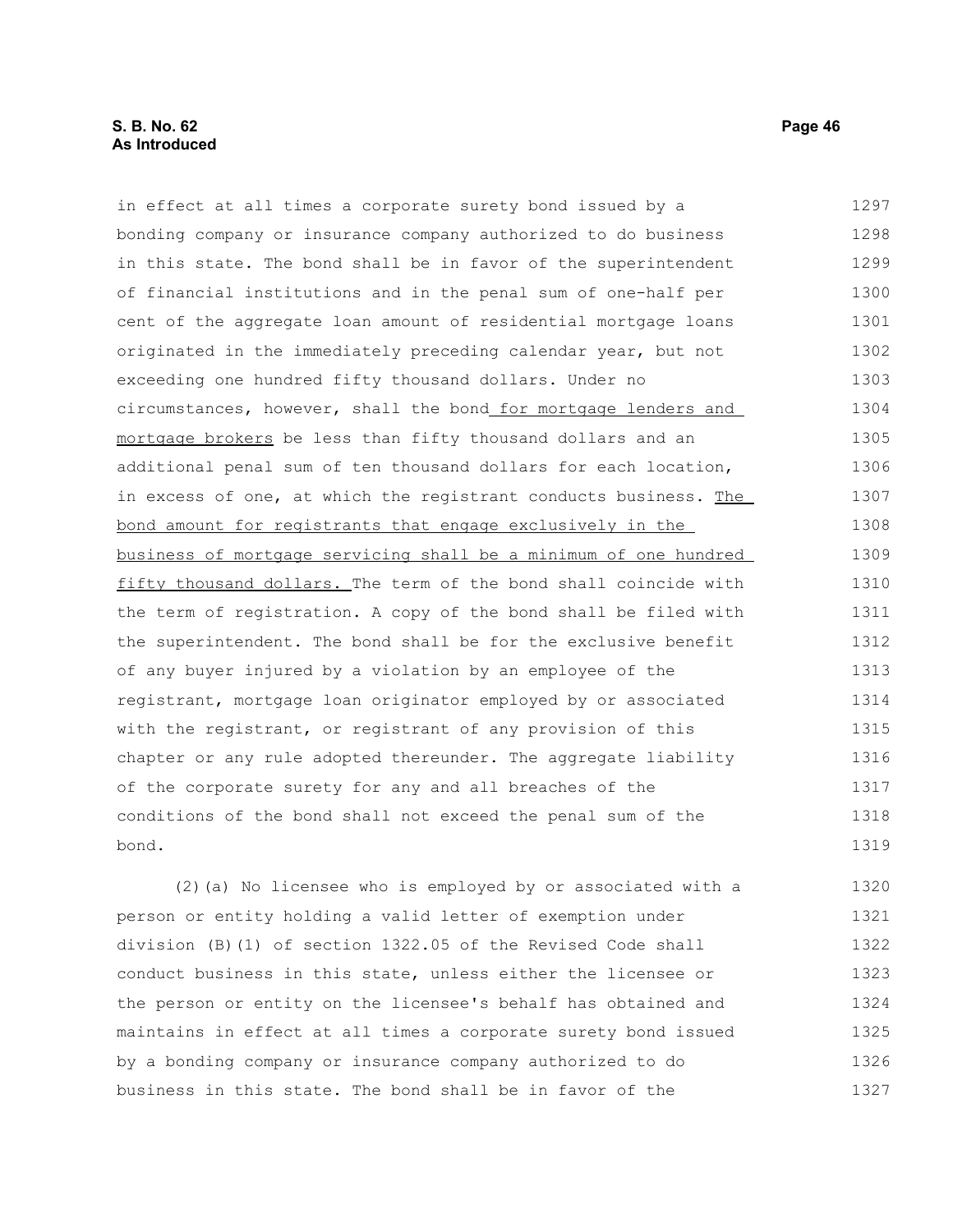in effect at all times a corporate surety bond issued by a bonding company or insurance company authorized to do business in this state. The bond shall be in favor of the superintendent of financial institutions and in the penal sum of one-half per cent of the aggregate loan amount of residential mortgage loans originated in the immediately preceding calendar year, but not exceeding one hundred fifty thousand dollars. Under no circumstances, however, shall the bond <u>for mortgage lenders and mortgage brokers</u> be less than fifty thousand dollars and an additional penal sum of ten thousand dollars for each location, in excess of one, at which the registrant conducts business. <u>The bond amount for registrants that engage exclusively in the business of mortgage servicing shall be a minimum of one hundred fifty thousand dollars.</u> The term of the bond shall coincide with the term of registration. A copy of the bond shall be filed with the superintendent. The bond shall be for the exclusive benefit of any buyer injured by a violation by an employee of the registrant, mortgage loan originator employed by or associated with the registrant, or registrant of any provision of this chapter or any rule adopted thereunder. The aggregate liability of the corporate surety for any and all breaches of the conditions of the bond shall not exceed the penal sum of the bond.

(2)(a) No licensee who is employed by or associated with a person or entity holding a valid letter of exemption under division (B)(1) of section 1322.05 of the Revised Code shall conduct business in this state, unless either the licensee or the person or entity on the licensee's behalf has obtained and maintains in effect at all times a corporate surety bond issued by a bonding company or insurance company authorized to do business in this state. The bond shall be in favor of the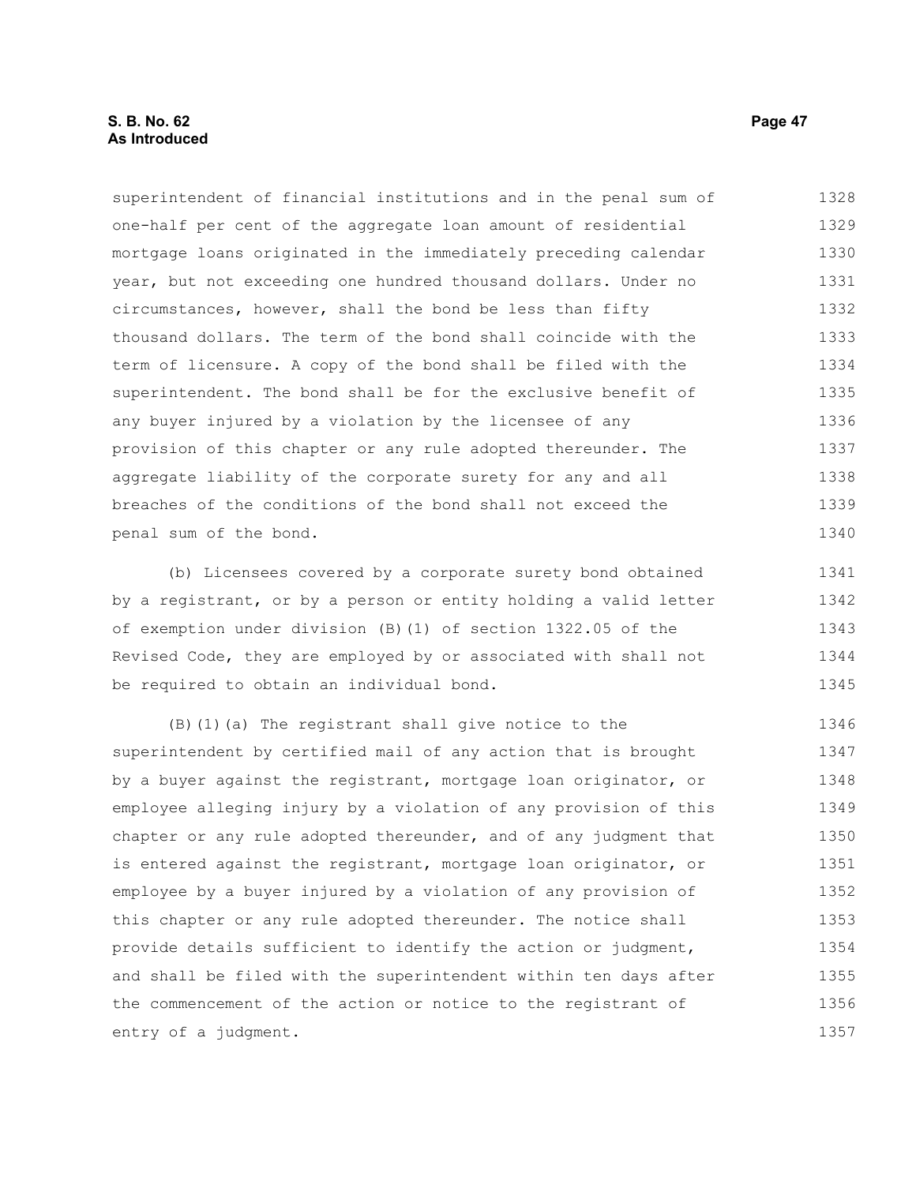superintendent of financial institutions and in the penal sum of one-half per cent of the aggregate loan amount of residential mortgage loans originated in the immediately preceding calendar year, but not exceeding one hundred thousand dollars. Under no circumstances, however, shall the bond be less than fifty thousand dollars. The term of the bond shall coincide with the term of licensure. A copy of the bond shall be filed with the superintendent. The bond shall be for the exclusive benefit of any buyer injured by a violation by the licensee of any provision of this chapter or any rule adopted thereunder. The aggregate liability of the corporate surety for any and all breaches of the conditions of the bond shall not exceed the penal sum of the bond.

(b) Licensees covered by a corporate surety bond obtained by a registrant, or by a person or entity holding a valid letter of exemption under division (B)(1) of section 1322.05 of the Revised Code, they are employed by or associated with shall not be required to obtain an individual bond.

(B)(1)(a) The registrant shall give notice to the superintendent by certified mail of any action that is brought by a buyer against the registrant, mortgage loan originator, or employee alleging injury by a violation of any provision of this chapter or any rule adopted thereunder, and of any judgment that is entered against the registrant, mortgage loan originator, or employee by a buyer injured by a violation of any provision of this chapter or any rule adopted thereunder. The notice shall provide details sufficient to identify the action or judgment, and shall be filed with the superintendent within ten days after the commencement of the action or notice to the registrant of entry of a judgment.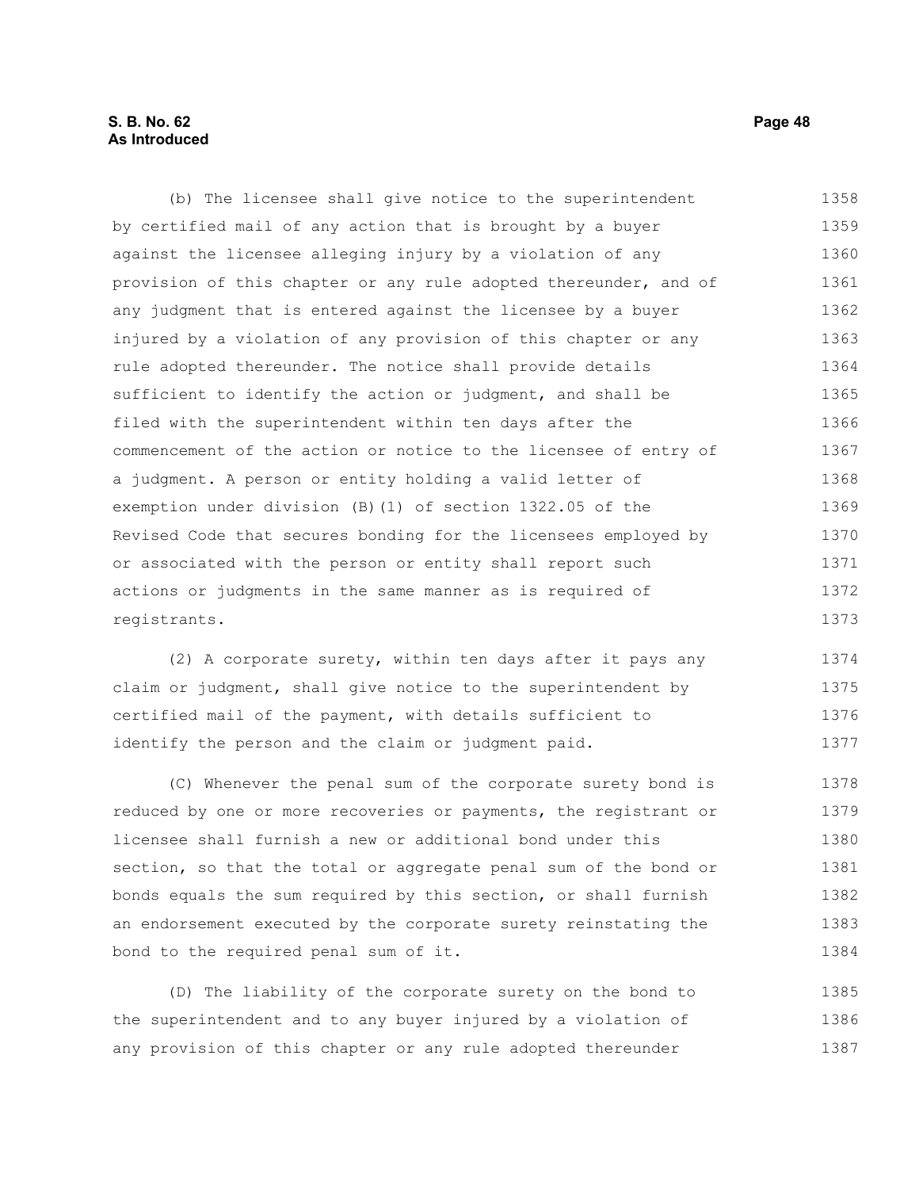(b) The licensee shall give notice to the superintendent by certified mail of any action that is brought by a buyer against the licensee alleging injury by a violation of any provision of this chapter or any rule adopted thereunder, and of any judgment that is entered against the licensee by a buyer injured by a violation of any provision of this chapter or any rule adopted thereunder. The notice shall provide details sufficient to identify the action or judgment, and shall be filed with the superintendent within ten days after the commencement of the action or notice to the licensee of entry of a judgment. A person or entity holding a valid letter of exemption under division (B)(1) of section 1322.05 of the Revised Code that secures bonding for the licensees employed by or associated with the person or entity shall report such actions or judgments in the same manner as is required of registrants.

(2) A corporate surety, within ten days after it pays any claim or judgment, shall give notice to the superintendent by certified mail of the payment, with details sufficient to identify the person and the claim or judgment paid.

(C) Whenever the penal sum of the corporate surety bond is reduced by one or more recoveries or payments, the registrant or licensee shall furnish a new or additional bond under this section, so that the total or aggregate penal sum of the bond or bonds equals the sum required by this section, or shall furnish an endorsement executed by the corporate surety reinstating the bond to the required penal sum of it.

(D) The liability of the corporate surety on the bond to the superintendent and to any buyer injured by a violation of any provision of this chapter or any rule adopted thereunder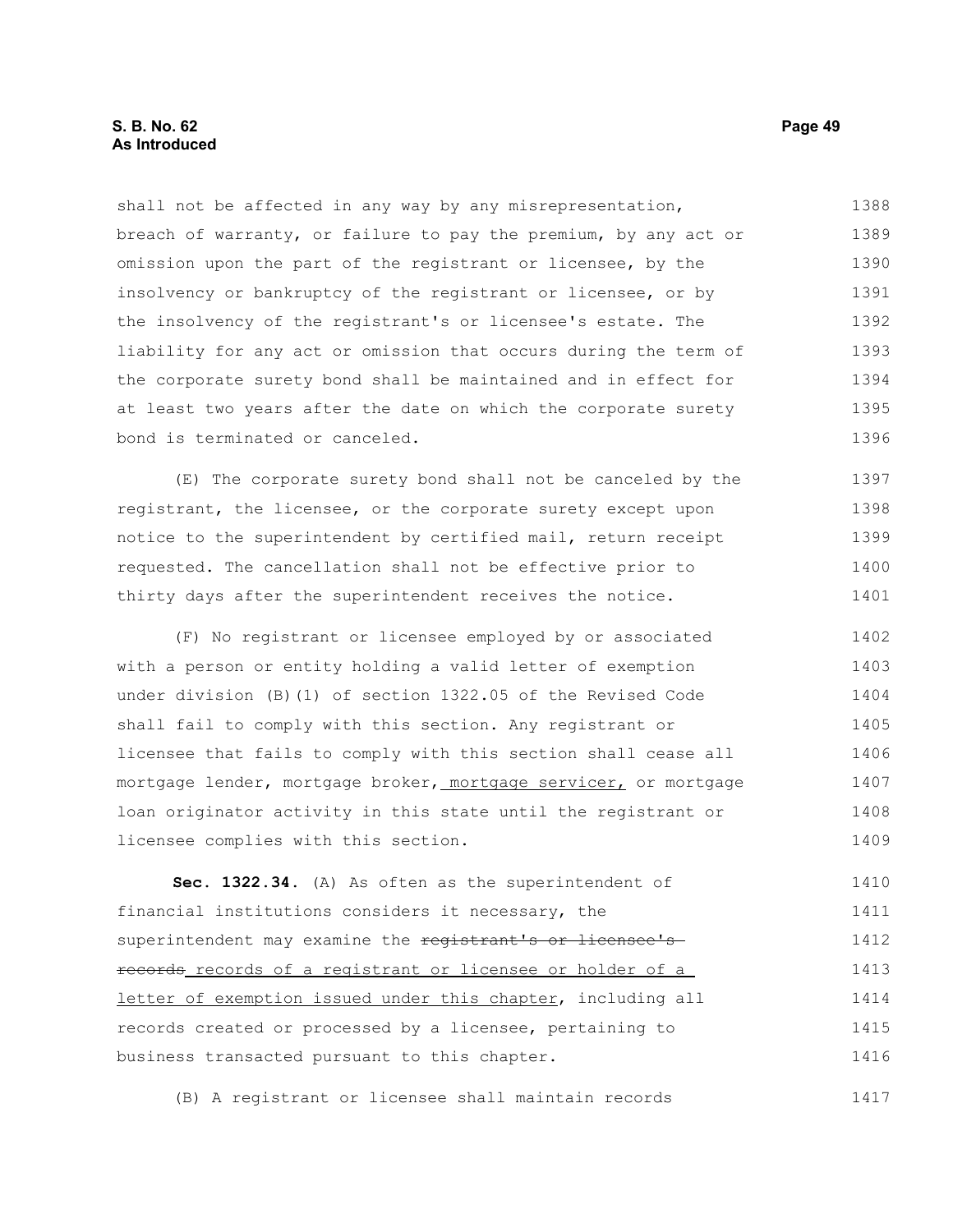shall not be affected in any way by any misrepresentation, breach of warranty, or failure to pay the premium, by any act or omission upon the part of the registrant or licensee, by the insolvency or bankruptcy of the registrant or licensee, or by the insolvency of the registrant's or licensee's estate. The liability for any act or omission that occurs during the term of the corporate surety bond shall be maintained and in effect for at least two years after the date on which the corporate surety bond is terminated or canceled.

(E) The corporate surety bond shall not be canceled by the registrant, the licensee, or the corporate surety except upon notice to the superintendent by certified mail, return receipt requested. The cancellation shall not be effective prior to thirty days after the superintendent receives the notice.

(F) No registrant or licensee employed by or associated with a person or entity holding a valid letter of exemption under division (B)(1) of section 1322.05 of the Revised Code shall fail to comply with this section. Any registrant or licensee that fails to comply with this section shall cease all mortgage lender, mortgage broker, mortgage servicer, or mortgage loan originator activity in this state until the registrant or licensee complies with this section.

**Sec. 1322.34.** (A) As often as the superintendent of financial institutions considers it necessary, the superintendent may examine the ~~registrant's or licensee's records~~ records of a registrant or licensee or holder of a letter of exemption issued under this chapter, including all records created or processed by a licensee, pertaining to business transacted pursuant to this chapter.

(B) A registrant or licensee shall maintain records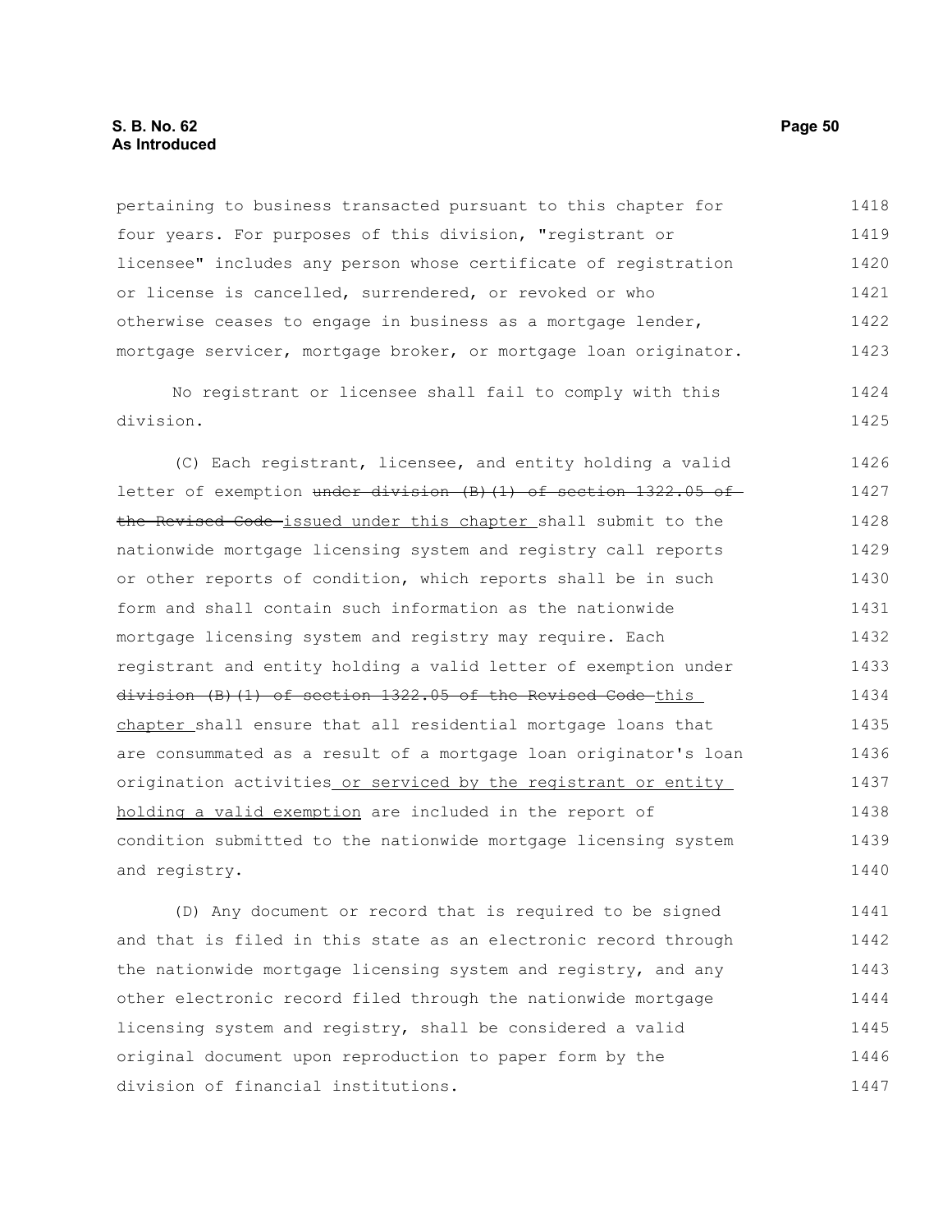pertaining to business transacted pursuant to this chapter for four years. For purposes of this division, "registrant or licensee" includes any person whose certificate of registration or license is cancelled, surrendered, or revoked or who otherwise ceases to engage in business as a mortgage lender, mortgage servicer, mortgage broker, or mortgage loan originator.

No registrant or licensee shall fail to comply with this division.

(C) Each registrant, licensee, and entity holding a valid letter of exemption ~~under division (B)(1) of section 1322.05 of the Revised Code~~ issued under this chapter shall submit to the nationwide mortgage licensing system and registry call reports or other reports of condition, which reports shall be in such form and shall contain such information as the nationwide mortgage licensing system and registry may require. Each registrant and entity holding a valid letter of exemption under ~~division (B)(1) of section 1322.05 of the Revised Code~~ this chapter shall ensure that all residential mortgage loans that are consummated as a result of a mortgage loan originator's loan origination activities or serviced by the registrant or entity holding a valid exemption are included in the report of condition submitted to the nationwide mortgage licensing system and registry.

(D) Any document or record that is required to be signed and that is filed in this state as an electronic record through the nationwide mortgage licensing system and registry, and any other electronic record filed through the nationwide mortgage licensing system and registry, shall be considered a valid original document upon reproduction to paper form by the division of financial institutions.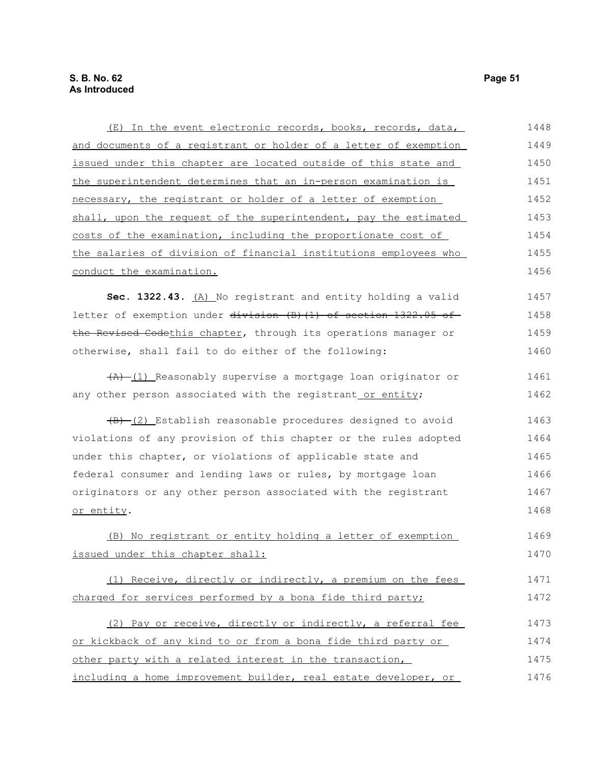(E) In the event electronic records, books, records, data, and documents of a registrant or holder of a letter of exemption issued under this chapter are located outside of this state and the superintendent determines that an in-person examination is necessary, the registrant or holder of a letter of exemption shall, upon the request of the superintendent, pay the estimated costs of the examination, including the proportionate cost of the salaries of division of financial institutions employees who conduct the examination.

**Sec. 1322.43.** (A) No registrant and entity holding a valid letter of exemption under ~~division (B)(1) of section 1322.05 of the Revised Code~~this chapter, through its operations manager or otherwise, shall fail to do either of the following:

~~(A)~~ (1) Reasonably supervise a mortgage loan originator or any other person associated with the registrant or entity;

~~(B)~~ (2) Establish reasonable procedures designed to avoid violations of any provision of this chapter or the rules adopted under this chapter, or violations of applicable state and federal consumer and lending laws or rules, by mortgage loan originators or any other person associated with the registrant or entity.

(B) No registrant or entity holding a letter of exemption issued under this chapter shall:

(1) Receive, directly or indirectly, a premium on the fees charged for services performed by a bona fide third party;

(2) Pay or receive, directly or indirectly, a referral fee or kickback of any kind to or from a bona fide third party or other party with a related interest in the transaction, including a home improvement builder, real estate developer, or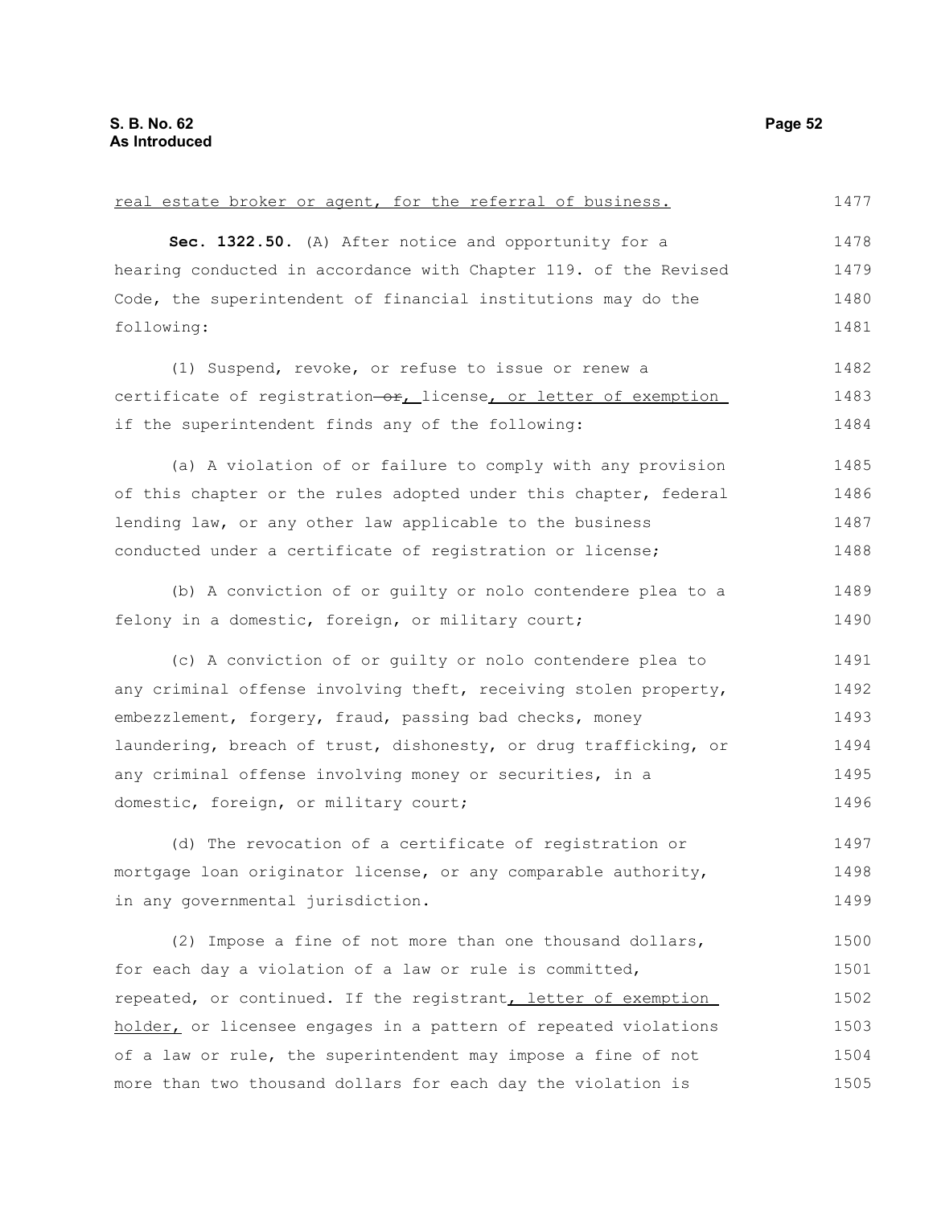real estate broker or agent, for the referral of business.

**Sec. 1322.50.** (A) After notice and opportunity for a hearing conducted in accordance with Chapter 119. of the Revised Code, the superintendent of financial institutions may do the following:

(1) Suspend, revoke, or refuse to issue or renew a certificate of registration ~~or~~, license, or letter of exemption if the superintendent finds any of the following:

(a) A violation of or failure to comply with any provision of this chapter or the rules adopted under this chapter, federal lending law, or any other law applicable to the business conducted under a certificate of registration or license;

(b) A conviction of or guilty or nolo contendere plea to a felony in a domestic, foreign, or military court;

(c) A conviction of or guilty or nolo contendere plea to any criminal offense involving theft, receiving stolen property, embezzlement, forgery, fraud, passing bad checks, money laundering, breach of trust, dishonesty, or drug trafficking, or any criminal offense involving money or securities, in a domestic, foreign, or military court;

(d) The revocation of a certificate of registration or mortgage loan originator license, or any comparable authority, in any governmental jurisdiction.

(2) Impose a fine of not more than one thousand dollars, for each day a violation of a law or rule is committed, repeated, or continued. If the registrant, letter of exemption holder, or licensee engages in a pattern of repeated violations of a law or rule, the superintendent may impose a fine of not more than two thousand dollars for each day the violation is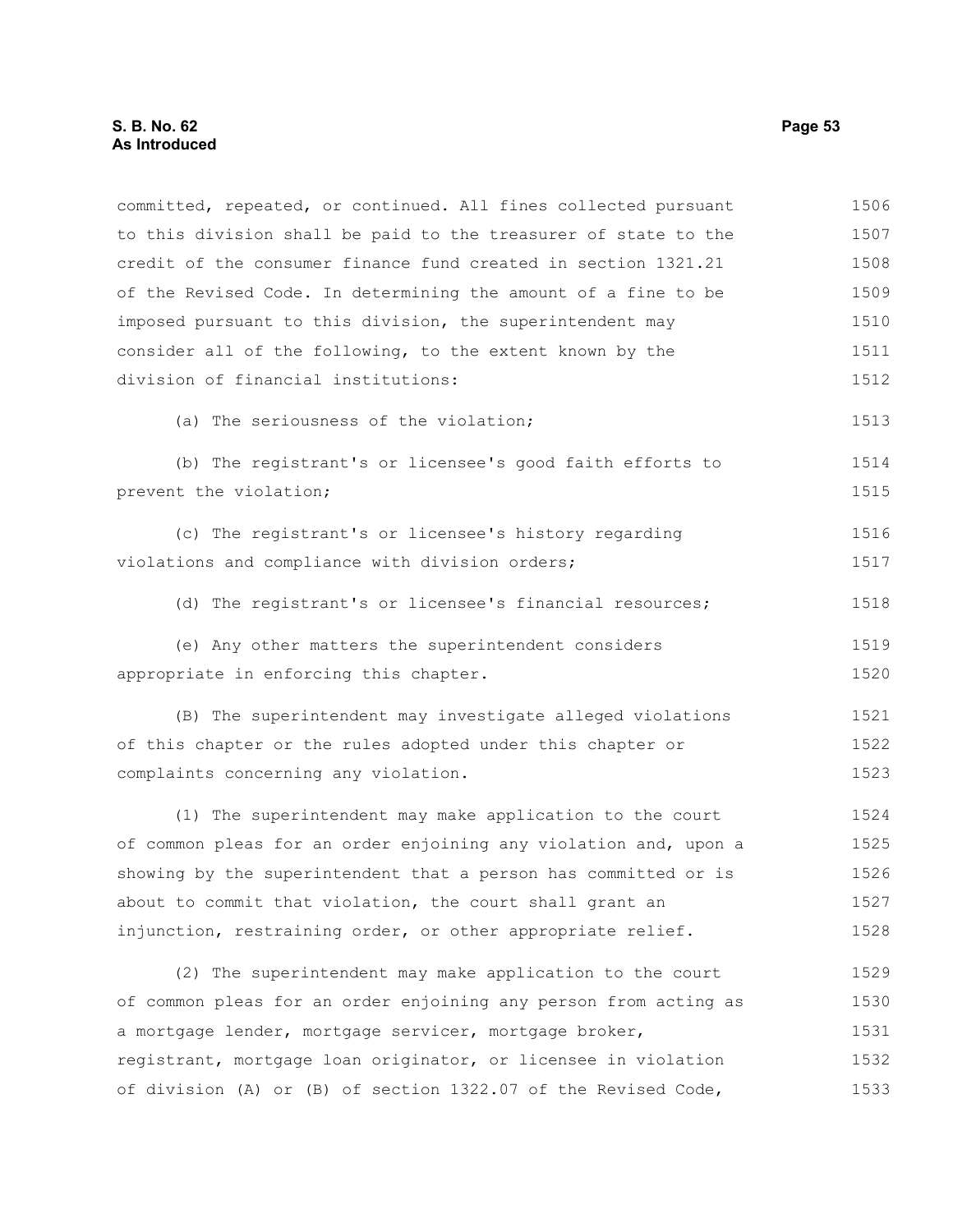committed, repeated, or continued. All fines collected pursuant to this division shall be paid to the treasurer of state to the credit of the consumer finance fund created in section 1321.21 of the Revised Code. In determining the amount of a fine to be imposed pursuant to this division, the superintendent may consider all of the following, to the extent known by the division of financial institutions:

(a) The seriousness of the violation;

(b) The registrant's or licensee's good faith efforts to prevent the violation;

(c) The registrant's or licensee's history regarding violations and compliance with division orders;

(d) The registrant's or licensee's financial resources;

(e) Any other matters the superintendent considers appropriate in enforcing this chapter.

(B) The superintendent may investigate alleged violations of this chapter or the rules adopted under this chapter or complaints concerning any violation.

(1) The superintendent may make application to the court of common pleas for an order enjoining any violation and, upon a showing by the superintendent that a person has committed or is about to commit that violation, the court shall grant an injunction, restraining order, or other appropriate relief.

(2) The superintendent may make application to the court of common pleas for an order enjoining any person from acting as a mortgage lender, mortgage servicer, mortgage broker, registrant, mortgage loan originator, or licensee in violation of division (A) or (B) of section 1322.07 of the Revised Code,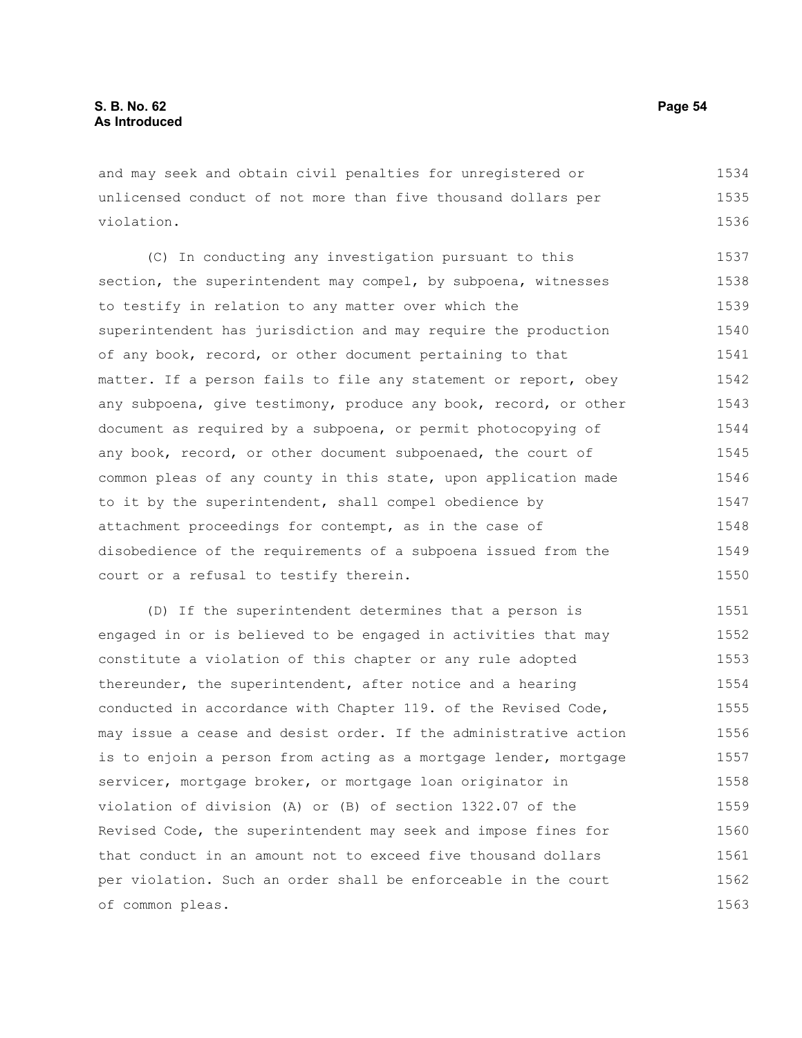and may seek and obtain civil penalties for unregistered or unlicensed conduct of not more than five thousand dollars per violation.

(C) In conducting any investigation pursuant to this section, the superintendent may compel, by subpoena, witnesses to testify in relation to any matter over which the superintendent has jurisdiction and may require the production of any book, record, or other document pertaining to that matter. If a person fails to file any statement or report, obey any subpoena, give testimony, produce any book, record, or other document as required by a subpoena, or permit photocopying of any book, record, or other document subpoenaed, the court of common pleas of any county in this state, upon application made to it by the superintendent, shall compel obedience by attachment proceedings for contempt, as in the case of disobedience of the requirements of a subpoena issued from the court or a refusal to testify therein.

(D) If the superintendent determines that a person is engaged in or is believed to be engaged in activities that may constitute a violation of this chapter or any rule adopted thereunder, the superintendent, after notice and a hearing conducted in accordance with Chapter 119. of the Revised Code, may issue a cease and desist order. If the administrative action is to enjoin a person from acting as a mortgage lender, mortgage servicer, mortgage broker, or mortgage loan originator in violation of division (A) or (B) of section 1322.07 of the Revised Code, the superintendent may seek and impose fines for that conduct in an amount not to exceed five thousand dollars per violation. Such an order shall be enforceable in the court of common pleas.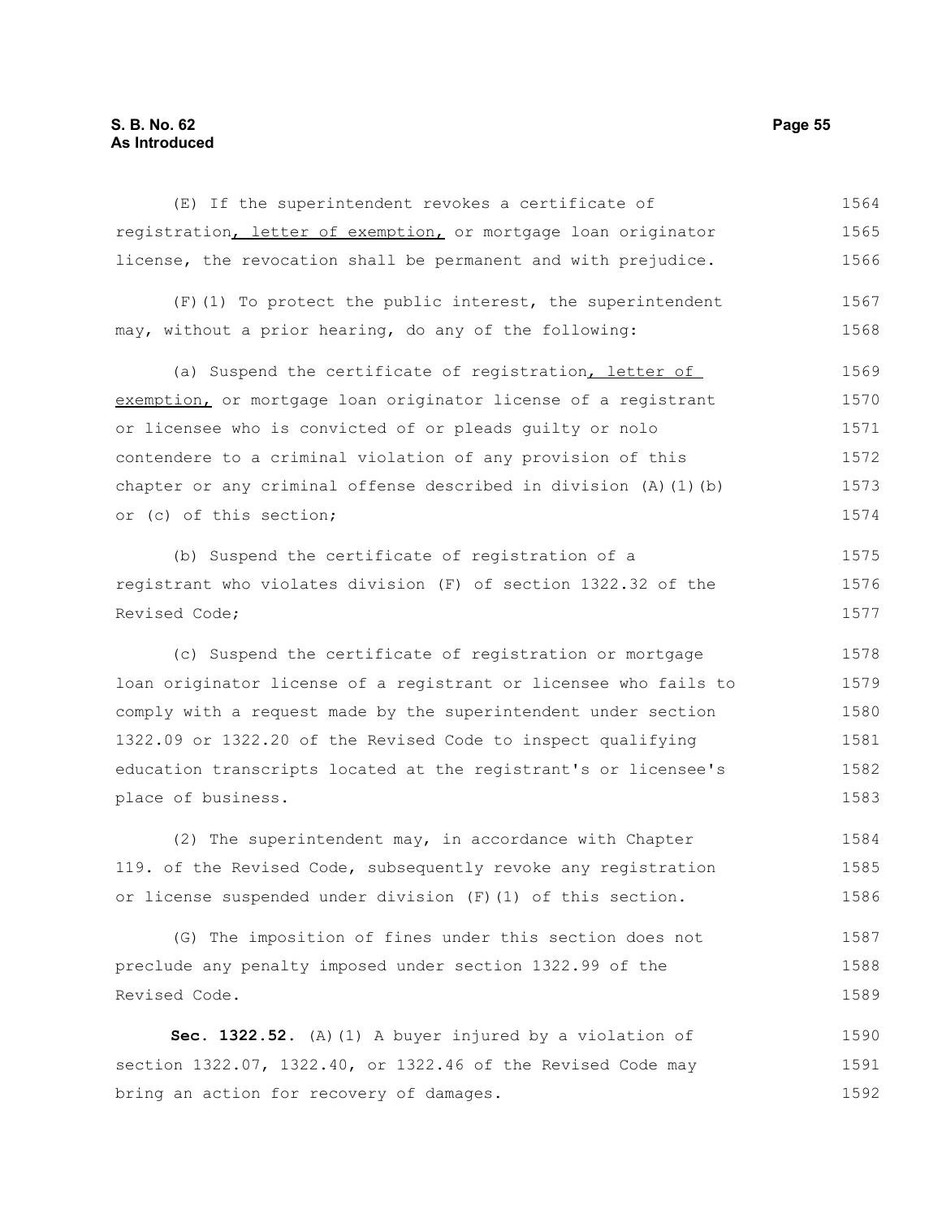(E) If the superintendent revokes a certificate of registration, letter of exemption, or mortgage loan originator license, the revocation shall be permanent and with prejudice.

(F)(1) To protect the public interest, the superintendent may, without a prior hearing, do any of the following:

(a) Suspend the certificate of registration, letter of exemption, or mortgage loan originator license of a registrant or licensee who is convicted of or pleads guilty or nolo contendere to a criminal violation of any provision of this chapter or any criminal offense described in division (A)(1)(b) or (c) of this section;

(b) Suspend the certificate of registration of a registrant who violates division (F) of section 1322.32 of the Revised Code;

(c) Suspend the certificate of registration or mortgage loan originator license of a registrant or licensee who fails to comply with a request made by the superintendent under section 1322.09 or 1322.20 of the Revised Code to inspect qualifying education transcripts located at the registrant's or licensee's place of business.

(2) The superintendent may, in accordance with Chapter 119. of the Revised Code, subsequently revoke any registration or license suspended under division (F)(1) of this section.

(G) The imposition of fines under this section does not preclude any penalty imposed under section 1322.99 of the Revised Code.

**Sec. 1322.52.** (A)(1) A buyer injured by a violation of section 1322.07, 1322.40, or 1322.46 of the Revised Code may bring an action for recovery of damages.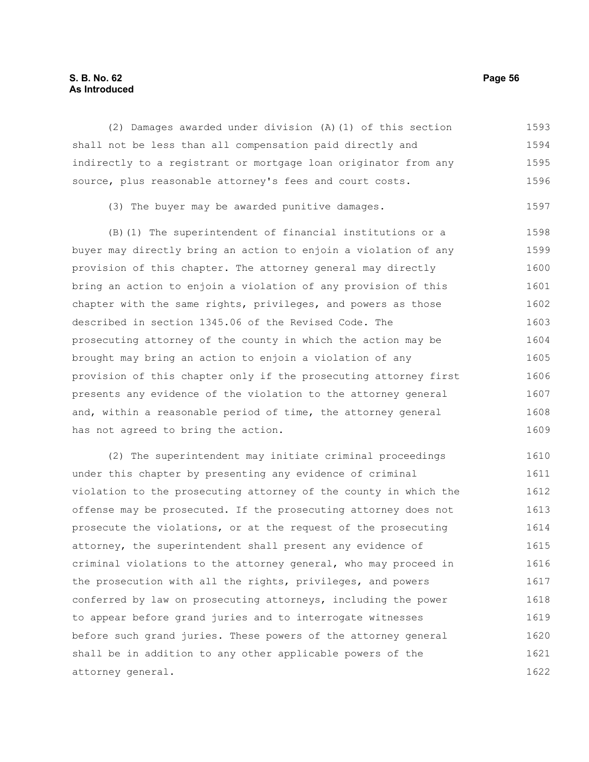(2) Damages awarded under division (A)(1) of this section shall not be less than all compensation paid directly and indirectly to a registrant or mortgage loan originator from any source, plus reasonable attorney's fees and court costs.

(3) The buyer may be awarded punitive damages.

(B)(1) The superintendent of financial institutions or a buyer may directly bring an action to enjoin a violation of any provision of this chapter. The attorney general may directly bring an action to enjoin a violation of any provision of this chapter with the same rights, privileges, and powers as those described in section 1345.06 of the Revised Code. The prosecuting attorney of the county in which the action may be brought may bring an action to enjoin a violation of any provision of this chapter only if the prosecuting attorney first presents any evidence of the violation to the attorney general and, within a reasonable period of time, the attorney general has not agreed to bring the action.

(2) The superintendent may initiate criminal proceedings under this chapter by presenting any evidence of criminal violation to the prosecuting attorney of the county in which the offense may be prosecuted. If the prosecuting attorney does not prosecute the violations, or at the request of the prosecuting attorney, the superintendent shall present any evidence of criminal violations to the attorney general, who may proceed in the prosecution with all the rights, privileges, and powers conferred by law on prosecuting attorneys, including the power to appear before grand juries and to interrogate witnesses before such grand juries. These powers of the attorney general shall be in addition to any other applicable powers of the attorney general.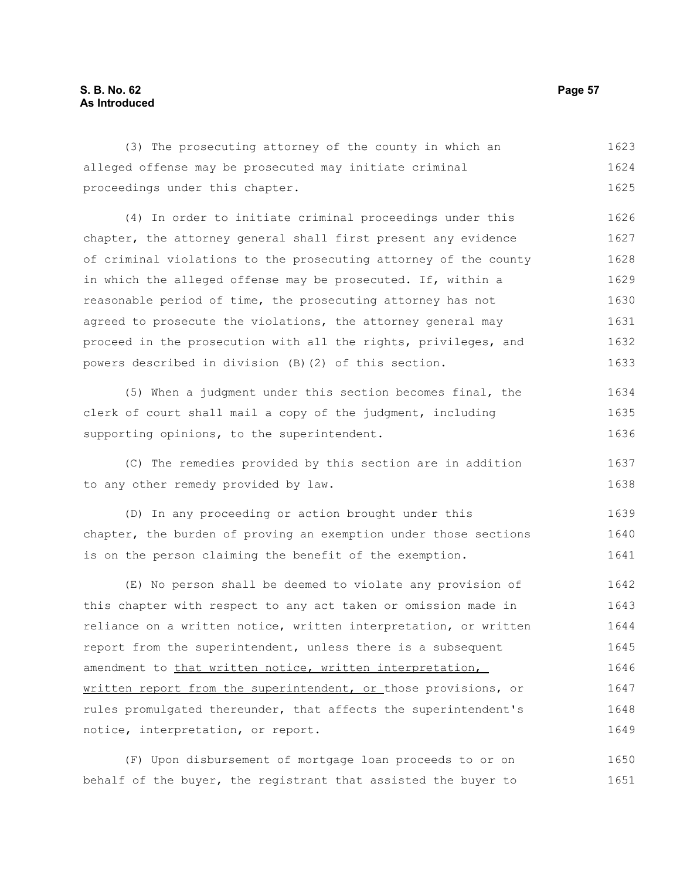(3) The prosecuting attorney of the county in which an alleged offense may be prosecuted may initiate criminal proceedings under this chapter.

(4) In order to initiate criminal proceedings under this chapter, the attorney general shall first present any evidence of criminal violations to the prosecuting attorney of the county in which the alleged offense may be prosecuted. If, within a reasonable period of time, the prosecuting attorney has not agreed to prosecute the violations, the attorney general may proceed in the prosecution with all the rights, privileges, and powers described in division (B)(2) of this section.

(5) When a judgment under this section becomes final, the clerk of court shall mail a copy of the judgment, including supporting opinions, to the superintendent.

(C) The remedies provided by this section are in addition to any other remedy provided by law.

(D) In any proceeding or action brought under this chapter, the burden of proving an exemption under those sections is on the person claiming the benefit of the exemption.

(E) No person shall be deemed to violate any provision of this chapter with respect to any act taken or omission made in reliance on a written notice, written interpretation, or written report from the superintendent, unless there is a subsequent amendment to <u>that written notice, written interpretation, written report from the superintendent, or </u>those provisions, or rules promulgated thereunder, that affects the superintendent's notice, interpretation, or report.

(F) Upon disbursement of mortgage loan proceeds to or on behalf of the buyer, the registrant that assisted the buyer to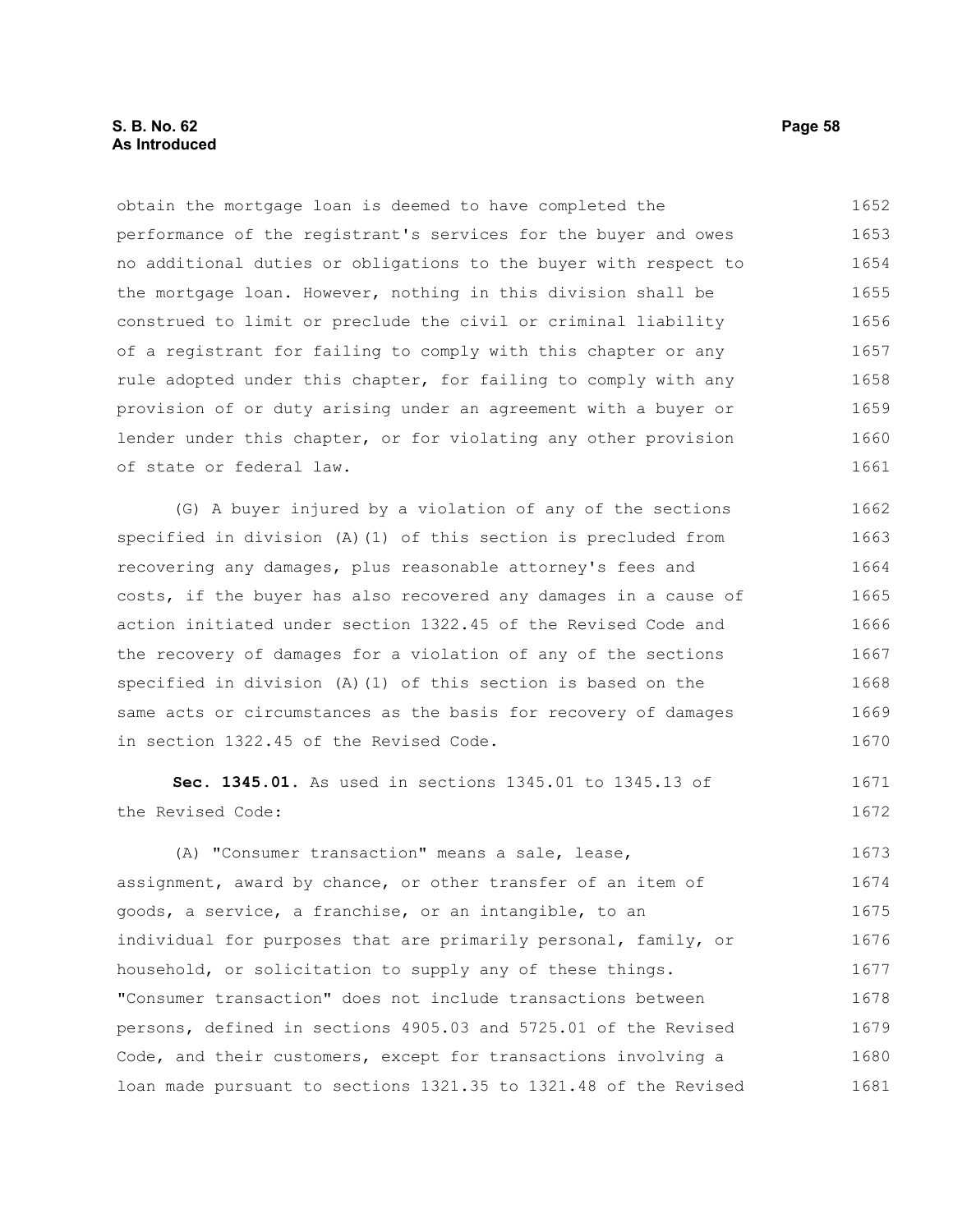obtain the mortgage loan is deemed to have completed the performance of the registrant's services for the buyer and owes no additional duties or obligations to the buyer with respect to the mortgage loan. However, nothing in this division shall be construed to limit or preclude the civil or criminal liability of a registrant for failing to comply with this chapter or any rule adopted under this chapter, for failing to comply with any provision of or duty arising under an agreement with a buyer or lender under this chapter, or for violating any other provision of state or federal law.

(G) A buyer injured by a violation of any of the sections specified in division (A)(1) of this section is precluded from recovering any damages, plus reasonable attorney's fees and costs, if the buyer has also recovered any damages in a cause of action initiated under section 1322.45 of the Revised Code and the recovery of damages for a violation of any of the sections specified in division (A)(1) of this section is based on the same acts or circumstances as the basis for recovery of damages in section 1322.45 of the Revised Code.

**Sec. 1345.01.** As used in sections 1345.01 to 1345.13 of the Revised Code:

(A) "Consumer transaction" means a sale, lease, assignment, award by chance, or other transfer of an item of goods, a service, a franchise, or an intangible, to an individual for purposes that are primarily personal, family, or household, or solicitation to supply any of these things. "Consumer transaction" does not include transactions between persons, defined in sections 4905.03 and 5725.01 of the Revised Code, and their customers, except for transactions involving a loan made pursuant to sections 1321.35 to 1321.48 of the Revised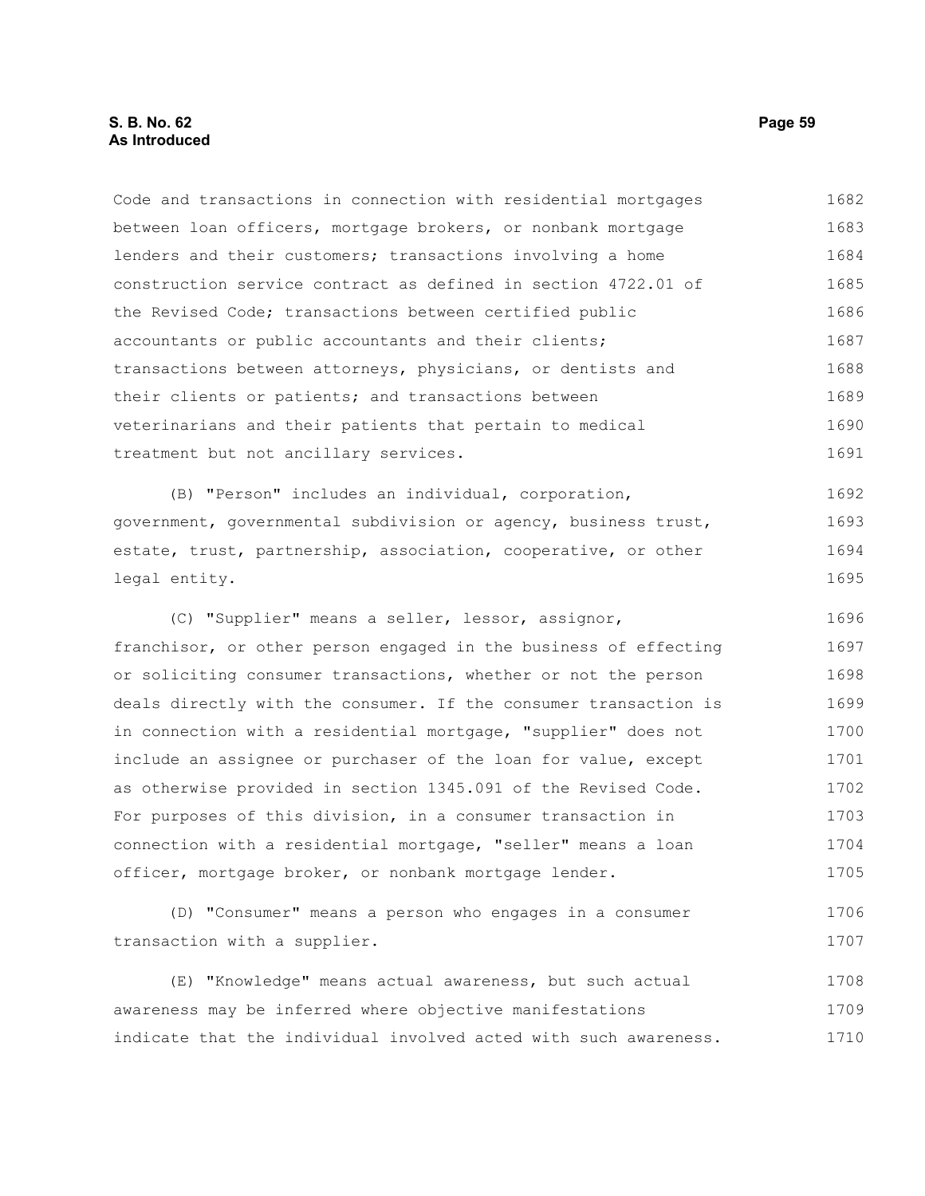Code and transactions in connection with residential mortgages between loan officers, mortgage brokers, or nonbank mortgage lenders and their customers; transactions involving a home construction service contract as defined in section 4722.01 of the Revised Code; transactions between certified public accountants or public accountants and their clients; transactions between attorneys, physicians, or dentists and their clients or patients; and transactions between veterinarians and their patients that pertain to medical treatment but not ancillary services.

(B) "Person" includes an individual, corporation, government, governmental subdivision or agency, business trust, estate, trust, partnership, association, cooperative, or other legal entity.

(C) "Supplier" means a seller, lessor, assignor, franchisor, or other person engaged in the business of effecting or soliciting consumer transactions, whether or not the person deals directly with the consumer. If the consumer transaction is in connection with a residential mortgage, "supplier" does not include an assignee or purchaser of the loan for value, except as otherwise provided in section 1345.091 of the Revised Code. For purposes of this division, in a consumer transaction in connection with a residential mortgage, "seller" means a loan officer, mortgage broker, or nonbank mortgage lender.

(D) "Consumer" means a person who engages in a consumer transaction with a supplier.

(E) "Knowledge" means actual awareness, but such actual awareness may be inferred where objective manifestations indicate that the individual involved acted with such awareness.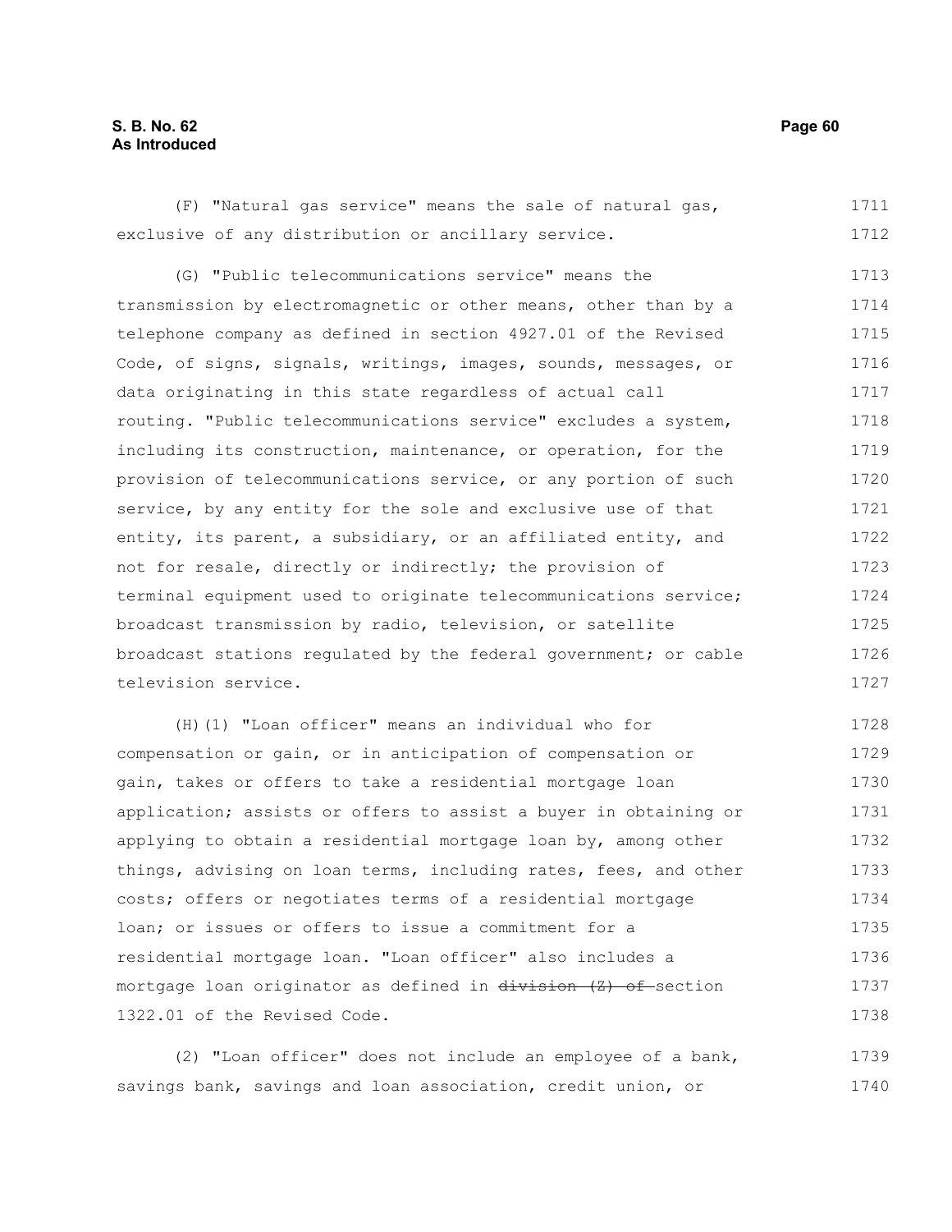(F) "Natural gas service" means the sale of natural gas, exclusive of any distribution or ancillary service.

(G) "Public telecommunications service" means the transmission by electromagnetic or other means, other than by a telephone company as defined in section 4927.01 of the Revised Code, of signs, signals, writings, images, sounds, messages, or data originating in this state regardless of actual call routing. "Public telecommunications service" excludes a system, including its construction, maintenance, or operation, for the provision of telecommunications service, or any portion of such service, by any entity for the sole and exclusive use of that entity, its parent, a subsidiary, or an affiliated entity, and not for resale, directly or indirectly; the provision of terminal equipment used to originate telecommunications service; broadcast transmission by radio, television, or satellite broadcast stations regulated by the federal government; or cable television service.

(H)(1) "Loan officer" means an individual who for compensation or gain, or in anticipation of compensation or gain, takes or offers to take a residential mortgage loan application; assists or offers to assist a buyer in obtaining or applying to obtain a residential mortgage loan by, among other things, advising on loan terms, including rates, fees, and other costs; offers or negotiates terms of a residential mortgage loan; or issues or offers to issue a commitment for a residential mortgage loan. "Loan officer" also includes a mortgage loan originator as defined in ~~division (Z) of~~ section 1322.01 of the Revised Code.

(2) "Loan officer" does not include an employee of a bank, savings bank, savings and loan association, credit union, or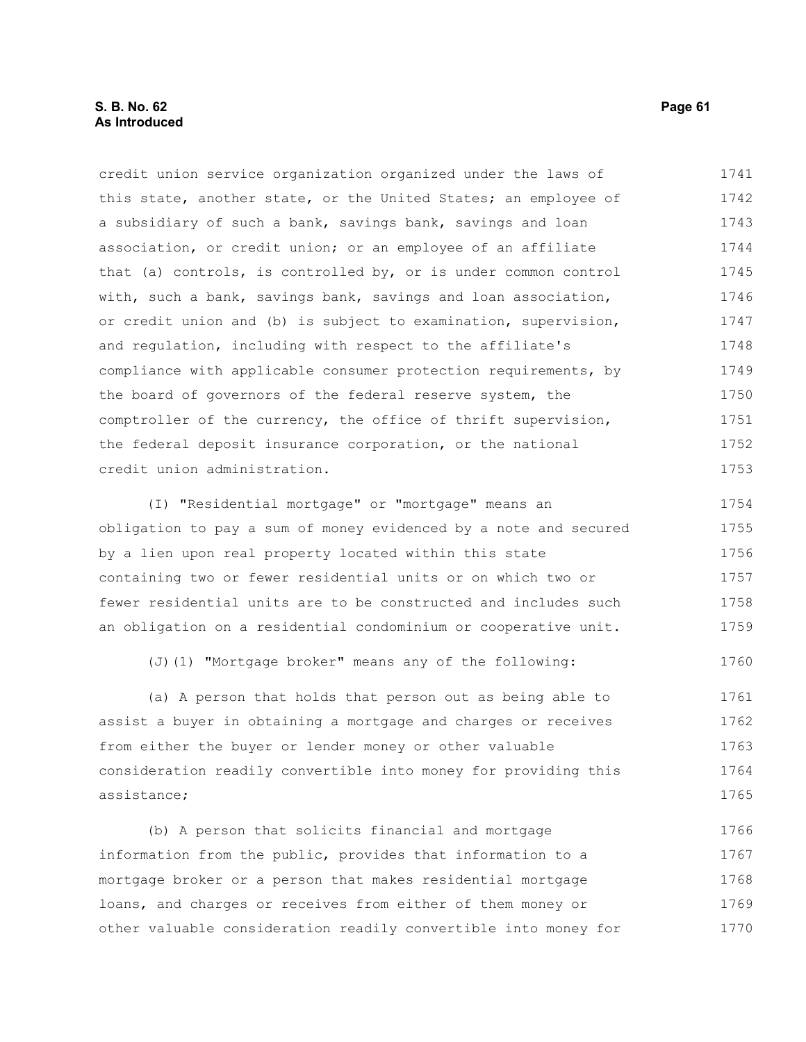credit union service organization organized under the laws of this state, another state, or the United States; an employee of a subsidiary of such a bank, savings bank, savings and loan association, or credit union; or an employee of an affiliate that (a) controls, is controlled by, or is under common control with, such a bank, savings bank, savings and loan association, or credit union and (b) is subject to examination, supervision, and regulation, including with respect to the affiliate's compliance with applicable consumer protection requirements, by the board of governors of the federal reserve system, the comptroller of the currency, the office of thrift supervision, the federal deposit insurance corporation, or the national credit union administration.

(I) "Residential mortgage" or "mortgage" means an obligation to pay a sum of money evidenced by a note and secured by a lien upon real property located within this state containing two or fewer residential units or on which two or fewer residential units are to be constructed and includes such an obligation on a residential condominium or cooperative unit.

(J)(1) "Mortgage broker" means any of the following:

(a) A person that holds that person out as being able to assist a buyer in obtaining a mortgage and charges or receives from either the buyer or lender money or other valuable consideration readily convertible into money for providing this assistance;

(b) A person that solicits financial and mortgage information from the public, provides that information to a mortgage broker or a person that makes residential mortgage loans, and charges or receives from either of them money or other valuable consideration readily convertible into money for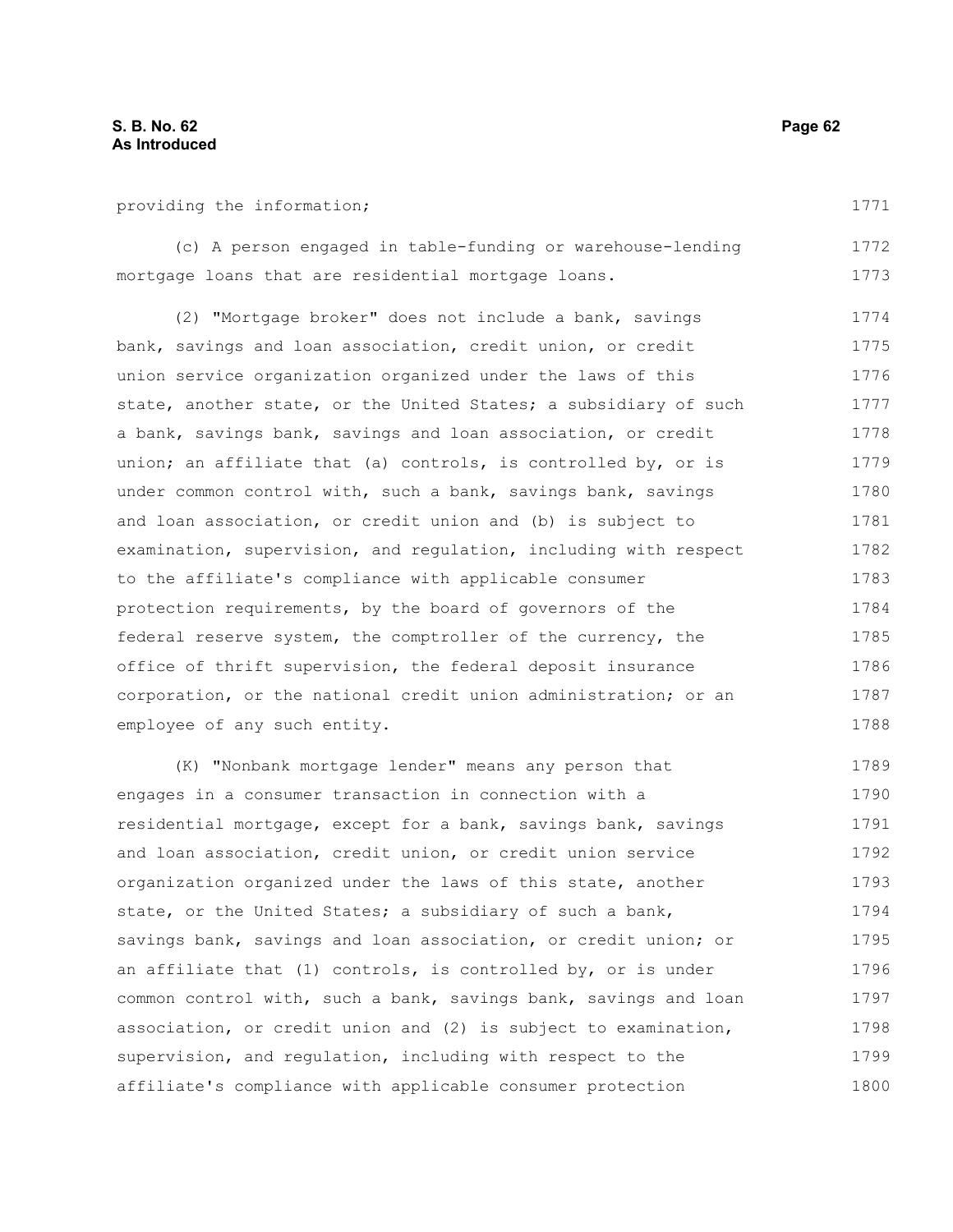providing the information;

(c) A person engaged in table-funding or warehouse-lending mortgage loans that are residential mortgage loans.

(2) "Mortgage broker" does not include a bank, savings bank, savings and loan association, credit union, or credit union service organization organized under the laws of this state, another state, or the United States; a subsidiary of such a bank, savings bank, savings and loan association, or credit union; an affiliate that (a) controls, is controlled by, or is under common control with, such a bank, savings bank, savings and loan association, or credit union and (b) is subject to examination, supervision, and regulation, including with respect to the affiliate's compliance with applicable consumer protection requirements, by the board of governors of the federal reserve system, the comptroller of the currency, the office of thrift supervision, the federal deposit insurance corporation, or the national credit union administration; or an employee of any such entity.

(K) "Nonbank mortgage lender" means any person that engages in a consumer transaction in connection with a residential mortgage, except for a bank, savings bank, savings and loan association, credit union, or credit union service organization organized under the laws of this state, another state, or the United States; a subsidiary of such a bank, savings bank, savings and loan association, or credit union; or an affiliate that (1) controls, is controlled by, or is under common control with, such a bank, savings bank, savings and loan association, or credit union and (2) is subject to examination, supervision, and regulation, including with respect to the affiliate's compliance with applicable consumer protection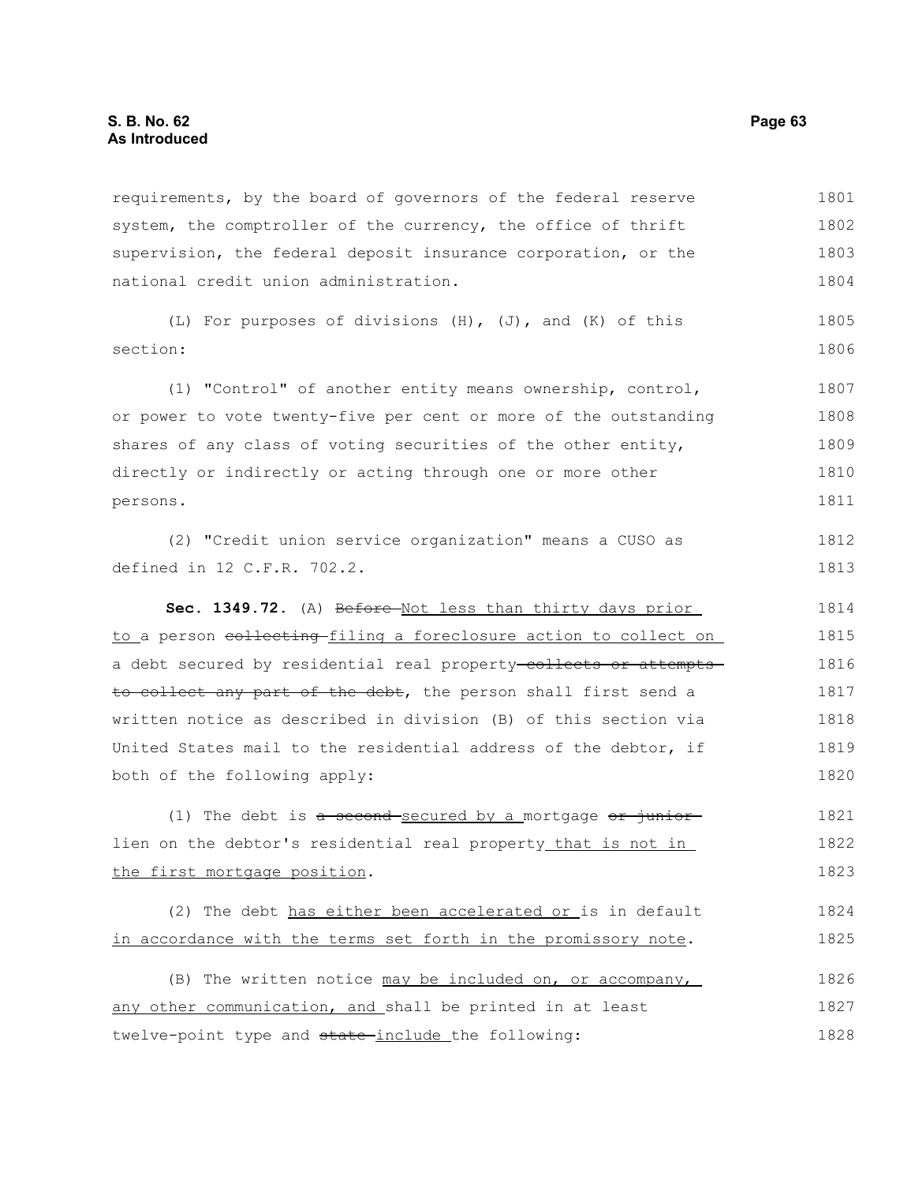requirements, by the board of governors of the federal reserve system, the comptroller of the currency, the office of thrift supervision, the federal deposit insurance corporation, or the national credit union administration.

(L) For purposes of divisions (H), (J), and (K) of this section:

(1) "Control" of another entity means ownership, control, or power to vote twenty-five per cent or more of the outstanding shares of any class of voting securities of the other entity, directly or indirectly or acting through one or more other persons.

(2) "Credit union service organization" means a CUSO as defined in 12 C.F.R. 702.2.

**Sec. 1349.72.** (A) ~~Before~~ <u>Not less than thirty days prior to</u> a person ~~collecting~~ <u>filing a foreclosure action to collect on</u> a debt secured by residential real property ~~collects or attempts to collect any part of the debt~~, the person shall first send a written notice as described in division (B) of this section via United States mail to the residential address of the debtor, if both of the following apply:

(1) The debt is ~~a second~~ <u>secured by a</u> mortgage ~~or junior~~ lien on the debtor's residential real property <u>that is not in the first mortgage position</u>.

(2) The debt <u>has either been accelerated or</u> is in default <u>in accordance with the terms set forth in the promissory note</u>.

(B) The written notice <u>may be included on, or accompany, any other communication, and</u> shall be printed in at least twelve-point type and ~~state~~ <u>include</u> the following: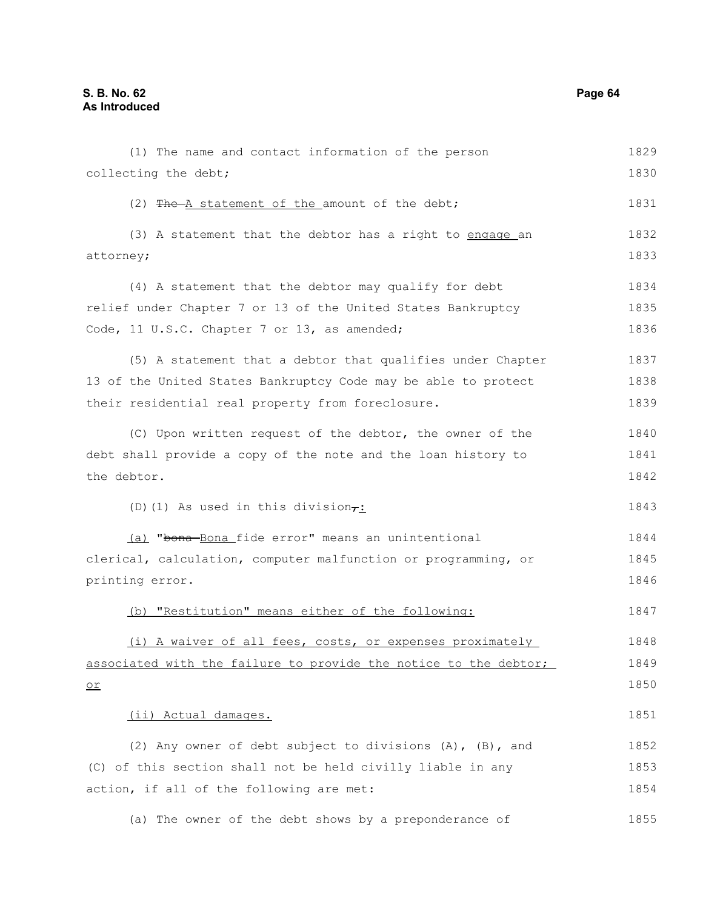(1) The name and contact information of the person collecting the debt;

(2) ~~The~~ A statement of the amount of the debt;

(3) A statement that the debtor has a right to engage an attorney;

(4) A statement that the debtor may qualify for debt relief under Chapter 7 or 13 of the United States Bankruptcy Code, 11 U.S.C. Chapter 7 or 13, as amended;

(5) A statement that a debtor that qualifies under Chapter 13 of the United States Bankruptcy Code may be able to protect their residential real property from foreclosure.

(C) Upon written request of the debtor, the owner of the debt shall provide a copy of the note and the loan history to the debtor.

(D)(1) As used in this division~~,~~:

(a) "~~bona~~ Bona fide error" means an unintentional clerical, calculation, computer malfunction or programming, or printing error.

(b) "Restitution" means either of the following:

(i) A waiver of all fees, costs, or expenses proximately associated with the failure to provide the notice to the debtor; or

(ii) Actual damages.

(2) Any owner of debt subject to divisions (A), (B), and (C) of this section shall not be held civilly liable in any action, if all of the following are met:

(a) The owner of the debt shows by a preponderance of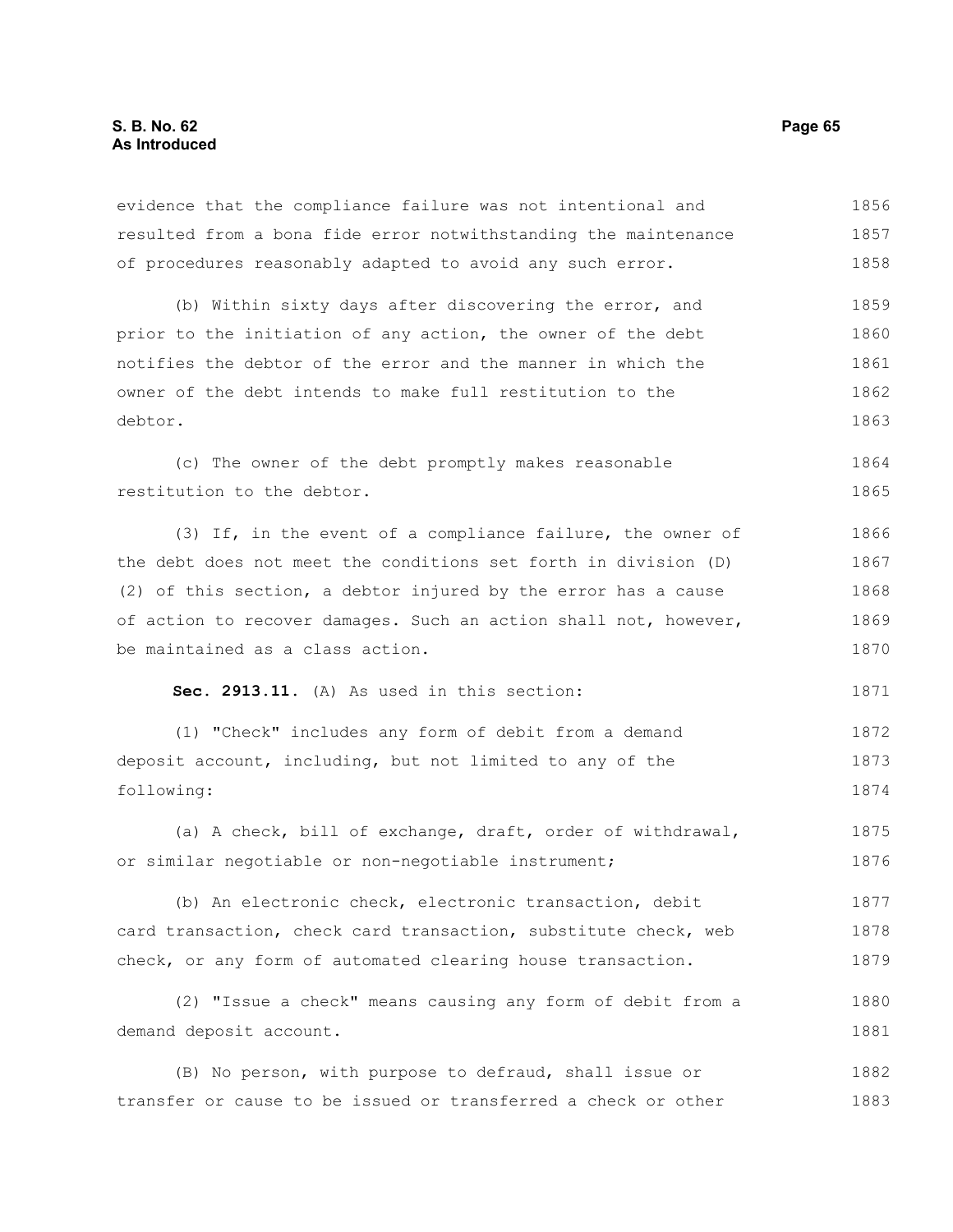evidence that the compliance failure was not intentional and resulted from a bona fide error notwithstanding the maintenance of procedures reasonably adapted to avoid any such error.

(b) Within sixty days after discovering the error, and prior to the initiation of any action, the owner of the debt notifies the debtor of the error and the manner in which the owner of the debt intends to make full restitution to the debtor.

(c) The owner of the debt promptly makes reasonable restitution to the debtor.

(3) If, in the event of a compliance failure, the owner of the debt does not meet the conditions set forth in division (D)(2) of this section, a debtor injured by the error has a cause of action to recover damages. Such an action shall not, however, be maintained as a class action.

**Sec. 2913.11.** (A) As used in this section:

(1) "Check" includes any form of debit from a demand deposit account, including, but not limited to any of the following:

(a) A check, bill of exchange, draft, order of withdrawal, or similar negotiable or non-negotiable instrument;

(b) An electronic check, electronic transaction, debit card transaction, check card transaction, substitute check, web check, or any form of automated clearing house transaction.

(2) "Issue a check" means causing any form of debit from a demand deposit account.

(B) No person, with purpose to defraud, shall issue or transfer or cause to be issued or transferred a check or other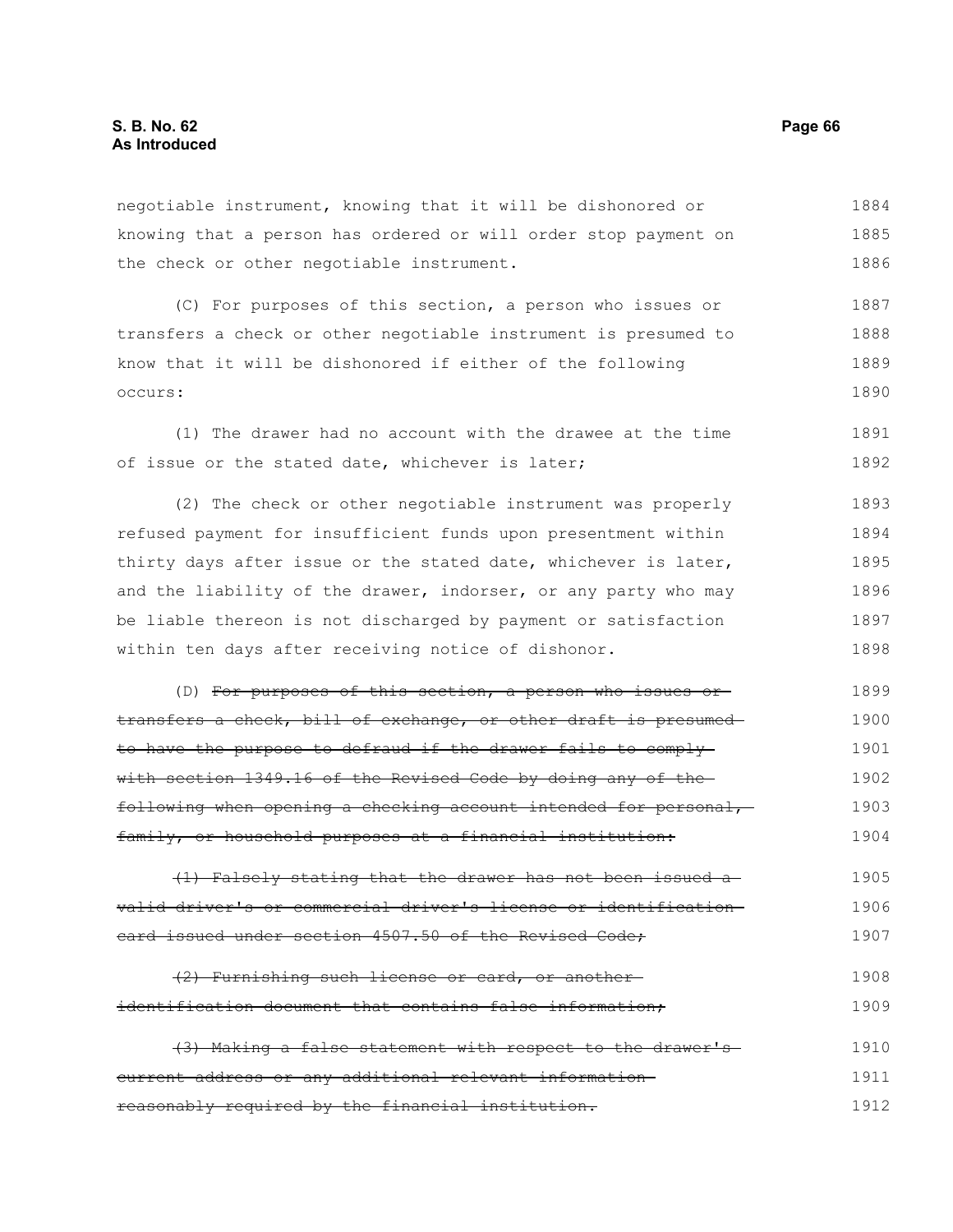negotiable instrument, knowing that it will be dishonored or knowing that a person has ordered or will order stop payment on the check or other negotiable instrument.

(C) For purposes of this section, a person who issues or transfers a check or other negotiable instrument is presumed to know that it will be dishonored if either of the following occurs:

(1) The drawer had no account with the drawee at the time of issue or the stated date, whichever is later;

(2) The check or other negotiable instrument was properly refused payment for insufficient funds upon presentment within thirty days after issue or the stated date, whichever is later, and the liability of the drawer, indorser, or any party who may be liable thereon is not discharged by payment or satisfaction within ten days after receiving notice of dishonor.

(D) ~~For purposes of this section, a person who issues or transfers a check, bill of exchange, or other draft is presumed to have the purpose to defraud if the drawer fails to comply with section 1349.16 of the Revised Code by doing any of the following when opening a checking account intended for personal, family, or household purposes at a financial institution:~~

~~(1) Falsely stating that the drawer has not been issued a valid driver's or commercial driver's license or identification card issued under section 4507.50 of the Revised Code;~~

~~(2) Furnishing such license or card, or another identification document that contains false information;~~

~~(3) Making a false statement with respect to the drawer's current address or any additional relevant information reasonably required by the financial institution.~~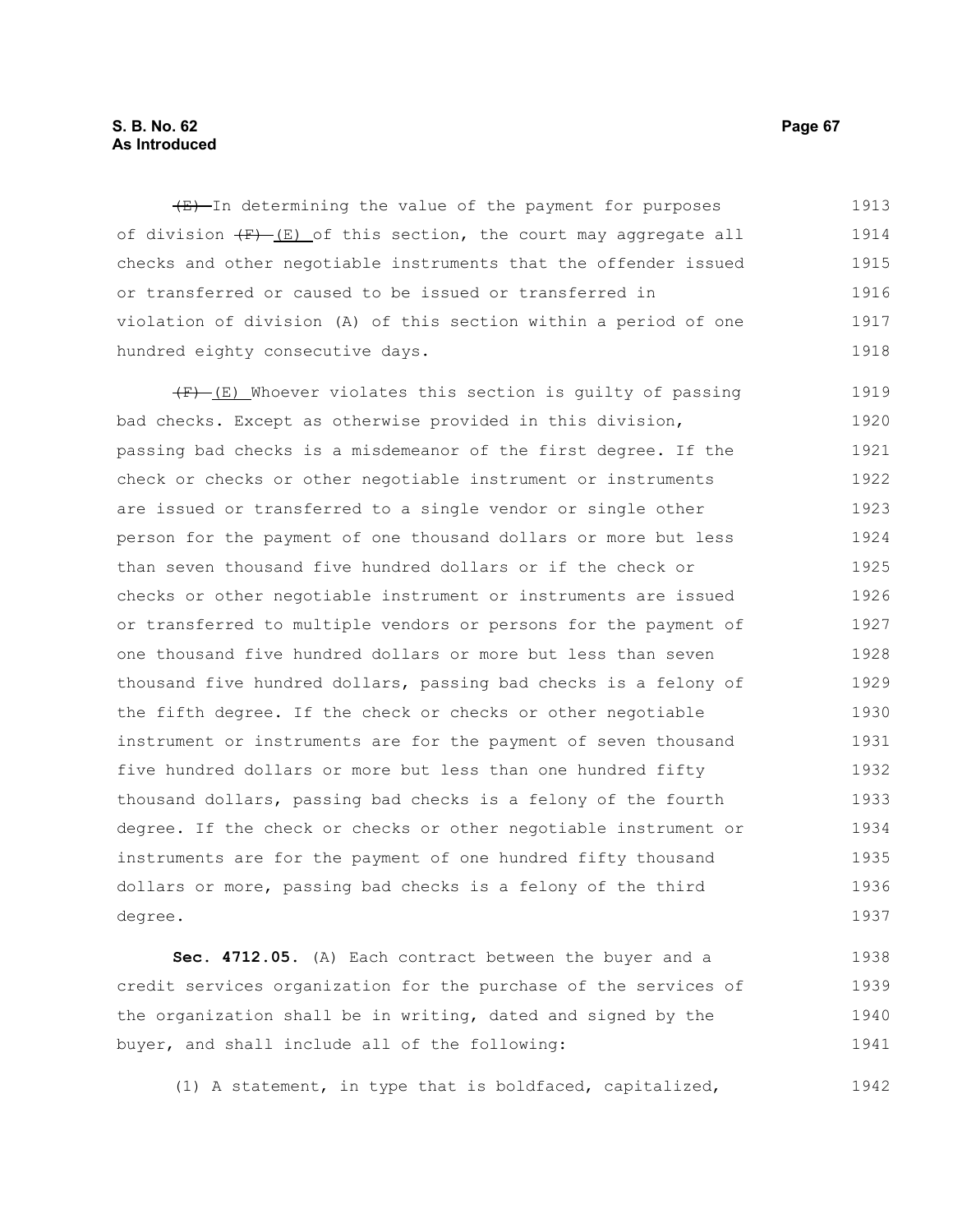~~(E)~~ In determining the value of the payment for purposes of division ~~(F)~~ (E) of this section, the court may aggregate all checks and other negotiable instruments that the offender issued or transferred or caused to be issued or transferred in violation of division (A) of this section within a period of one hundred eighty consecutive days.

~~(F)~~ (E) Whoever violates this section is guilty of passing bad checks. Except as otherwise provided in this division, passing bad checks is a misdemeanor of the first degree. If the check or checks or other negotiable instrument or instruments are issued or transferred to a single vendor or single other person for the payment of one thousand dollars or more but less than seven thousand five hundred dollars or if the check or checks or other negotiable instrument or instruments are issued or transferred to multiple vendors or persons for the payment of one thousand five hundred dollars or more but less than seven thousand five hundred dollars, passing bad checks is a felony of the fifth degree. If the check or checks or other negotiable instrument or instruments are for the payment of seven thousand five hundred dollars or more but less than one hundred fifty thousand dollars, passing bad checks is a felony of the fourth degree. If the check or checks or other negotiable instrument or instruments are for the payment of one hundred fifty thousand dollars or more, passing bad checks is a felony of the third degree.

**Sec. 4712.05.** (A) Each contract between the buyer and a credit services organization for the purchase of the services of the organization shall be in writing, dated and signed by the buyer, and shall include all of the following:

(1) A statement, in type that is boldfaced, capitalized,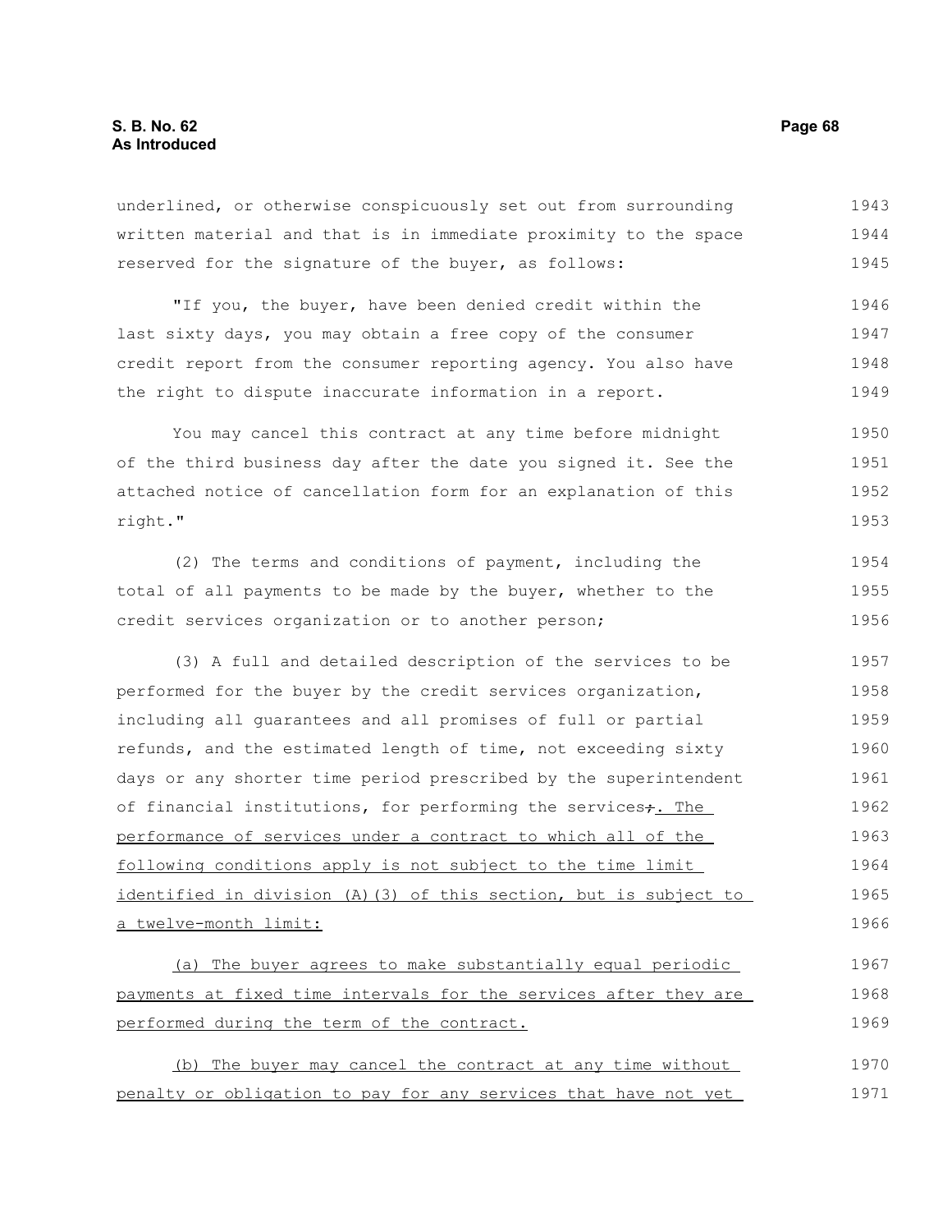underlined, or otherwise conspicuously set out from surrounding written material and that is in immediate proximity to the space reserved for the signature of the buyer, as follows:

"If you, the buyer, have been denied credit within the last sixty days, you may obtain a free copy of the consumer credit report from the consumer reporting agency. You also have the right to dispute inaccurate information in a report.

You may cancel this contract at any time before midnight of the third business day after the date you signed it. See the attached notice of cancellation form for an explanation of this right."

(2) The terms and conditions of payment, including the total of all payments to be made by the buyer, whether to the credit services organization or to another person;

(3) A full and detailed description of the services to be performed for the buyer by the credit services organization, including all guarantees and all promises of full or partial refunds, and the estimated length of time, not exceeding sixty days or any shorter time period prescribed by the superintendent of financial institutions, for performing the services~~;~~. The performance of services under a contract to which all of the following conditions apply is not subject to the time limit identified in division (A)(3) of this section, but is subject to a twelve-month limit:

(a) The buyer agrees to make substantially equal periodic payments at fixed time intervals for the services after they are performed during the term of the contract.

(b) The buyer may cancel the contract at any time without penalty or obligation to pay for any services that have not yet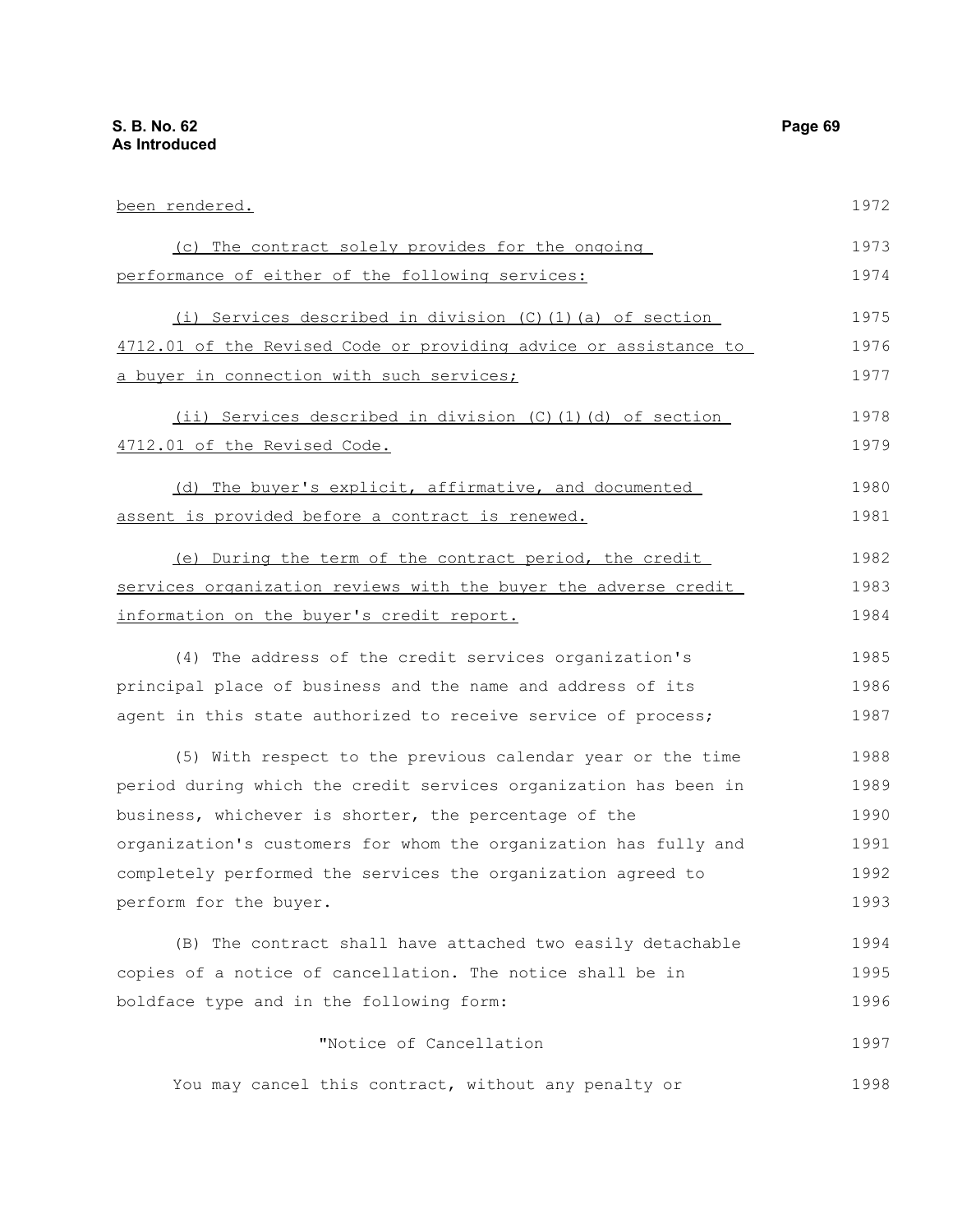been rendered.

(c) The contract solely provides for the ongoing performance of either of the following services:

(i) Services described in division (C)(1)(a) of section 4712.01 of the Revised Code or providing advice or assistance to a buyer in connection with such services;

(ii) Services described in division (C)(1)(d) of section 4712.01 of the Revised Code.

(d) The buyer's explicit, affirmative, and documented assent is provided before a contract is renewed.

(e) During the term of the contract period, the credit services organization reviews with the buyer the adverse credit information on the buyer's credit report.

(4) The address of the credit services organization's principal place of business and the name and address of its agent in this state authorized to receive service of process;

(5) With respect to the previous calendar year or the time period during which the credit services organization has been in business, whichever is shorter, the percentage of the organization's customers for whom the organization has fully and completely performed the services the organization agreed to perform for the buyer.

(B) The contract shall have attached two easily detachable copies of a notice of cancellation. The notice shall be in boldface type and in the following form:

"Notice of Cancellation

You may cancel this contract, without any penalty or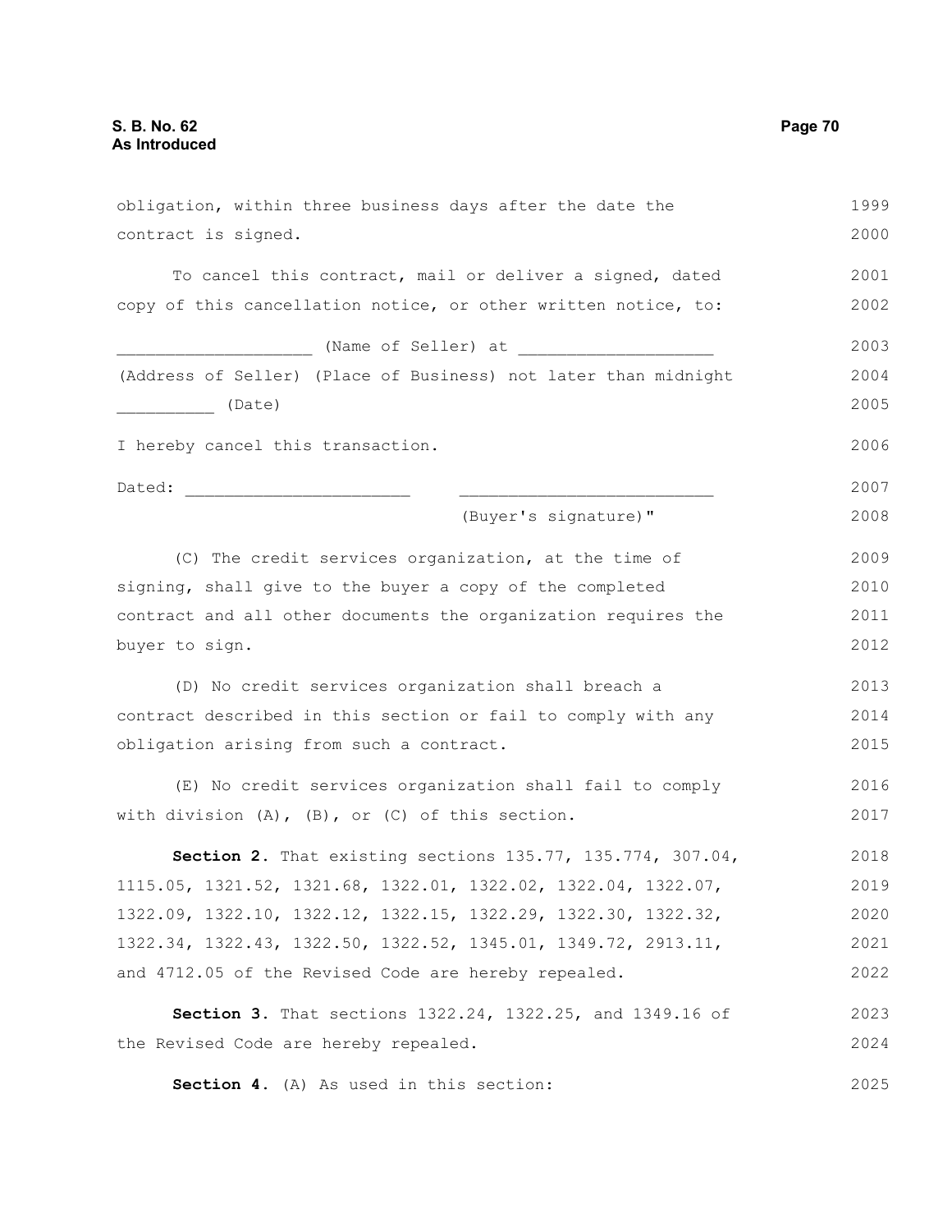obligation, within three business days after the date the contract is signed.

To cancel this contract, mail or deliver a signed, dated copy of this cancellation notice, or other written notice, to:

___________________ (Name of Seller) at ___________________ (Address of Seller) (Place of Business) not later than midnight __________ (Date)

I hereby cancel this transaction.

Dated: ______________________ _________________________ (Buyer's signature)"

(C) The credit services organization, at the time of signing, shall give to the buyer a copy of the completed contract and all other documents the organization requires the buyer to sign.

(D) No credit services organization shall breach a contract described in this section or fail to comply with any obligation arising from such a contract.

(E) No credit services organization shall fail to comply with division (A), (B), or (C) of this section.

**Section 2.** That existing sections 135.77, 135.774, 307.04, 1115.05, 1321.52, 1321.68, 1322.01, 1322.02, 1322.04, 1322.07, 1322.09, 1322.10, 1322.12, 1322.15, 1322.29, 1322.30, 1322.32, 1322.34, 1322.43, 1322.50, 1322.52, 1345.01, 1349.72, 2913.11, and 4712.05 of the Revised Code are hereby repealed.

**Section 3.** That sections 1322.24, 1322.25, and 1349.16 of the Revised Code are hereby repealed.

**Section 4.** (A) As used in this section: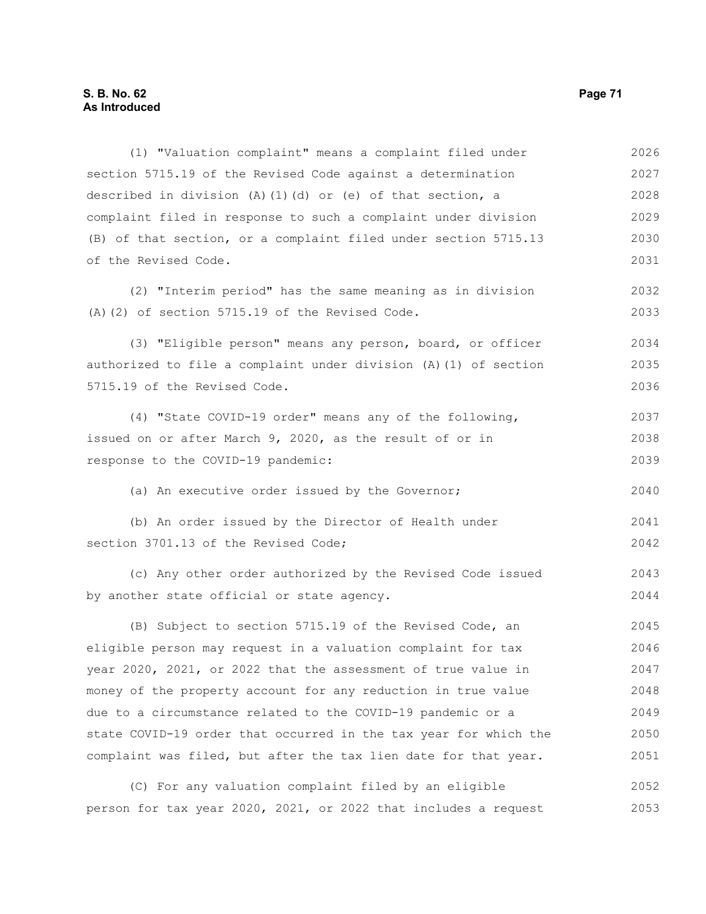(1) "Valuation complaint" means a complaint filed under section 5715.19 of the Revised Code against a determination described in division (A)(1)(d) or (e) of that section, a complaint filed in response to such a complaint under division (B) of that section, or a complaint filed under section 5715.13 of the Revised Code.

(2) "Interim period" has the same meaning as in division (A)(2) of section 5715.19 of the Revised Code.

(3) "Eligible person" means any person, board, or officer authorized to file a complaint under division (A)(1) of section 5715.19 of the Revised Code.

(4) "State COVID-19 order" means any of the following, issued on or after March 9, 2020, as the result of or in response to the COVID-19 pandemic:

(a) An executive order issued by the Governor;

(b) An order issued by the Director of Health under section 3701.13 of the Revised Code;

(c) Any other order authorized by the Revised Code issued by another state official or state agency.

(B) Subject to section 5715.19 of the Revised Code, an eligible person may request in a valuation complaint for tax year 2020, 2021, or 2022 that the assessment of true value in money of the property account for any reduction in true value due to a circumstance related to the COVID-19 pandemic or a state COVID-19 order that occurred in the tax year for which the complaint was filed, but after the tax lien date for that year.

(C) For any valuation complaint filed by an eligible person for tax year 2020, 2021, or 2022 that includes a request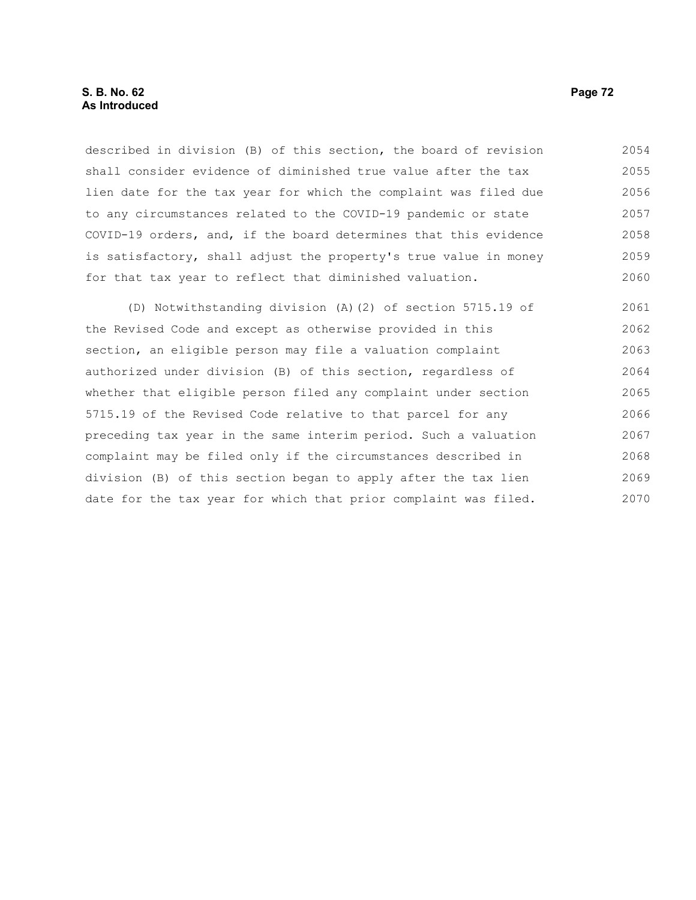described in division (B) of this section, the board of revision shall consider evidence of diminished true value after the tax lien date for the tax year for which the complaint was filed due to any circumstances related to the COVID-19 pandemic or state COVID-19 orders, and, if the board determines that this evidence is satisfactory, shall adjust the property's true value in money for that tax year to reflect that diminished valuation.

(D) Notwithstanding division (A)(2) of section 5715.19 of the Revised Code and except as otherwise provided in this section, an eligible person may file a valuation complaint authorized under division (B) of this section, regardless of whether that eligible person filed any complaint under section 5715.19 of the Revised Code relative to that parcel for any preceding tax year in the same interim period. Such a valuation complaint may be filed only if the circumstances described in division (B) of this section began to apply after the tax lien date for the tax year for which that prior complaint was filed.